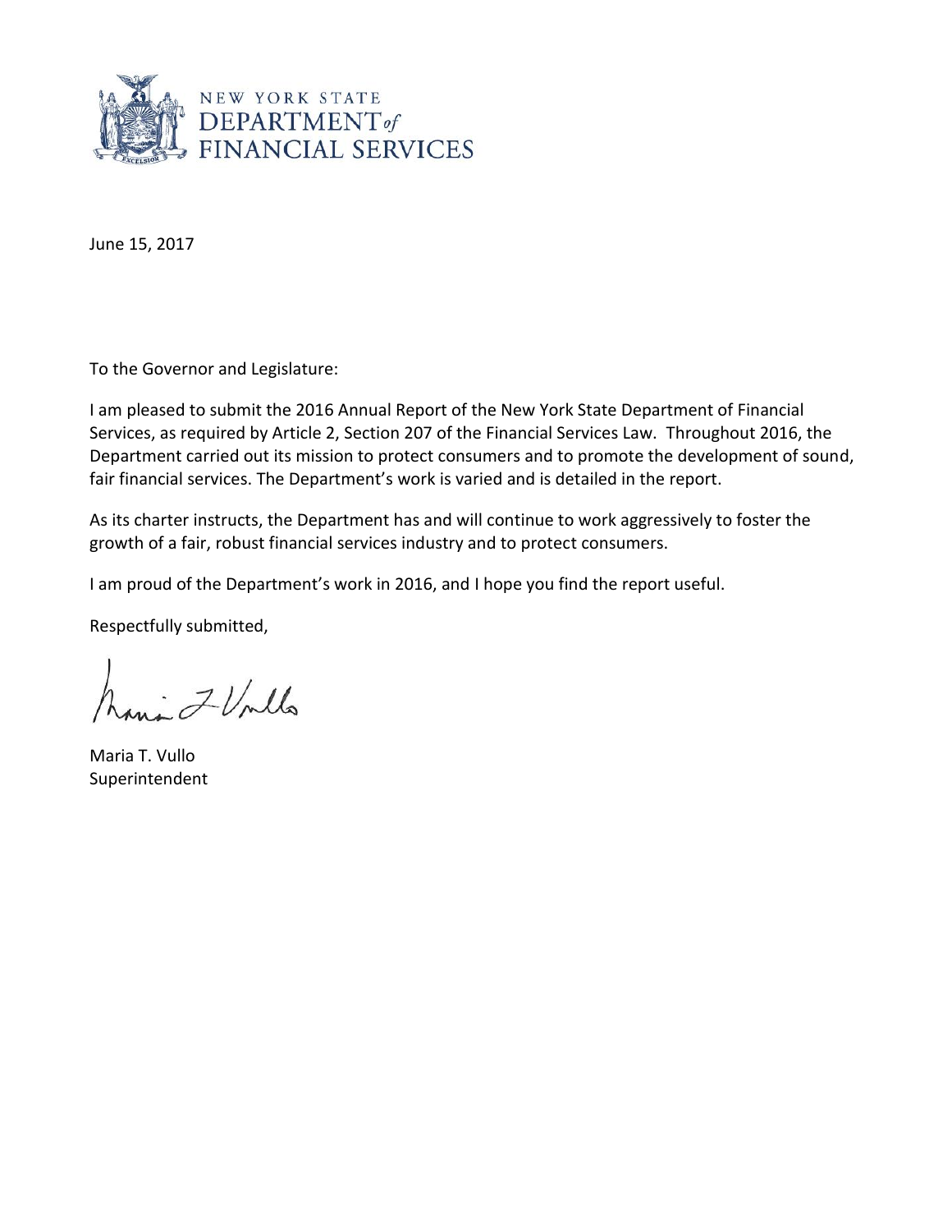NEW YORK STATE
DEPARTMENT *of*
FINANCIAL SERVICES

June 15, 2017

To the Governor and Legislature:

I am pleased to submit the 2016 Annual Report of the New York State Department of Financial Services, as required by Article 2, Section 207 of the Financial Services Law. Throughout 2016, the Department carried out its mission to protect consumers and to promote the development of sound, fair financial services. The Department's work is varied and is detailed in the report.

As its charter instructs, the Department has and will continue to work aggressively to foster the growth of a fair, robust financial services industry and to protect consumers.

I am proud of the Department's work in 2016, and I hope you find the report useful.

Respectfully submitted,

Maria T. Vullo
Superintendent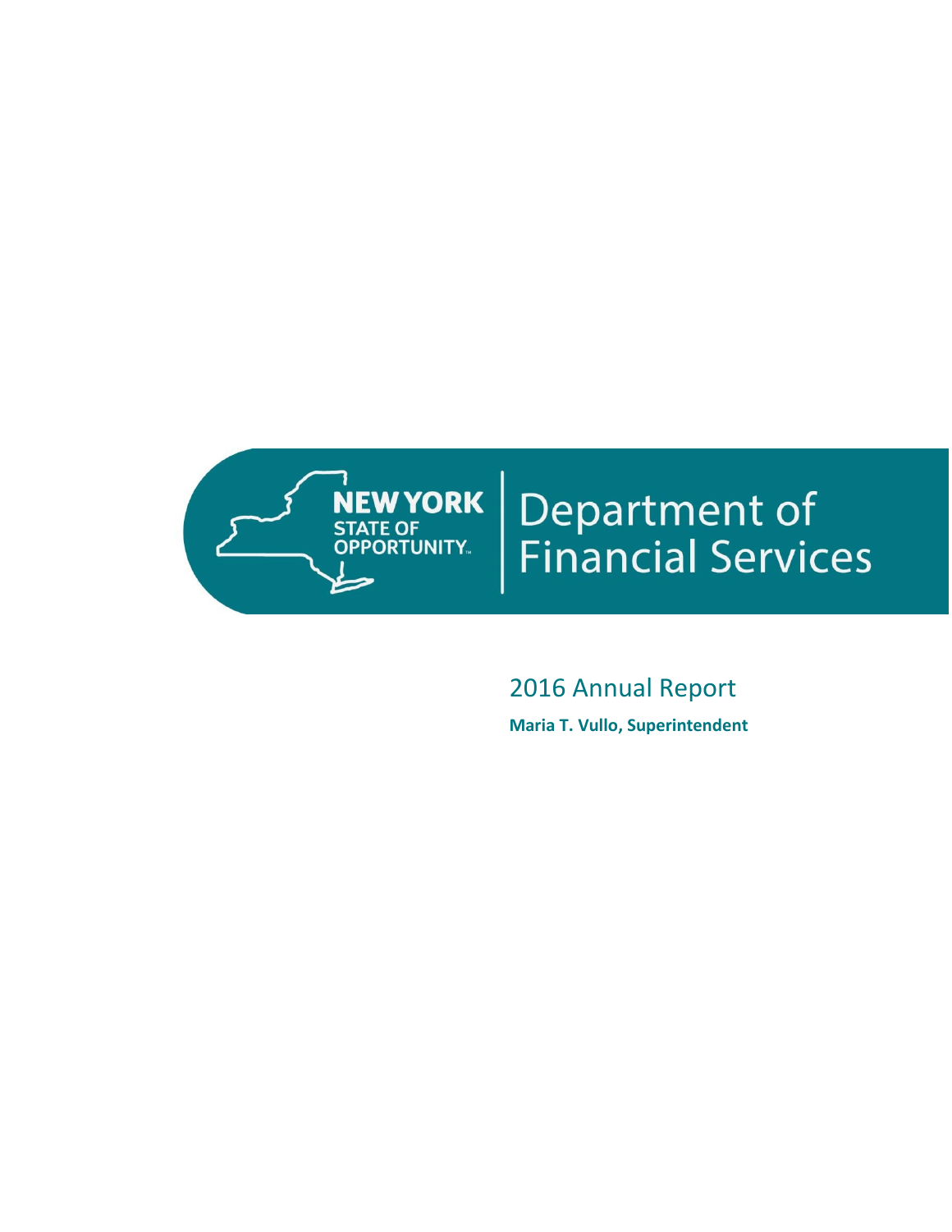NEW YORK
STATE OF
OPPORTUNITY.

# Department of Financial Services

## 2016 Annual Report

**Maria T. Vullo, Superintendent**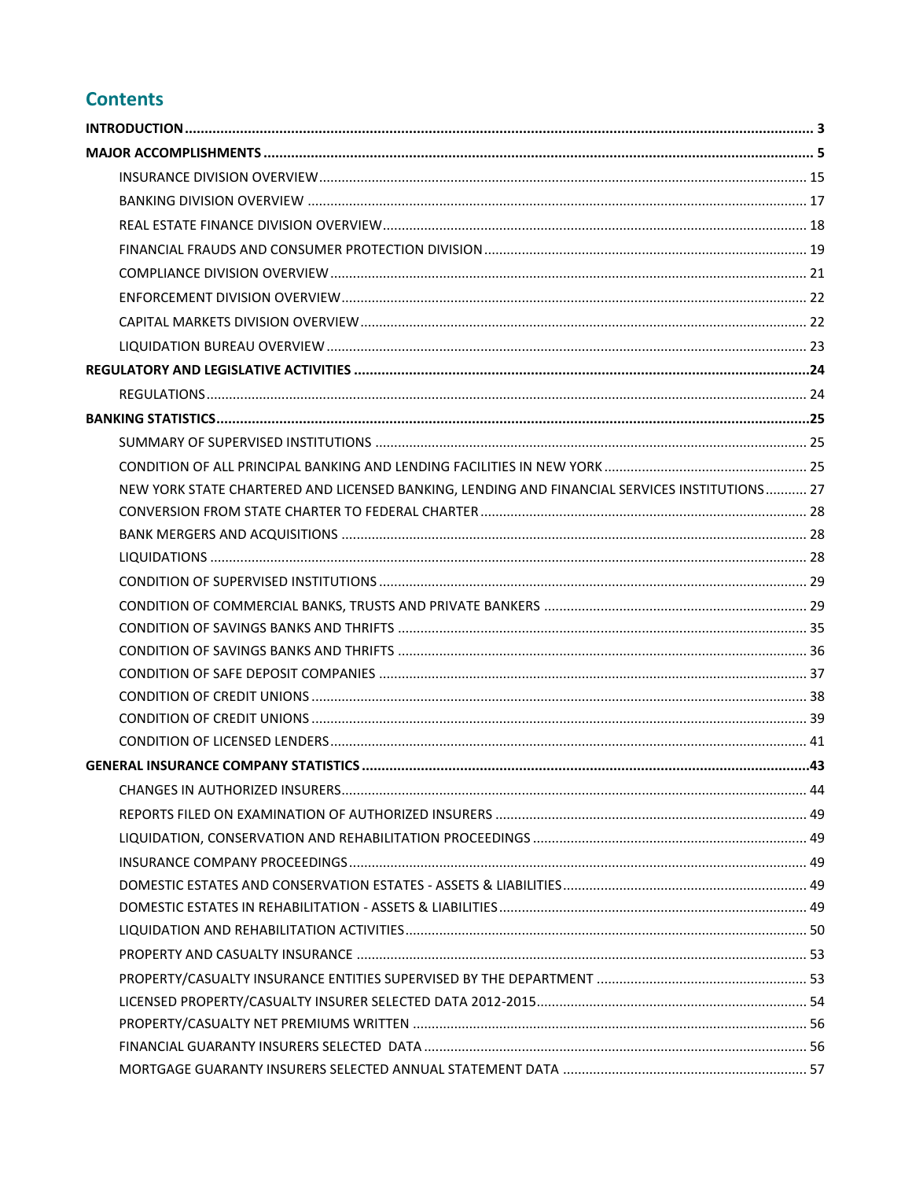# Contents

**INTRODUCTION** ........ 3

**MAJOR ACCOMPLISHMENTS** ........ 5

- INSURANCE DIVISION OVERVIEW ........ 15
- BANKING DIVISION OVERVIEW ........ 17
- REAL ESTATE FINANCE DIVISION OVERVIEW ........ 18
- FINANCIAL FRAUDS AND CONSUMER PROTECTION DIVISION ........ 19
- COMPLIANCE DIVISION OVERVIEW ........ 21
- ENFORCEMENT DIVISION OVERVIEW ........ 22
- CAPITAL MARKETS DIVISION OVERVIEW ........ 22
- LIQUIDATION BUREAU OVERVIEW ........ 23

**REGULATORY AND LEGISLATIVE ACTIVITIES** ........ 24

- REGULATIONS ........ 24

**BANKING STATISTICS** ........ 25

- SUMMARY OF SUPERVISED INSTITUTIONS ........ 25
- CONDITION OF ALL PRINCIPAL BANKING AND LENDING FACILITIES IN NEW YORK ........ 25
- NEW YORK STATE CHARTERED AND LICENSED BANKING, LENDING AND FINANCIAL SERVICES INSTITUTIONS ........ 27
- CONVERSION FROM STATE CHARTER TO FEDERAL CHARTER ........ 28
- BANK MERGERS AND ACQUISITIONS ........ 28
- LIQUIDATIONS ........ 28
- CONDITION OF SUPERVISED INSTITUTIONS ........ 29
- CONDITION OF COMMERCIAL BANKS, TRUSTS AND PRIVATE BANKERS ........ 29
- CONDITION OF SAVINGS BANKS AND THRIFTS ........ 35
- CONDITION OF SAVINGS BANKS AND THRIFTS ........ 36
- CONDITION OF SAFE DEPOSIT COMPANIES ........ 37
- CONDITION OF CREDIT UNIONS ........ 38
- CONDITION OF CREDIT UNIONS ........ 39
- CONDITION OF LICENSED LENDERS ........ 41

**GENERAL INSURANCE COMPANY STATISTICS** ........ 43

- CHANGES IN AUTHORIZED INSURERS ........ 44
- REPORTS FILED ON EXAMINATION OF AUTHORIZED INSURERS ........ 49
- LIQUIDATION, CONSERVATION AND REHABILITATION PROCEEDINGS ........ 49
- INSURANCE COMPANY PROCEEDINGS ........ 49
- DOMESTIC ESTATES AND CONSERVATION ESTATES - ASSETS & LIABILITIES ........ 49
- DOMESTIC ESTATES IN REHABILITATION - ASSETS & LIABILITIES ........ 49
- LIQUIDATION AND REHABILITATION ACTIVITIES ........ 50
- PROPERTY AND CASUALTY INSURANCE ........ 53
- PROPERTY/CASUALTY INSURANCE ENTITIES SUPERVISED BY THE DEPARTMENT ........ 53
- LICENSED PROPERTY/CASUALTY INSURER SELECTED DATA 2012-2015 ........ 54
- PROPERTY/CASUALTY NET PREMIUMS WRITTEN ........ 56
- FINANCIAL GUARANTY INSURERS SELECTED DATA ........ 56
- MORTGAGE GUARANTY INSURERS SELECTED ANNUAL STATEMENT DATA ........ 57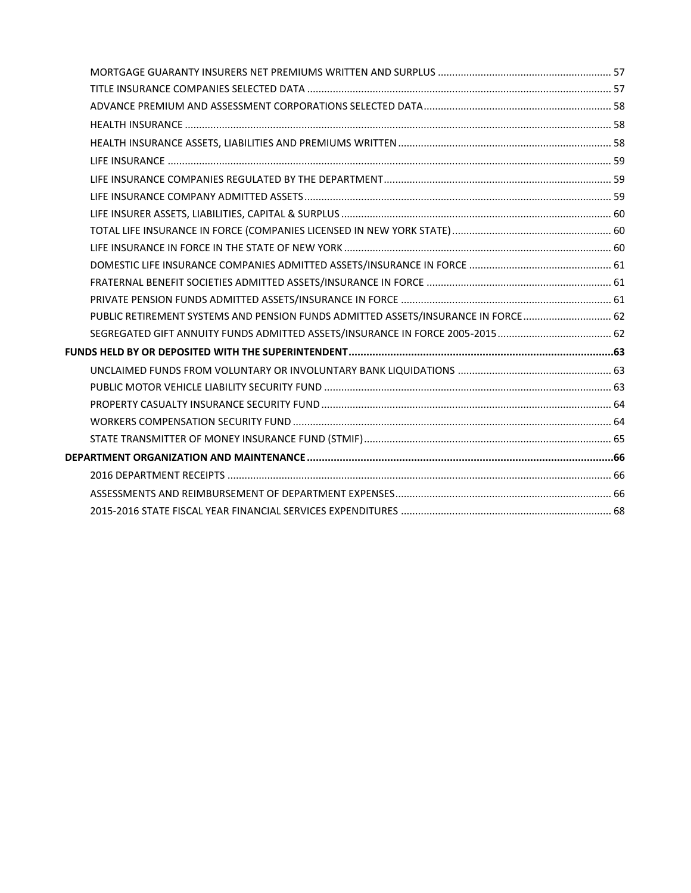MORTGAGE GUARANTY INSURERS NET PREMIUMS WRITTEN AND SURPLUS ........ 57
TITLE INSURANCE COMPANIES SELECTED DATA ........ 57
ADVANCE PREMIUM AND ASSESSMENT CORPORATIONS SELECTED DATA ........ 58
HEALTH INSURANCE ........ 58
HEALTH INSURANCE ASSETS, LIABILITIES AND PREMIUMS WRITTEN ........ 58
LIFE INSURANCE ........ 59
LIFE INSURANCE COMPANIES REGULATED BY THE DEPARTMENT ........ 59
LIFE INSURANCE COMPANY ADMITTED ASSETS ........ 59
LIFE INSURER ASSETS, LIABILITIES, CAPITAL & SURPLUS ........ 60
TOTAL LIFE INSURANCE IN FORCE (COMPANIES LICENSED IN NEW YORK STATE) ........ 60
LIFE INSURANCE IN FORCE IN THE STATE OF NEW YORK ........ 60
DOMESTIC LIFE INSURANCE COMPANIES ADMITTED ASSETS/INSURANCE IN FORCE ........ 61
FRATERNAL BENEFIT SOCIETIES ADMITTED ASSETS/INSURANCE IN FORCE ........ 61
PRIVATE PENSION FUNDS ADMITTED ASSETS/INSURANCE IN FORCE ........ 61
PUBLIC RETIREMENT SYSTEMS AND PENSION FUNDS ADMITTED ASSETS/INSURANCE IN FORCE ........ 62
SEGREGATED GIFT ANNUITY FUNDS ADMITTED ASSETS/INSURANCE IN FORCE 2005-2015 ........ 62

**FUNDS HELD BY OR DEPOSITED WITH THE SUPERINTENDENT ........ 63**

UNCLAIMED FUNDS FROM VOLUNTARY OR INVOLUNTARY BANK LIQUIDATIONS ........ 63
PUBLIC MOTOR VEHICLE LIABILITY SECURITY FUND ........ 63
PROPERTY CASUALTY INSURANCE SECURITY FUND ........ 64
WORKERS COMPENSATION SECURITY FUND ........ 64
STATE TRANSMITTER OF MONEY INSURANCE FUND (STMIF) ........ 65

**DEPARTMENT ORGANIZATION AND MAINTENANCE ........ 66**

2016 DEPARTMENT RECEIPTS ........ 66
ASSESSMENTS AND REIMBURSEMENT OF DEPARTMENT EXPENSES ........ 66
2015-2016 STATE FISCAL YEAR FINANCIAL SERVICES EXPENDITURES ........ 68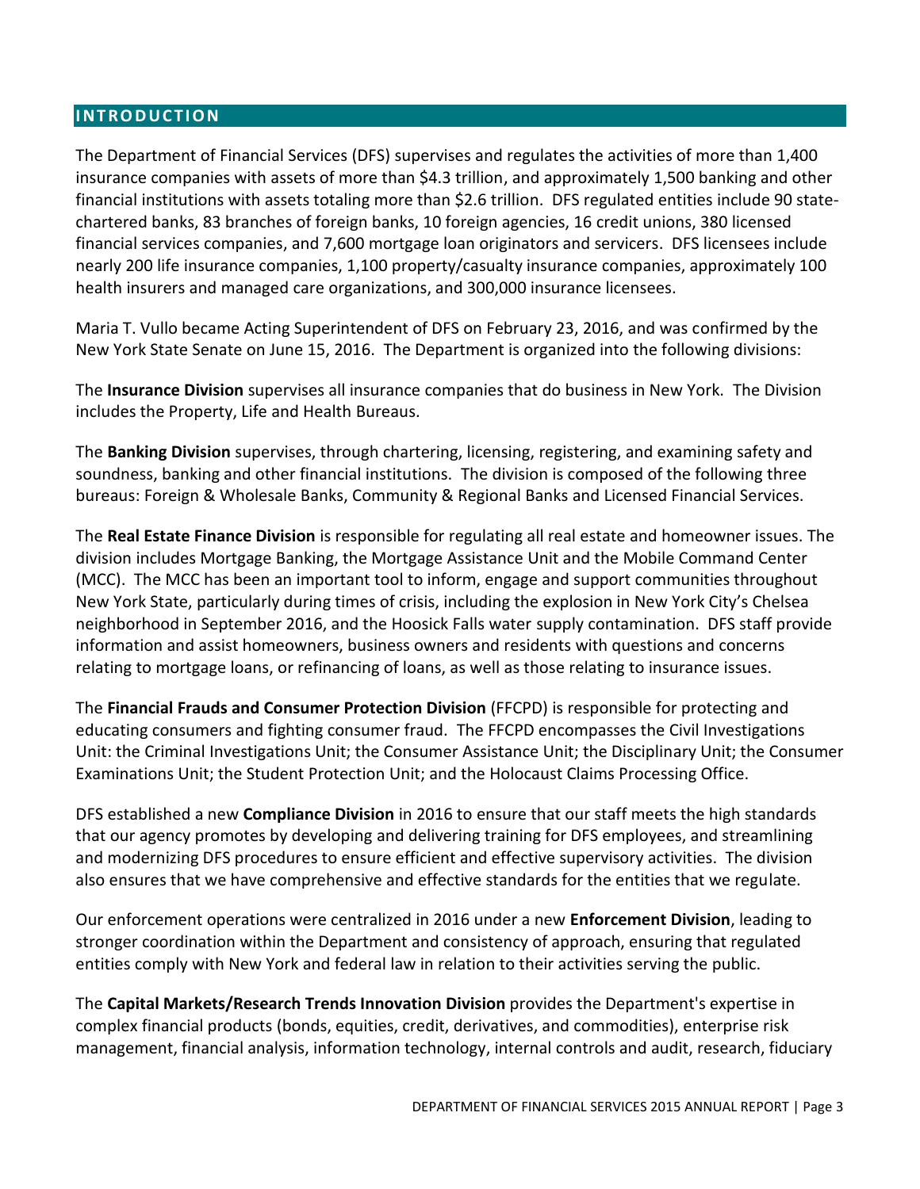## INTRODUCTION

The Department of Financial Services (DFS) supervises and regulates the activities of more than 1,400 insurance companies with assets of more than $4.3 trillion, and approximately 1,500 banking and other financial institutions with assets totaling more than $2.6 trillion. DFS regulated entities include 90 state-chartered banks, 83 branches of foreign banks, 10 foreign agencies, 16 credit unions, 380 licensed financial services companies, and 7,600 mortgage loan originators and servicers. DFS licensees include nearly 200 life insurance companies, 1,100 property/casualty insurance companies, approximately 100 health insurers and managed care organizations, and 300,000 insurance licensees.

Maria T. Vullo became Acting Superintendent of DFS on February 23, 2016, and was confirmed by the New York State Senate on June 15, 2016. The Department is organized into the following divisions:

The **Insurance Division** supervises all insurance companies that do business in New York. The Division includes the Property, Life and Health Bureaus.

The **Banking Division** supervises, through chartering, licensing, registering, and examining safety and soundness, banking and other financial institutions. The division is composed of the following three bureaus: Foreign & Wholesale Banks, Community & Regional Banks and Licensed Financial Services.

The **Real Estate Finance Division** is responsible for regulating all real estate and homeowner issues. The division includes Mortgage Banking, the Mortgage Assistance Unit and the Mobile Command Center (MCC). The MCC has been an important tool to inform, engage and support communities throughout New York State, particularly during times of crisis, including the explosion in New York City's Chelsea neighborhood in September 2016, and the Hoosick Falls water supply contamination. DFS staff provide information and assist homeowners, business owners and residents with questions and concerns relating to mortgage loans, or refinancing of loans, as well as those relating to insurance issues.

The **Financial Frauds and Consumer Protection Division** (FFCPD) is responsible for protecting and educating consumers and fighting consumer fraud. The FFCPD encompasses the Civil Investigations Unit: the Criminal Investigations Unit; the Consumer Assistance Unit; the Disciplinary Unit; the Consumer Examinations Unit; the Student Protection Unit; and the Holocaust Claims Processing Office.

DFS established a new **Compliance Division** in 2016 to ensure that our staff meets the high standards that our agency promotes by developing and delivering training for DFS employees, and streamlining and modernizing DFS procedures to ensure efficient and effective supervisory activities. The division also ensures that we have comprehensive and effective standards for the entities that we regulate.

Our enforcement operations were centralized in 2016 under a new **Enforcement Division**, leading to stronger coordination within the Department and consistency of approach, ensuring that regulated entities comply with New York and federal law in relation to their activities serving the public.

The **Capital Markets/Research Trends Innovation Division** provides the Department's expertise in complex financial products (bonds, equities, credit, derivatives, and commodities), enterprise risk management, financial analysis, information technology, internal controls and audit, research, fiduciary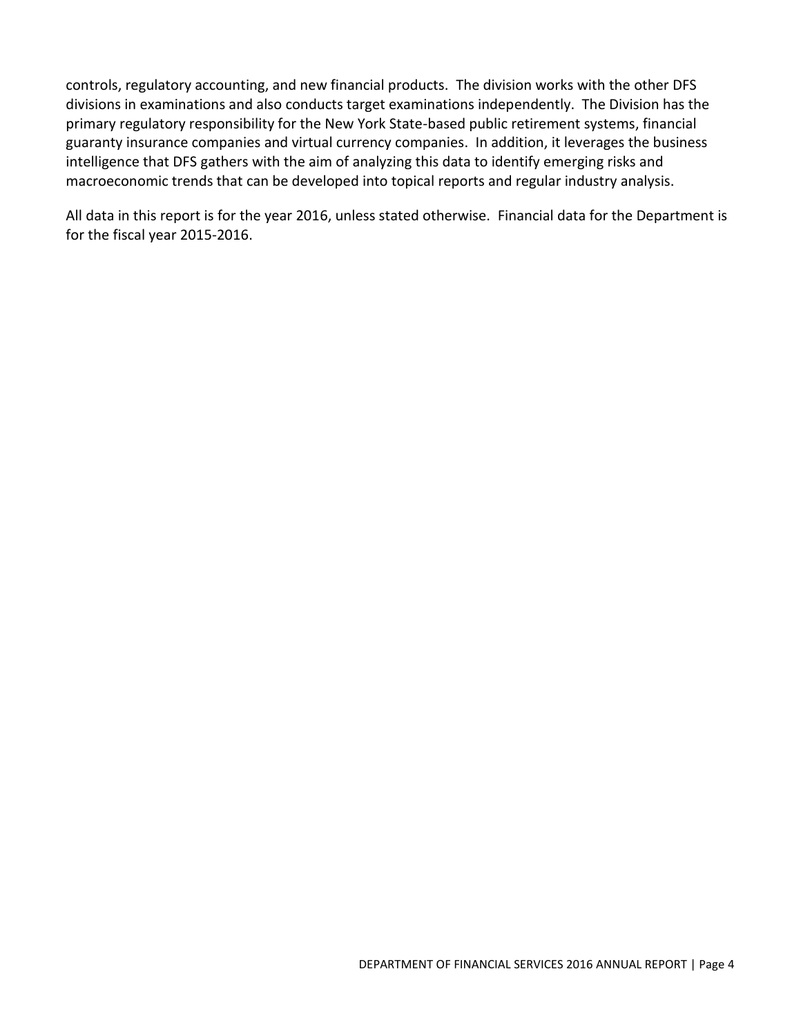controls, regulatory accounting, and new financial products. The division works with the other DFS divisions in examinations and also conducts target examinations independently. The Division has the primary regulatory responsibility for the New York State-based public retirement systems, financial guaranty insurance companies and virtual currency companies. In addition, it leverages the business intelligence that DFS gathers with the aim of analyzing this data to identify emerging risks and macroeconomic trends that can be developed into topical reports and regular industry analysis.

All data in this report is for the year 2016, unless stated otherwise. Financial data for the Department is for the fiscal year 2015-2016.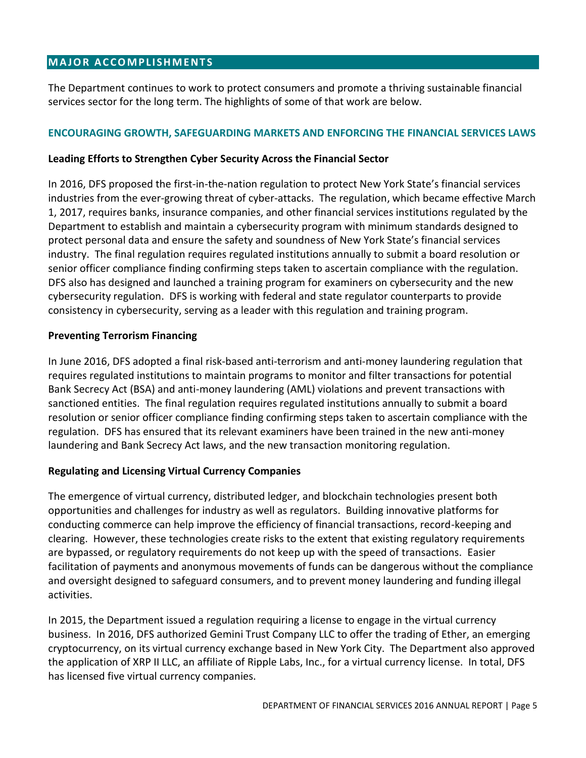## MAJOR ACCOMPLISHMENTS

The Department continues to work to protect consumers and promote a thriving sustainable financial services sector for the long term. The highlights of some of that work are below.

### ENCOURAGING GROWTH, SAFEGUARDING MARKETS AND ENFORCING THE FINANCIAL SERVICES LAWS

**Leading Efforts to Strengthen Cyber Security Across the Financial Sector**

In 2016, DFS proposed the first-in-the-nation regulation to protect New York State's financial services industries from the ever-growing threat of cyber-attacks. The regulation, which became effective March 1, 2017, requires banks, insurance companies, and other financial services institutions regulated by the Department to establish and maintain a cybersecurity program with minimum standards designed to protect personal data and ensure the safety and soundness of New York State's financial services industry. The final regulation requires regulated institutions annually to submit a board resolution or senior officer compliance finding confirming steps taken to ascertain compliance with the regulation. DFS also has designed and launched a training program for examiners on cybersecurity and the new cybersecurity regulation. DFS is working with federal and state regulator counterparts to provide consistency in cybersecurity, serving as a leader with this regulation and training program.

**Preventing Terrorism Financing**

In June 2016, DFS adopted a final risk-based anti-terrorism and anti-money laundering regulation that requires regulated institutions to maintain programs to monitor and filter transactions for potential Bank Secrecy Act (BSA) and anti-money laundering (AML) violations and prevent transactions with sanctioned entities. The final regulation requires regulated institutions annually to submit a board resolution or senior officer compliance finding confirming steps taken to ascertain compliance with the regulation. DFS has ensured that its relevant examiners have been trained in the new anti-money laundering and Bank Secrecy Act laws, and the new transaction monitoring regulation.

**Regulating and Licensing Virtual Currency Companies**

The emergence of virtual currency, distributed ledger, and blockchain technologies present both opportunities and challenges for industry as well as regulators. Building innovative platforms for conducting commerce can help improve the efficiency of financial transactions, record-keeping and clearing. However, these technologies create risks to the extent that existing regulatory requirements are bypassed, or regulatory requirements do not keep up with the speed of transactions. Easier facilitation of payments and anonymous movements of funds can be dangerous without the compliance and oversight designed to safeguard consumers, and to prevent money laundering and funding illegal activities.

In 2015, the Department issued a regulation requiring a license to engage in the virtual currency business. In 2016, DFS authorized Gemini Trust Company LLC to offer the trading of Ether, an emerging cryptocurrency, on its virtual currency exchange based in New York City. The Department also approved the application of XRP II LLC, an affiliate of Ripple Labs, Inc., for a virtual currency license. In total, DFS has licensed five virtual currency companies.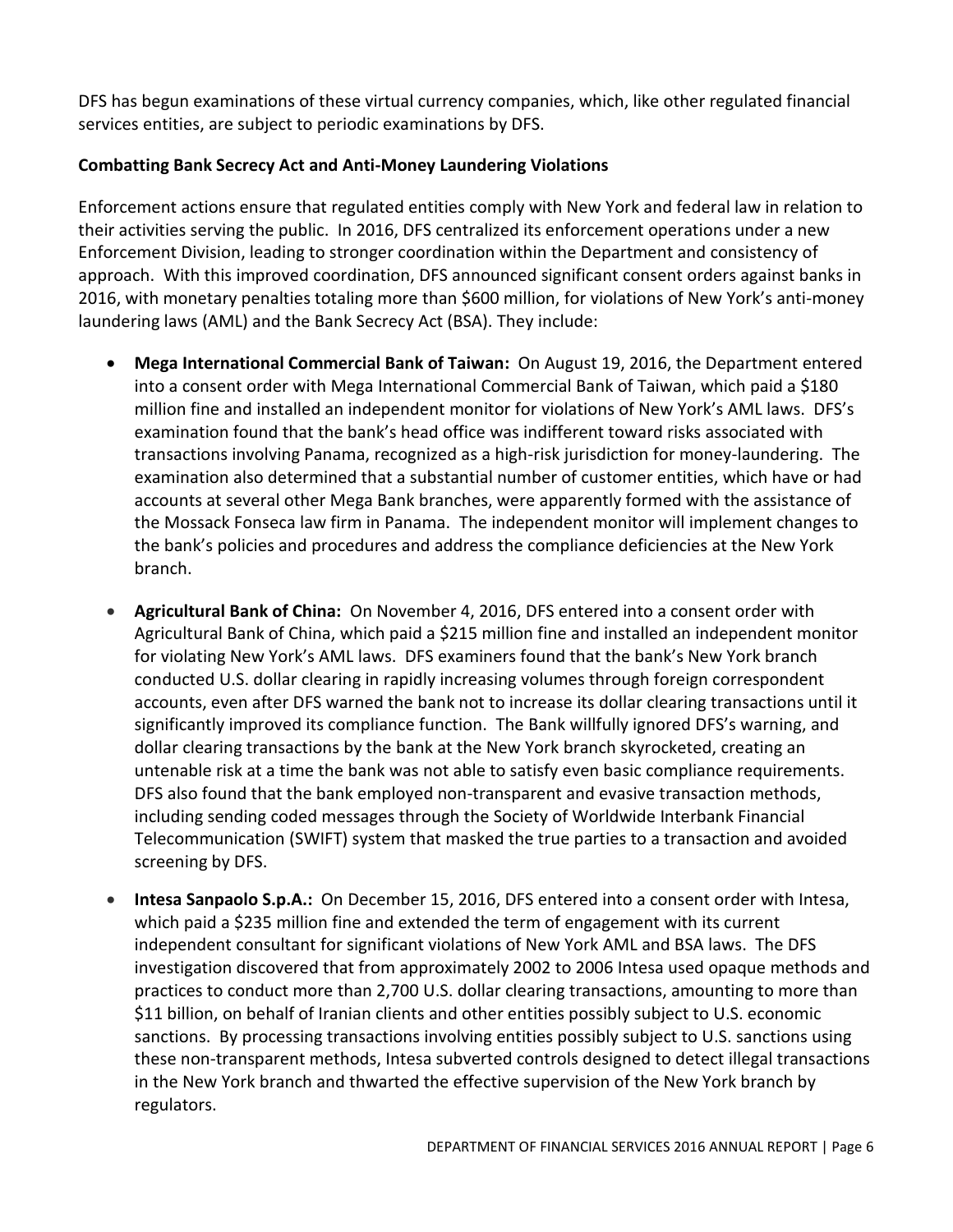DFS has begun examinations of these virtual currency companies, which, like other regulated financial services entities, are subject to periodic examinations by DFS.

**Combatting Bank Secrecy Act and Anti-Money Laundering Violations**

Enforcement actions ensure that regulated entities comply with New York and federal law in relation to their activities serving the public. In 2016, DFS centralized its enforcement operations under a new Enforcement Division, leading to stronger coordination within the Department and consistency of approach. With this improved coordination, DFS announced significant consent orders against banks in 2016, with monetary penalties totaling more than $600 million, for violations of New York's anti-money laundering laws (AML) and the Bank Secrecy Act (BSA). They include:

- **Mega International Commercial Bank of Taiwan:** On August 19, 2016, the Department entered into a consent order with Mega International Commercial Bank of Taiwan, which paid a $180 million fine and installed an independent monitor for violations of New York's AML laws. DFS's examination found that the bank's head office was indifferent toward risks associated with transactions involving Panama, recognized as a high-risk jurisdiction for money-laundering. The examination also determined that a substantial number of customer entities, which have or had accounts at several other Mega Bank branches, were apparently formed with the assistance of the Mossack Fonseca law firm in Panama. The independent monitor will implement changes to the bank's policies and procedures and address the compliance deficiencies at the New York branch.

- **Agricultural Bank of China:** On November 4, 2016, DFS entered into a consent order with Agricultural Bank of China, which paid a $215 million fine and installed an independent monitor for violating New York's AML laws. DFS examiners found that the bank's New York branch conducted U.S. dollar clearing in rapidly increasing volumes through foreign correspondent accounts, even after DFS warned the bank not to increase its dollar clearing transactions until it significantly improved its compliance function. The Bank willfully ignored DFS's warning, and dollar clearing transactions by the bank at the New York branch skyrocketed, creating an untenable risk at a time the bank was not able to satisfy even basic compliance requirements. DFS also found that the bank employed non-transparent and evasive transaction methods, including sending coded messages through the Society of Worldwide Interbank Financial Telecommunication (SWIFT) system that masked the true parties to a transaction and avoided screening by DFS.

- **Intesa Sanpaolo S.p.A.:** On December 15, 2016, DFS entered into a consent order with Intesa, which paid a $235 million fine and extended the term of engagement with its current independent consultant for significant violations of New York AML and BSA laws. The DFS investigation discovered that from approximately 2002 to 2006 Intesa used opaque methods and practices to conduct more than 2,700 U.S. dollar clearing transactions, amounting to more than $11 billion, on behalf of Iranian clients and other entities possibly subject to U.S. economic sanctions. By processing transactions involving entities possibly subject to U.S. sanctions using these non-transparent methods, Intesa subverted controls designed to detect illegal transactions in the New York branch and thwarted the effective supervision of the New York branch by regulators.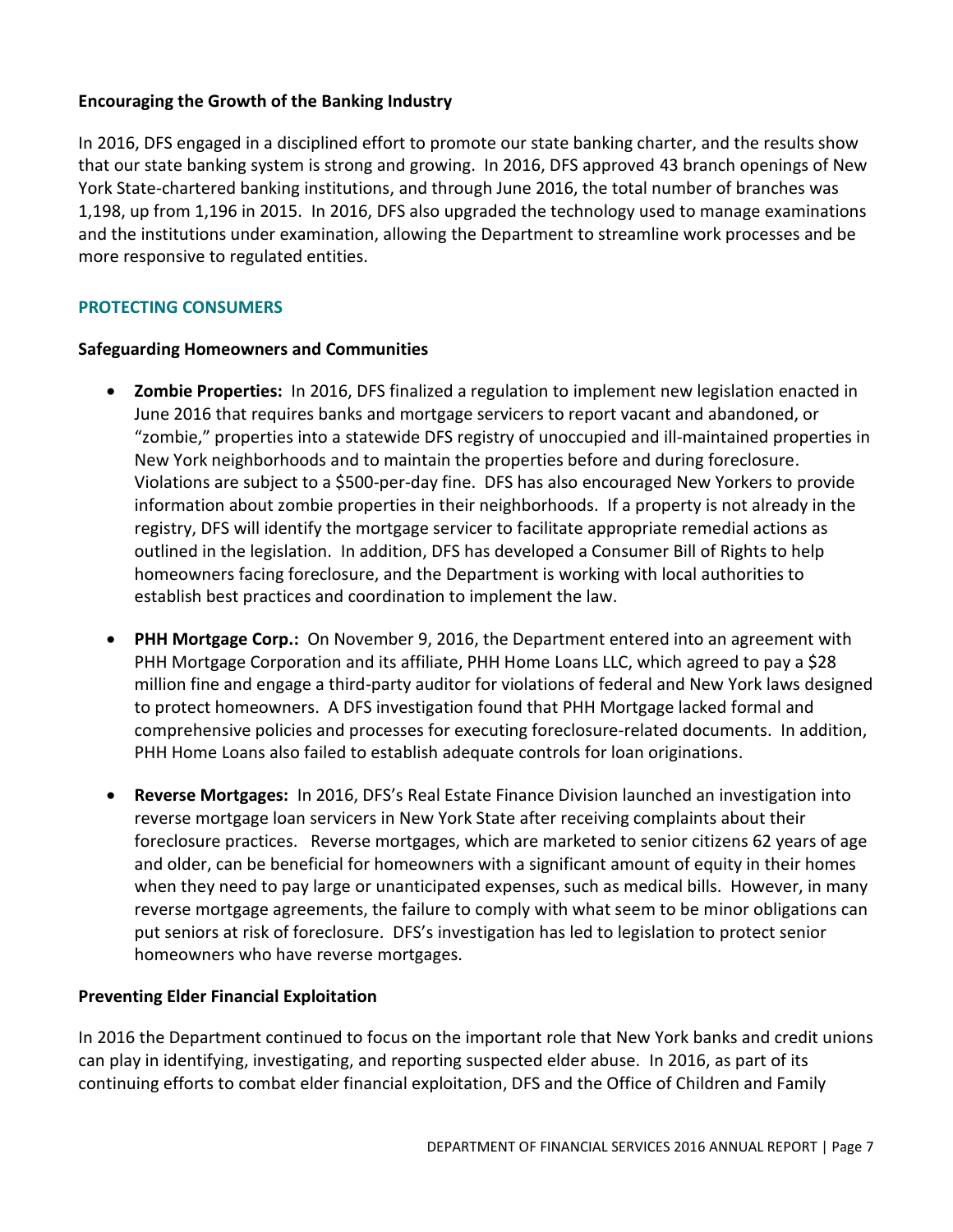### Encouraging the Growth of the Banking Industry

In 2016, DFS engaged in a disciplined effort to promote our state banking charter, and the results show that our state banking system is strong and growing. In 2016, DFS approved 43 branch openings of New York State-chartered banking institutions, and through June 2016, the total number of branches was 1,198, up from 1,196 in 2015. In 2016, DFS also upgraded the technology used to manage examinations and the institutions under examination, allowing the Department to streamline work processes and be more responsive to regulated entities.

## PROTECTING CONSUMERS

### Safeguarding Homeowners and Communities

- **Zombie Properties:** In 2016, DFS finalized a regulation to implement new legislation enacted in June 2016 that requires banks and mortgage servicers to report vacant and abandoned, or "zombie," properties into a statewide DFS registry of unoccupied and ill-maintained properties in New York neighborhoods and to maintain the properties before and during foreclosure. Violations are subject to a $500-per-day fine. DFS has also encouraged New Yorkers to provide information about zombie properties in their neighborhoods. If a property is not already in the registry, DFS will identify the mortgage servicer to facilitate appropriate remedial actions as outlined in the legislation. In addition, DFS has developed a Consumer Bill of Rights to help homeowners facing foreclosure, and the Department is working with local authorities to establish best practices and coordination to implement the law.

- **PHH Mortgage Corp.:** On November 9, 2016, the Department entered into an agreement with PHH Mortgage Corporation and its affiliate, PHH Home Loans LLC, which agreed to pay a $28 million fine and engage a third-party auditor for violations of federal and New York laws designed to protect homeowners. A DFS investigation found that PHH Mortgage lacked formal and comprehensive policies and processes for executing foreclosure-related documents. In addition, PHH Home Loans also failed to establish adequate controls for loan originations.

- **Reverse Mortgages:** In 2016, DFS's Real Estate Finance Division launched an investigation into reverse mortgage loan servicers in New York State after receiving complaints about their foreclosure practices. Reverse mortgages, which are marketed to senior citizens 62 years of age and older, can be beneficial for homeowners with a significant amount of equity in their homes when they need to pay large or unanticipated expenses, such as medical bills. However, in many reverse mortgage agreements, the failure to comply with what seem to be minor obligations can put seniors at risk of foreclosure. DFS's investigation has led to legislation to protect senior homeowners who have reverse mortgages.

### Preventing Elder Financial Exploitation

In 2016 the Department continued to focus on the important role that New York banks and credit unions can play in identifying, investigating, and reporting suspected elder abuse. In 2016, as part of its continuing efforts to combat elder financial exploitation, DFS and the Office of Children and Family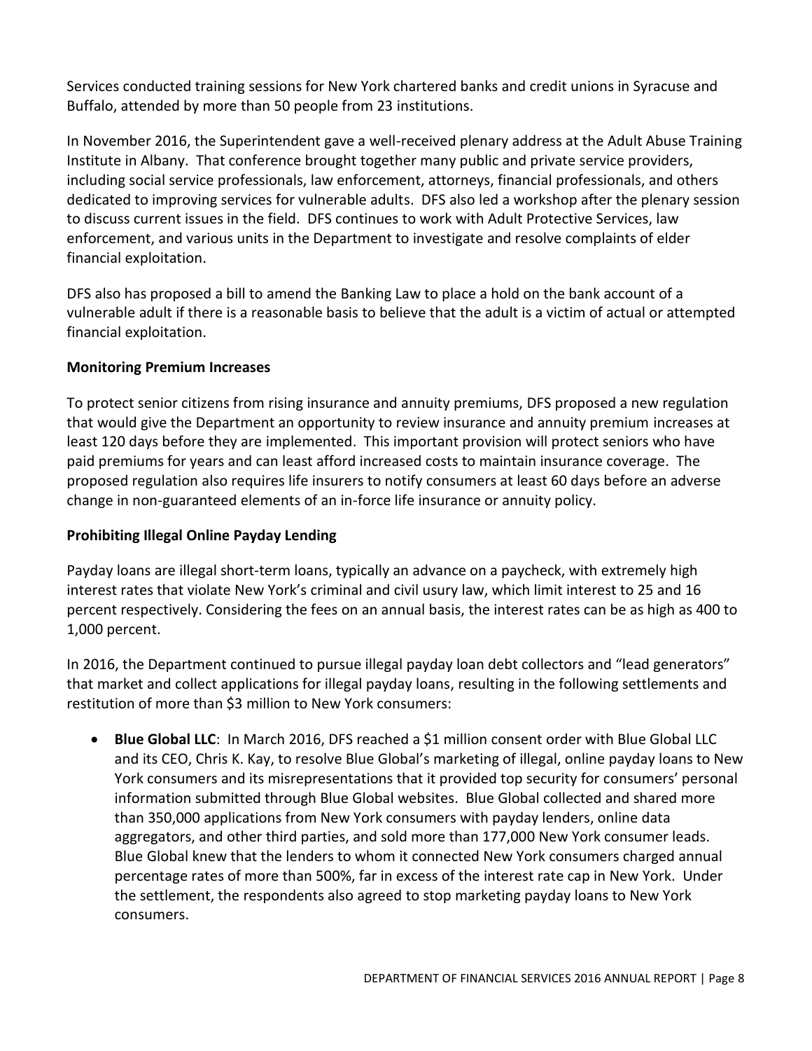Services conducted training sessions for New York chartered banks and credit unions in Syracuse and Buffalo, attended by more than 50 people from 23 institutions.

In November 2016, the Superintendent gave a well-received plenary address at the Adult Abuse Training Institute in Albany. That conference brought together many public and private service providers, including social service professionals, law enforcement, attorneys, financial professionals, and others dedicated to improving services for vulnerable adults. DFS also led a workshop after the plenary session to discuss current issues in the field. DFS continues to work with Adult Protective Services, law enforcement, and various units in the Department to investigate and resolve complaints of elder financial exploitation.

DFS also has proposed a bill to amend the Banking Law to place a hold on the bank account of a vulnerable adult if there is a reasonable basis to believe that the adult is a victim of actual or attempted financial exploitation.

**Monitoring Premium Increases**

To protect senior citizens from rising insurance and annuity premiums, DFS proposed a new regulation that would give the Department an opportunity to review insurance and annuity premium increases at least 120 days before they are implemented. This important provision will protect seniors who have paid premiums for years and can least afford increased costs to maintain insurance coverage. The proposed regulation also requires life insurers to notify consumers at least 60 days before an adverse change in non-guaranteed elements of an in-force life insurance or annuity policy.

**Prohibiting Illegal Online Payday Lending**

Payday loans are illegal short-term loans, typically an advance on a paycheck, with extremely high interest rates that violate New York's criminal and civil usury law, which limit interest to 25 and 16 percent respectively. Considering the fees on an annual basis, the interest rates can be as high as 400 to 1,000 percent.

In 2016, the Department continued to pursue illegal payday loan debt collectors and "lead generators" that market and collect applications for illegal payday loans, resulting in the following settlements and restitution of more than $3 million to New York consumers:

- **Blue Global LLC**: In March 2016, DFS reached a $1 million consent order with Blue Global LLC and its CEO, Chris K. Kay, to resolve Blue Global's marketing of illegal, online payday loans to New York consumers and its misrepresentations that it provided top security for consumers' personal information submitted through Blue Global websites. Blue Global collected and shared more than 350,000 applications from New York consumers with payday lenders, online data aggregators, and other third parties, and sold more than 177,000 New York consumer leads. Blue Global knew that the lenders to whom it connected New York consumers charged annual percentage rates of more than 500%, far in excess of the interest rate cap in New York. Under the settlement, the respondents also agreed to stop marketing payday loans to New York consumers.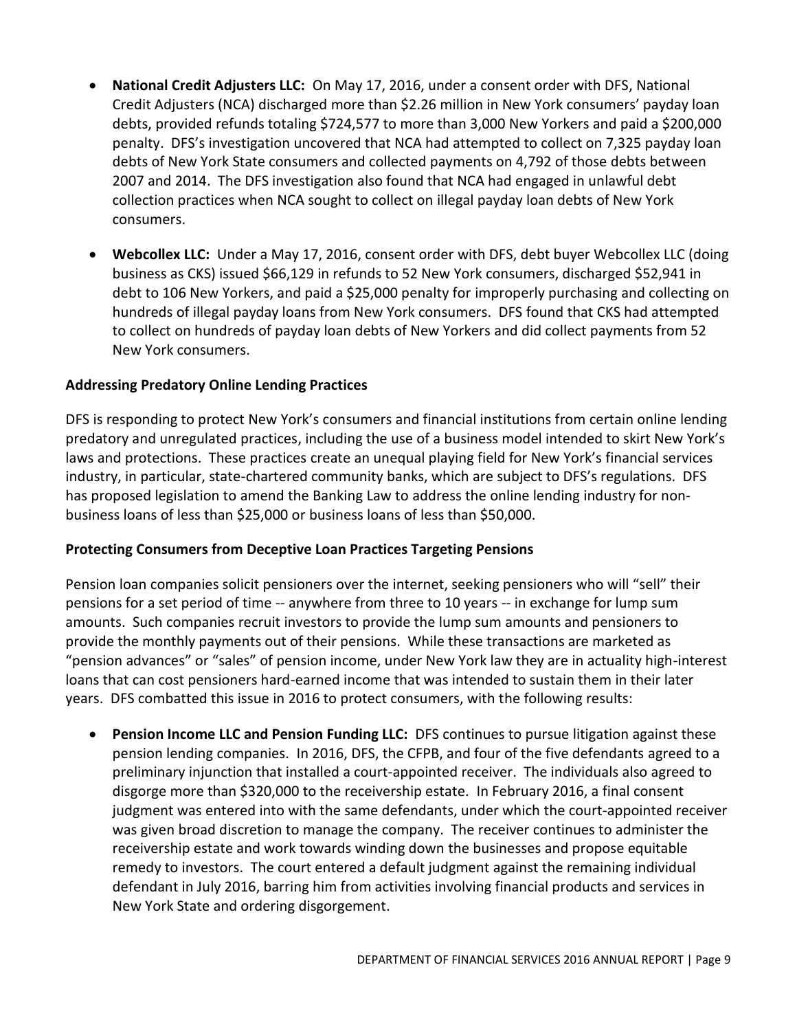- **National Credit Adjusters LLC:** On May 17, 2016, under a consent order with DFS, National Credit Adjusters (NCA) discharged more than $2.26 million in New York consumers' payday loan debts, provided refunds totaling $724,577 to more than 3,000 New Yorkers and paid a $200,000 penalty. DFS's investigation uncovered that NCA had attempted to collect on 7,325 payday loan debts of New York State consumers and collected payments on 4,792 of those debts between 2007 and 2014. The DFS investigation also found that NCA had engaged in unlawful debt collection practices when NCA sought to collect on illegal payday loan debts of New York consumers.

- **Webcollex LLC:** Under a May 17, 2016, consent order with DFS, debt buyer Webcollex LLC (doing business as CKS) issued $66,129 in refunds to 52 New York consumers, discharged $52,941 in debt to 106 New Yorkers, and paid a $25,000 penalty for improperly purchasing and collecting on hundreds of illegal payday loans from New York consumers. DFS found that CKS had attempted to collect on hundreds of payday loan debts of New Yorkers and did collect payments from 52 New York consumers.

**Addressing Predatory Online Lending Practices**

DFS is responding to protect New York's consumers and financial institutions from certain online lending predatory and unregulated practices, including the use of a business model intended to skirt New York's laws and protections. These practices create an unequal playing field for New York's financial services industry, in particular, state-chartered community banks, which are subject to DFS's regulations. DFS has proposed legislation to amend the Banking Law to address the online lending industry for non-business loans of less than $25,000 or business loans of less than $50,000.

**Protecting Consumers from Deceptive Loan Practices Targeting Pensions**

Pension loan companies solicit pensioners over the internet, seeking pensioners who will "sell" their pensions for a set period of time -- anywhere from three to 10 years -- in exchange for lump sum amounts. Such companies recruit investors to provide the lump sum amounts and pensioners to provide the monthly payments out of their pensions. While these transactions are marketed as "pension advances" or "sales" of pension income, under New York law they are in actuality high-interest loans that can cost pensioners hard-earned income that was intended to sustain them in their later years. DFS combatted this issue in 2016 to protect consumers, with the following results:

- **Pension Income LLC and Pension Funding LLC:** DFS continues to pursue litigation against these pension lending companies. In 2016, DFS, the CFPB, and four of the five defendants agreed to a preliminary injunction that installed a court-appointed receiver. The individuals also agreed to disgorge more than $320,000 to the receivership estate. In February 2016, a final consent judgment was entered into with the same defendants, under which the court-appointed receiver was given broad discretion to manage the company. The receiver continues to administer the receivership estate and work towards winding down the businesses and propose equitable remedy to investors. The court entered a default judgment against the remaining individual defendant in July 2016, barring him from activities involving financial products and services in New York State and ordering disgorgement.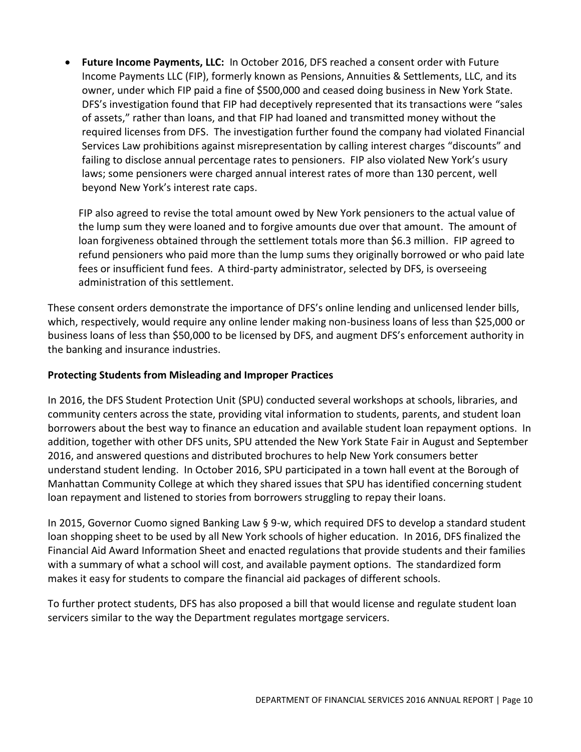- **Future Income Payments, LLC:** In October 2016, DFS reached a consent order with Future Income Payments LLC (FIP), formerly known as Pensions, Annuities & Settlements, LLC, and its owner, under which FIP paid a fine of $500,000 and ceased doing business in New York State. DFS's investigation found that FIP had deceptively represented that its transactions were "sales of assets," rather than loans, and that FIP had loaned and transmitted money without the required licenses from DFS. The investigation further found the company had violated Financial Services Law prohibitions against misrepresentation by calling interest charges "discounts" and failing to disclose annual percentage rates to pensioners. FIP also violated New York's usury laws; some pensioners were charged annual interest rates of more than 130 percent, well beyond New York's interest rate caps.

  FIP also agreed to revise the total amount owed by New York pensioners to the actual value of the lump sum they were loaned and to forgive amounts due over that amount. The amount of loan forgiveness obtained through the settlement totals more than $6.3 million. FIP agreed to refund pensioners who paid more than the lump sums they originally borrowed or who paid late fees or insufficient fund fees. A third-party administrator, selected by DFS, is overseeing administration of this settlement.

These consent orders demonstrate the importance of DFS's online lending and unlicensed lender bills, which, respectively, would require any online lender making non-business loans of less than $25,000 or business loans of less than $50,000 to be licensed by DFS, and augment DFS's enforcement authority in the banking and insurance industries.

**Protecting Students from Misleading and Improper Practices**

In 2016, the DFS Student Protection Unit (SPU) conducted several workshops at schools, libraries, and community centers across the state, providing vital information to students, parents, and student loan borrowers about the best way to finance an education and available student loan repayment options. In addition, together with other DFS units, SPU attended the New York State Fair in August and September 2016, and answered questions and distributed brochures to help New York consumers better understand student lending. In October 2016, SPU participated in a town hall event at the Borough of Manhattan Community College at which they shared issues that SPU has identified concerning student loan repayment and listened to stories from borrowers struggling to repay their loans.

In 2015, Governor Cuomo signed Banking Law § 9-w, which required DFS to develop a standard student loan shopping sheet to be used by all New York schools of higher education. In 2016, DFS finalized the Financial Aid Award Information Sheet and enacted regulations that provide students and their families with a summary of what a school will cost, and available payment options. The standardized form makes it easy for students to compare the financial aid packages of different schools.

To further protect students, DFS has also proposed a bill that would license and regulate student loan servicers similar to the way the Department regulates mortgage servicers.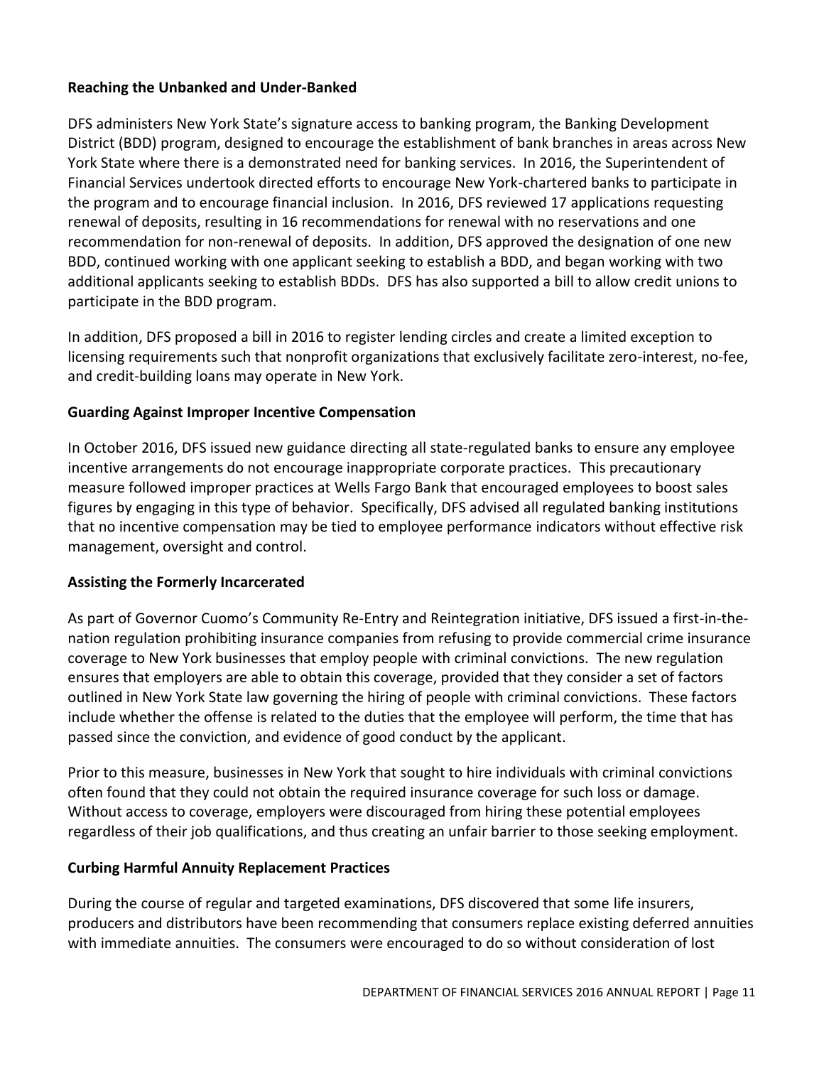### Reaching the Unbanked and Under-Banked

DFS administers New York State's signature access to banking program, the Banking Development District (BDD) program, designed to encourage the establishment of bank branches in areas across New York State where there is a demonstrated need for banking services. In 2016, the Superintendent of Financial Services undertook directed efforts to encourage New York-chartered banks to participate in the program and to encourage financial inclusion. In 2016, DFS reviewed 17 applications requesting renewal of deposits, resulting in 16 recommendations for renewal with no reservations and one recommendation for non-renewal of deposits. In addition, DFS approved the designation of one new BDD, continued working with one applicant seeking to establish a BDD, and began working with two additional applicants seeking to establish BDDs. DFS has also supported a bill to allow credit unions to participate in the BDD program.

In addition, DFS proposed a bill in 2016 to register lending circles and create a limited exception to licensing requirements such that nonprofit organizations that exclusively facilitate zero-interest, no-fee, and credit-building loans may operate in New York.

### Guarding Against Improper Incentive Compensation

In October 2016, DFS issued new guidance directing all state-regulated banks to ensure any employee incentive arrangements do not encourage inappropriate corporate practices. This precautionary measure followed improper practices at Wells Fargo Bank that encouraged employees to boost sales figures by engaging in this type of behavior. Specifically, DFS advised all regulated banking institutions that no incentive compensation may be tied to employee performance indicators without effective risk management, oversight and control.

### Assisting the Formerly Incarcerated

As part of Governor Cuomo's Community Re-Entry and Reintegration initiative, DFS issued a first-in-the-nation regulation prohibiting insurance companies from refusing to provide commercial crime insurance coverage to New York businesses that employ people with criminal convictions. The new regulation ensures that employers are able to obtain this coverage, provided that they consider a set of factors outlined in New York State law governing the hiring of people with criminal convictions. These factors include whether the offense is related to the duties that the employee will perform, the time that has passed since the conviction, and evidence of good conduct by the applicant.

Prior to this measure, businesses in New York that sought to hire individuals with criminal convictions often found that they could not obtain the required insurance coverage for such loss or damage. Without access to coverage, employers were discouraged from hiring these potential employees regardless of their job qualifications, and thus creating an unfair barrier to those seeking employment.

### Curbing Harmful Annuity Replacement Practices

During the course of regular and targeted examinations, DFS discovered that some life insurers, producers and distributors have been recommending that consumers replace existing deferred annuities with immediate annuities. The consumers were encouraged to do so without consideration of lost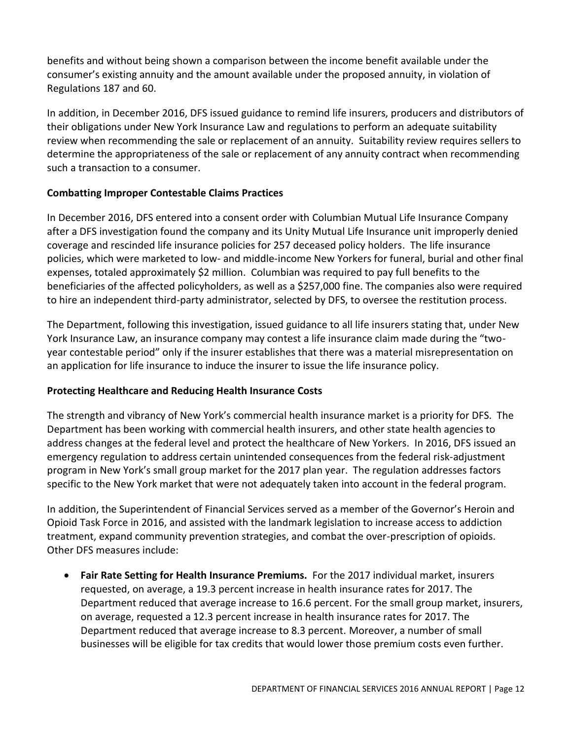benefits and without being shown a comparison between the income benefit available under the consumer's existing annuity and the amount available under the proposed annuity, in violation of Regulations 187 and 60.

In addition, in December 2016, DFS issued guidance to remind life insurers, producers and distributors of their obligations under New York Insurance Law and regulations to perform an adequate suitability review when recommending the sale or replacement of an annuity. Suitability review requires sellers to determine the appropriateness of the sale or replacement of any annuity contract when recommending such a transaction to a consumer.

**Combatting Improper Contestable Claims Practices**

In December 2016, DFS entered into a consent order with Columbian Mutual Life Insurance Company after a DFS investigation found the company and its Unity Mutual Life Insurance unit improperly denied coverage and rescinded life insurance policies for 257 deceased policy holders. The life insurance policies, which were marketed to low- and middle-income New Yorkers for funeral, burial and other final expenses, totaled approximately $2 million. Columbian was required to pay full benefits to the beneficiaries of the affected policyholders, as well as a $257,000 fine. The companies also were required to hire an independent third-party administrator, selected by DFS, to oversee the restitution process.

The Department, following this investigation, issued guidance to all life insurers stating that, under New York Insurance Law, an insurance company may contest a life insurance claim made during the "two-year contestable period" only if the insurer establishes that there was a material misrepresentation on an application for life insurance to induce the insurer to issue the life insurance policy.

**Protecting Healthcare and Reducing Health Insurance Costs**

The strength and vibrancy of New York's commercial health insurance market is a priority for DFS. The Department has been working with commercial health insurers, and other state health agencies to address changes at the federal level and protect the healthcare of New Yorkers. In 2016, DFS issued an emergency regulation to address certain unintended consequences from the federal risk-adjustment program in New York's small group market for the 2017 plan year. The regulation addresses factors specific to the New York market that were not adequately taken into account in the federal program.

In addition, the Superintendent of Financial Services served as a member of the Governor's Heroin and Opioid Task Force in 2016, and assisted with the landmark legislation to increase access to addiction treatment, expand community prevention strategies, and combat the over-prescription of opioids. Other DFS measures include:

- **Fair Rate Setting for Health Insurance Premiums.** For the 2017 individual market, insurers requested, on average, a 19.3 percent increase in health insurance rates for 2017. The Department reduced that average increase to 16.6 percent. For the small group market, insurers, on average, requested a 12.3 percent increase in health insurance rates for 2017. The Department reduced that average increase to 8.3 percent. Moreover, a number of small businesses will be eligible for tax credits that would lower those premium costs even further.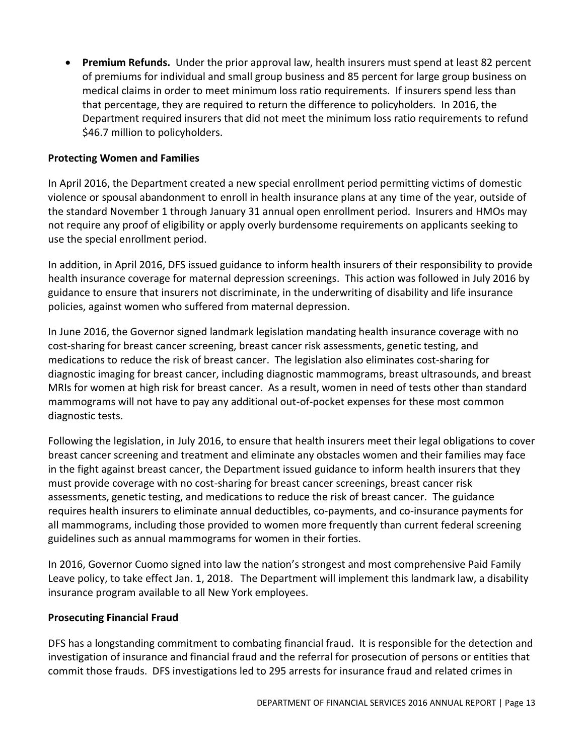- **Premium Refunds.** Under the prior approval law, health insurers must spend at least 82 percent of premiums for individual and small group business and 85 percent for large group business on medical claims in order to meet minimum loss ratio requirements. If insurers spend less than that percentage, they are required to return the difference to policyholders. In 2016, the Department required insurers that did not meet the minimum loss ratio requirements to refund $46.7 million to policyholders.

**Protecting Women and Families**

In April 2016, the Department created a new special enrollment period permitting victims of domestic violence or spousal abandonment to enroll in health insurance plans at any time of the year, outside of the standard November 1 through January 31 annual open enrollment period. Insurers and HMOs may not require any proof of eligibility or apply overly burdensome requirements on applicants seeking to use the special enrollment period.

In addition, in April 2016, DFS issued guidance to inform health insurers of their responsibility to provide health insurance coverage for maternal depression screenings. This action was followed in July 2016 by guidance to ensure that insurers not discriminate, in the underwriting of disability and life insurance policies, against women who suffered from maternal depression.

In June 2016, the Governor signed landmark legislation mandating health insurance coverage with no cost-sharing for breast cancer screening, breast cancer risk assessments, genetic testing, and medications to reduce the risk of breast cancer. The legislation also eliminates cost-sharing for diagnostic imaging for breast cancer, including diagnostic mammograms, breast ultrasounds, and breast MRIs for women at high risk for breast cancer. As a result, women in need of tests other than standard mammograms will not have to pay any additional out-of-pocket expenses for these most common diagnostic tests.

Following the legislation, in July 2016, to ensure that health insurers meet their legal obligations to cover breast cancer screening and treatment and eliminate any obstacles women and their families may face in the fight against breast cancer, the Department issued guidance to inform health insurers that they must provide coverage with no cost-sharing for breast cancer screenings, breast cancer risk assessments, genetic testing, and medications to reduce the risk of breast cancer. The guidance requires health insurers to eliminate annual deductibles, co-payments, and co-insurance payments for all mammograms, including those provided to women more frequently than current federal screening guidelines such as annual mammograms for women in their forties.

In 2016, Governor Cuomo signed into law the nation's strongest and most comprehensive Paid Family Leave policy, to take effect Jan. 1, 2018. The Department will implement this landmark law, a disability insurance program available to all New York employees.

**Prosecuting Financial Fraud**

DFS has a longstanding commitment to combating financial fraud. It is responsible for the detection and investigation of insurance and financial fraud and the referral for prosecution of persons or entities that commit those frauds. DFS investigations led to 295 arrests for insurance fraud and related crimes in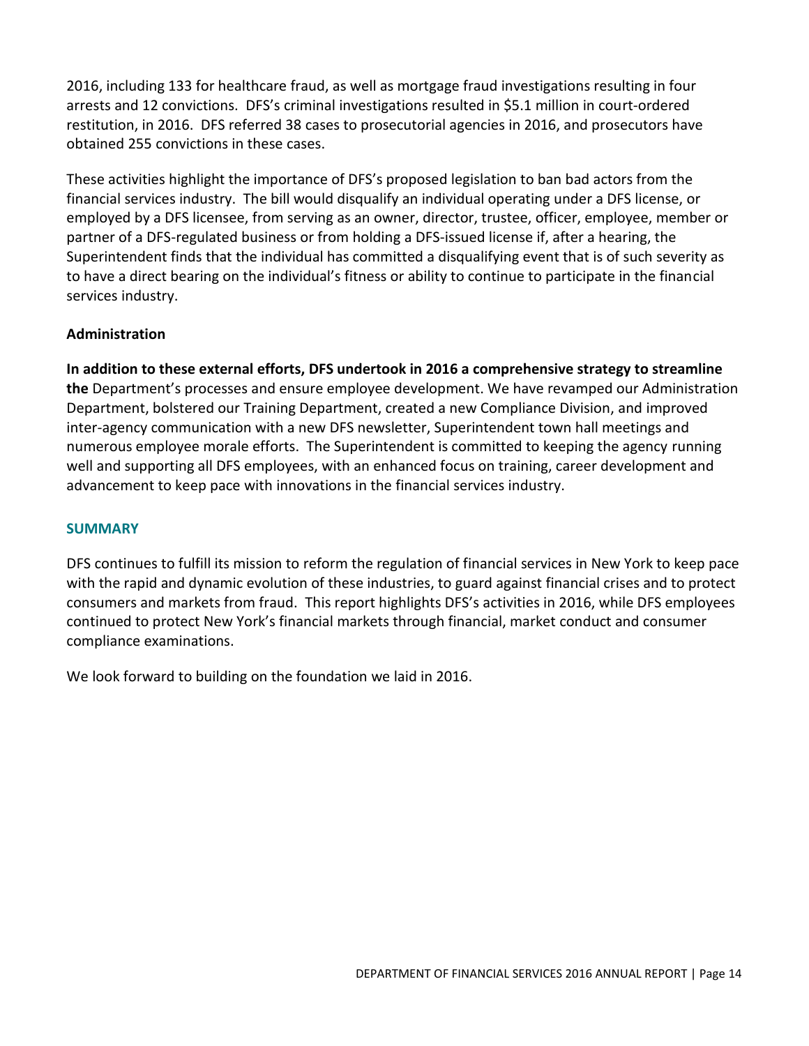2016, including 133 for healthcare fraud, as well as mortgage fraud investigations resulting in four arrests and 12 convictions. DFS's criminal investigations resulted in $5.1 million in court-ordered restitution, in 2016. DFS referred 38 cases to prosecutorial agencies in 2016, and prosecutors have obtained 255 convictions in these cases.

These activities highlight the importance of DFS's proposed legislation to ban bad actors from the financial services industry. The bill would disqualify an individual operating under a DFS license, or employed by a DFS licensee, from serving as an owner, director, trustee, officer, employee, member or partner of a DFS-regulated business or from holding a DFS-issued license if, after a hearing, the Superintendent finds that the individual has committed a disqualifying event that is of such severity as to have a direct bearing on the individual's fitness or ability to continue to participate in the financial services industry.

**Administration**

**In addition to these external efforts, DFS undertook in 2016 a comprehensive strategy to streamline the** Department's processes and ensure employee development. We have revamped our Administration Department, bolstered our Training Department, created a new Compliance Division, and improved inter-agency communication with a new DFS newsletter, Superintendent town hall meetings and numerous employee morale efforts. The Superintendent is committed to keeping the agency running well and supporting all DFS employees, with an enhanced focus on training, career development and advancement to keep pace with innovations in the financial services industry.

## SUMMARY

DFS continues to fulfill its mission to reform the regulation of financial services in New York to keep pace with the rapid and dynamic evolution of these industries, to guard against financial crises and to protect consumers and markets from fraud. This report highlights DFS's activities in 2016, while DFS employees continued to protect New York's financial markets through financial, market conduct and consumer compliance examinations.

We look forward to building on the foundation we laid in 2016.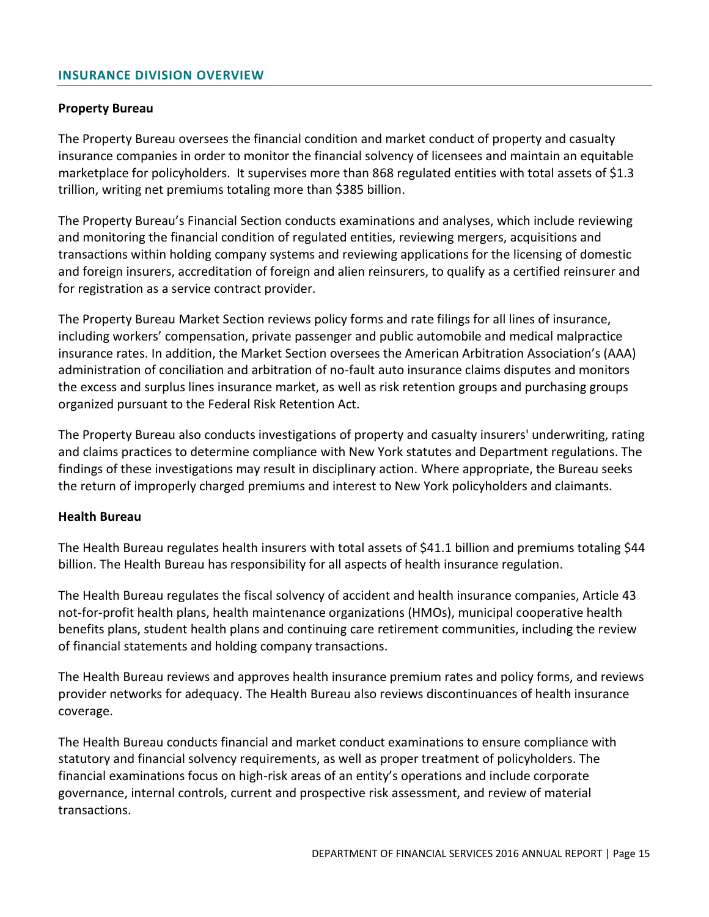## INSURANCE DIVISION OVERVIEW

### Property Bureau

The Property Bureau oversees the financial condition and market conduct of property and casualty insurance companies in order to monitor the financial solvency of licensees and maintain an equitable marketplace for policyholders. It supervises more than 868 regulated entities with total assets of $1.3 trillion, writing net premiums totaling more than $385 billion.

The Property Bureau's Financial Section conducts examinations and analyses, which include reviewing and monitoring the financial condition of regulated entities, reviewing mergers, acquisitions and transactions within holding company systems and reviewing applications for the licensing of domestic and foreign insurers, accreditation of foreign and alien reinsurers, to qualify as a certified reinsurer and for registration as a service contract provider.

The Property Bureau Market Section reviews policy forms and rate filings for all lines of insurance, including workers' compensation, private passenger and public automobile and medical malpractice insurance rates. In addition, the Market Section oversees the American Arbitration Association's (AAA) administration of conciliation and arbitration of no-fault auto insurance claims disputes and monitors the excess and surplus lines insurance market, as well as risk retention groups and purchasing groups organized pursuant to the Federal Risk Retention Act.

The Property Bureau also conducts investigations of property and casualty insurers' underwriting, rating and claims practices to determine compliance with New York statutes and Department regulations. The findings of these investigations may result in disciplinary action. Where appropriate, the Bureau seeks the return of improperly charged premiums and interest to New York policyholders and claimants.

### Health Bureau

The Health Bureau regulates health insurers with total assets of $41.1 billion and premiums totaling $44 billion. The Health Bureau has responsibility for all aspects of health insurance regulation.

The Health Bureau regulates the fiscal solvency of accident and health insurance companies, Article 43 not-for-profit health plans, health maintenance organizations (HMOs), municipal cooperative health benefits plans, student health plans and continuing care retirement communities, including the review of financial statements and holding company transactions.

The Health Bureau reviews and approves health insurance premium rates and policy forms, and reviews provider networks for adequacy. The Health Bureau also reviews discontinuances of health insurance coverage.

The Health Bureau conducts financial and market conduct examinations to ensure compliance with statutory and financial solvency requirements, as well as proper treatment of policyholders. The financial examinations focus on high-risk areas of an entity's operations and include corporate governance, internal controls, current and prospective risk assessment, and review of material transactions.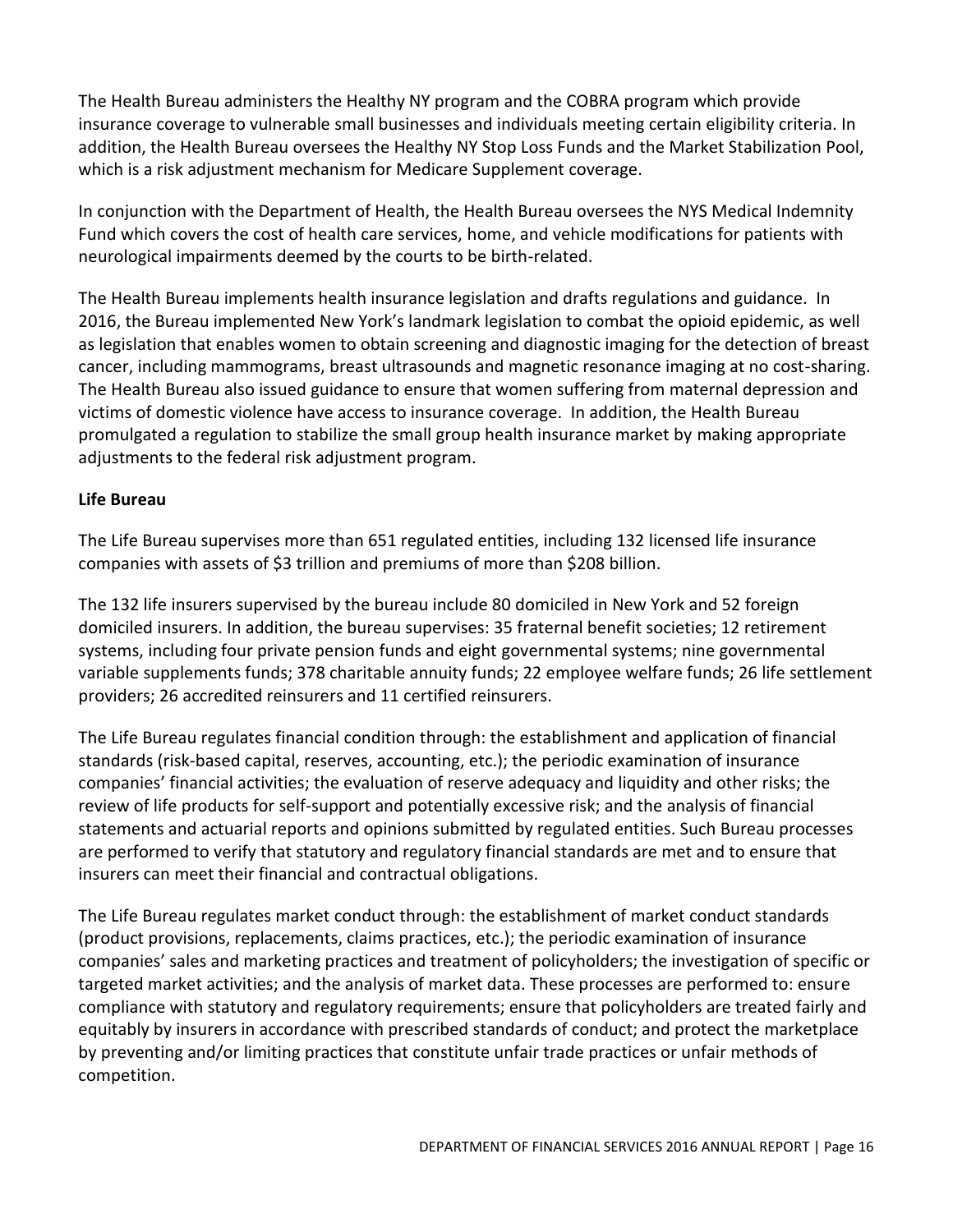The Health Bureau administers the Healthy NY program and the COBRA program which provide insurance coverage to vulnerable small businesses and individuals meeting certain eligibility criteria. In addition, the Health Bureau oversees the Healthy NY Stop Loss Funds and the Market Stabilization Pool, which is a risk adjustment mechanism for Medicare Supplement coverage.

In conjunction with the Department of Health, the Health Bureau oversees the NYS Medical Indemnity Fund which covers the cost of health care services, home, and vehicle modifications for patients with neurological impairments deemed by the courts to be birth-related.

The Health Bureau implements health insurance legislation and drafts regulations and guidance. In 2016, the Bureau implemented New York's landmark legislation to combat the opioid epidemic, as well as legislation that enables women to obtain screening and diagnostic imaging for the detection of breast cancer, including mammograms, breast ultrasounds and magnetic resonance imaging at no cost-sharing. The Health Bureau also issued guidance to ensure that women suffering from maternal depression and victims of domestic violence have access to insurance coverage. In addition, the Health Bureau promulgated a regulation to stabilize the small group health insurance market by making appropriate adjustments to the federal risk adjustment program.

**Life Bureau**

The Life Bureau supervises more than 651 regulated entities, including 132 licensed life insurance companies with assets of $3 trillion and premiums of more than $208 billion.

The 132 life insurers supervised by the bureau include 80 domiciled in New York and 52 foreign domiciled insurers. In addition, the bureau supervises: 35 fraternal benefit societies; 12 retirement systems, including four private pension funds and eight governmental systems; nine governmental variable supplements funds; 378 charitable annuity funds; 22 employee welfare funds; 26 life settlement providers; 26 accredited reinsurers and 11 certified reinsurers.

The Life Bureau regulates financial condition through: the establishment and application of financial standards (risk-based capital, reserves, accounting, etc.); the periodic examination of insurance companies' financial activities; the evaluation of reserve adequacy and liquidity and other risks; the review of life products for self-support and potentially excessive risk; and the analysis of financial statements and actuarial reports and opinions submitted by regulated entities. Such Bureau processes are performed to verify that statutory and regulatory financial standards are met and to ensure that insurers can meet their financial and contractual obligations.

The Life Bureau regulates market conduct through: the establishment of market conduct standards (product provisions, replacements, claims practices, etc.); the periodic examination of insurance companies' sales and marketing practices and treatment of policyholders; the investigation of specific or targeted market activities; and the analysis of market data. These processes are performed to: ensure compliance with statutory and regulatory requirements; ensure that policyholders are treated fairly and equitably by insurers in accordance with prescribed standards of conduct; and protect the marketplace by preventing and/or limiting practices that constitute unfair trade practices or unfair methods of competition.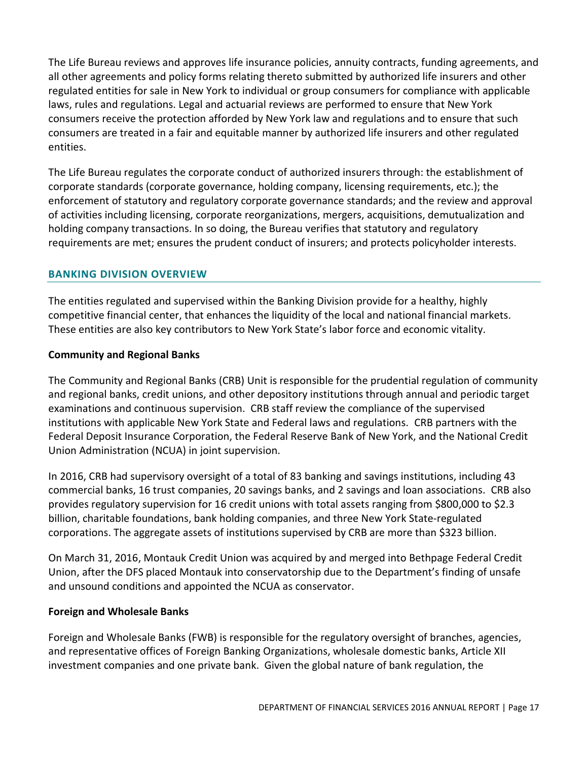The Life Bureau reviews and approves life insurance policies, annuity contracts, funding agreements, and all other agreements and policy forms relating thereto submitted by authorized life insurers and other regulated entities for sale in New York to individual or group consumers for compliance with applicable laws, rules and regulations. Legal and actuarial reviews are performed to ensure that New York consumers receive the protection afforded by New York law and regulations and to ensure that such consumers are treated in a fair and equitable manner by authorized life insurers and other regulated entities.

The Life Bureau regulates the corporate conduct of authorized insurers through: the establishment of corporate standards (corporate governance, holding company, licensing requirements, etc.); the enforcement of statutory and regulatory corporate governance standards; and the review and approval of activities including licensing, corporate reorganizations, mergers, acquisitions, demutualization and holding company transactions. In so doing, the Bureau verifies that statutory and regulatory requirements are met; ensures the prudent conduct of insurers; and protects policyholder interests.

## BANKING DIVISION OVERVIEW

The entities regulated and supervised within the Banking Division provide for a healthy, highly competitive financial center, that enhances the liquidity of the local and national financial markets. These entities are also key contributors to New York State's labor force and economic vitality.

### Community and Regional Banks

The Community and Regional Banks (CRB) Unit is responsible for the prudential regulation of community and regional banks, credit unions, and other depository institutions through annual and periodic target examinations and continuous supervision. CRB staff review the compliance of the supervised institutions with applicable New York State and Federal laws and regulations. CRB partners with the Federal Deposit Insurance Corporation, the Federal Reserve Bank of New York, and the National Credit Union Administration (NCUA) in joint supervision.

In 2016, CRB had supervisory oversight of a total of 83 banking and savings institutions, including 43 commercial banks, 16 trust companies, 20 savings banks, and 2 savings and loan associations. CRB also provides regulatory supervision for 16 credit unions with total assets ranging from $800,000 to $2.3 billion, charitable foundations, bank holding companies, and three New York State-regulated corporations. The aggregate assets of institutions supervised by CRB are more than $323 billion.

On March 31, 2016, Montauk Credit Union was acquired by and merged into Bethpage Federal Credit Union, after the DFS placed Montauk into conservatorship due to the Department's finding of unsafe and unsound conditions and appointed the NCUA as conservator.

### Foreign and Wholesale Banks

Foreign and Wholesale Banks (FWB) is responsible for the regulatory oversight of branches, agencies, and representative offices of Foreign Banking Organizations, wholesale domestic banks, Article XII investment companies and one private bank. Given the global nature of bank regulation, the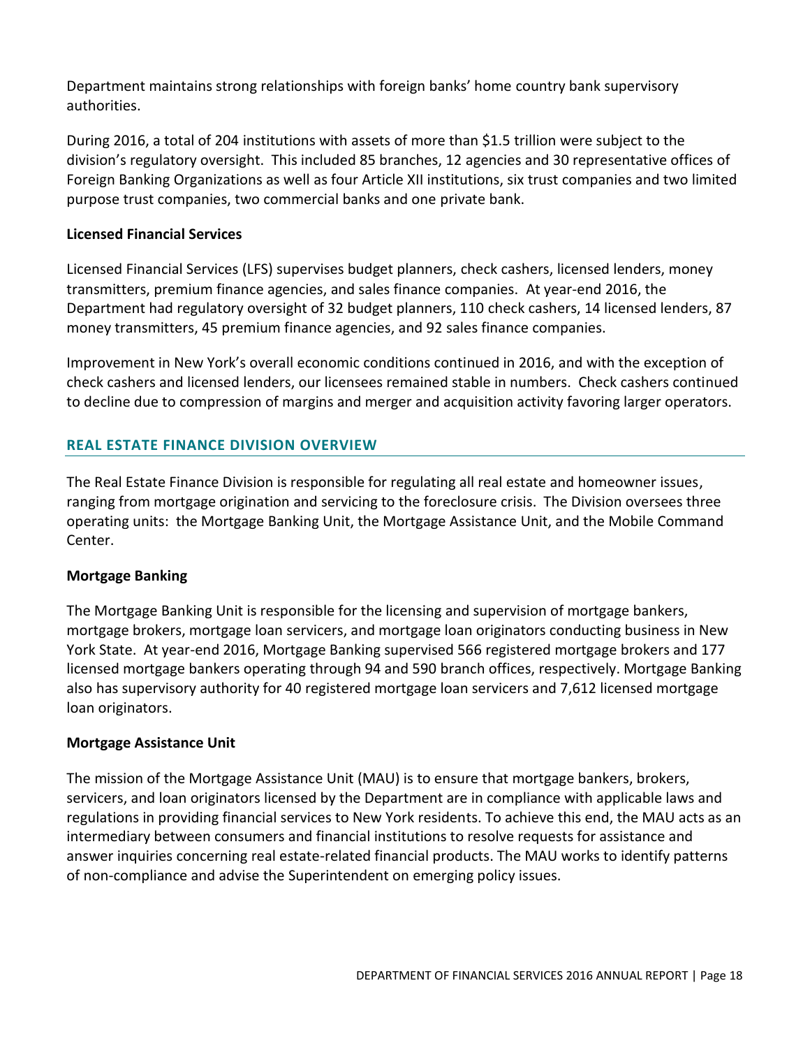Department maintains strong relationships with foreign banks' home country bank supervisory authorities.

During 2016, a total of 204 institutions with assets of more than $1.5 trillion were subject to the division's regulatory oversight. This included 85 branches, 12 agencies and 30 representative offices of Foreign Banking Organizations as well as four Article XII institutions, six trust companies and two limited purpose trust companies, two commercial banks and one private bank.

**Licensed Financial Services**

Licensed Financial Services (LFS) supervises budget planners, check cashers, licensed lenders, money transmitters, premium finance agencies, and sales finance companies. At year-end 2016, the Department had regulatory oversight of 32 budget planners, 110 check cashers, 14 licensed lenders, 87 money transmitters, 45 premium finance agencies, and 92 sales finance companies.

Improvement in New York's overall economic conditions continued in 2016, and with the exception of check cashers and licensed lenders, our licensees remained stable in numbers. Check cashers continued to decline due to compression of margins and merger and acquisition activity favoring larger operators.

## REAL ESTATE FINANCE DIVISION OVERVIEW

The Real Estate Finance Division is responsible for regulating all real estate and homeowner issues, ranging from mortgage origination and servicing to the foreclosure crisis. The Division oversees three operating units: the Mortgage Banking Unit, the Mortgage Assistance Unit, and the Mobile Command Center.

**Mortgage Banking**

The Mortgage Banking Unit is responsible for the licensing and supervision of mortgage bankers, mortgage brokers, mortgage loan servicers, and mortgage loan originators conducting business in New York State. At year-end 2016, Mortgage Banking supervised 566 registered mortgage brokers and 177 licensed mortgage bankers operating through 94 and 590 branch offices, respectively. Mortgage Banking also has supervisory authority for 40 registered mortgage loan servicers and 7,612 licensed mortgage loan originators.

**Mortgage Assistance Unit**

The mission of the Mortgage Assistance Unit (MAU) is to ensure that mortgage bankers, brokers, servicers, and loan originators licensed by the Department are in compliance with applicable laws and regulations in providing financial services to New York residents. To achieve this end, the MAU acts as an intermediary between consumers and financial institutions to resolve requests for assistance and answer inquiries concerning real estate-related financial products. The MAU works to identify patterns of non-compliance and advise the Superintendent on emerging policy issues.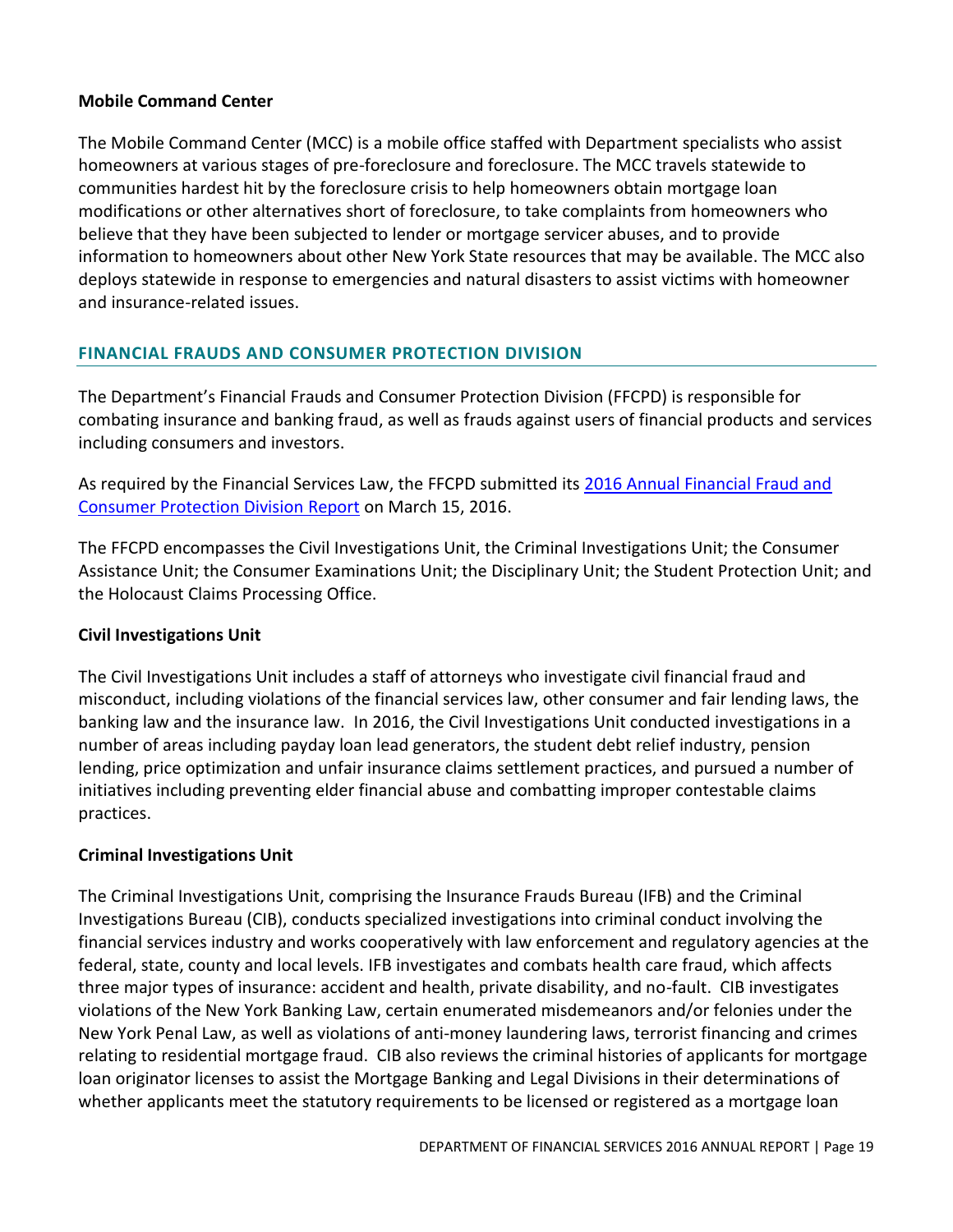### Mobile Command Center

The Mobile Command Center (MCC) is a mobile office staffed with Department specialists who assist homeowners at various stages of pre-foreclosure and foreclosure. The MCC travels statewide to communities hardest hit by the foreclosure crisis to help homeowners obtain mortgage loan modifications or other alternatives short of foreclosure, to take complaints from homeowners who believe that they have been subjected to lender or mortgage servicer abuses, and to provide information to homeowners about other New York State resources that may be available. The MCC also deploys statewide in response to emergencies and natural disasters to assist victims with homeowner and insurance-related issues.

## FINANCIAL FRAUDS AND CONSUMER PROTECTION DIVISION

The Department's Financial Frauds and Consumer Protection Division (FFCPD) is responsible for combating insurance and banking fraud, as well as frauds against users of financial products and services including consumers and investors.

As required by the Financial Services Law, the FFCPD submitted its 2016 Annual Financial Fraud and Consumer Protection Division Report on March 15, 2016.

The FFCPD encompasses the Civil Investigations Unit, the Criminal Investigations Unit; the Consumer Assistance Unit; the Consumer Examinations Unit; the Disciplinary Unit; the Student Protection Unit; and the Holocaust Claims Processing Office.

### Civil Investigations Unit

The Civil Investigations Unit includes a staff of attorneys who investigate civil financial fraud and misconduct, including violations of the financial services law, other consumer and fair lending laws, the banking law and the insurance law. In 2016, the Civil Investigations Unit conducted investigations in a number of areas including payday loan lead generators, the student debt relief industry, pension lending, price optimization and unfair insurance claims settlement practices, and pursued a number of initiatives including preventing elder financial abuse and combatting improper contestable claims practices.

### Criminal Investigations Unit

The Criminal Investigations Unit, comprising the Insurance Frauds Bureau (IFB) and the Criminal Investigations Bureau (CIB), conducts specialized investigations into criminal conduct involving the financial services industry and works cooperatively with law enforcement and regulatory agencies at the federal, state, county and local levels. IFB investigates and combats health care fraud, which affects three major types of insurance: accident and health, private disability, and no-fault. CIB investigates violations of the New York Banking Law, certain enumerated misdemeanors and/or felonies under the New York Penal Law, as well as violations of anti-money laundering laws, terrorist financing and crimes relating to residential mortgage fraud. CIB also reviews the criminal histories of applicants for mortgage loan originator licenses to assist the Mortgage Banking and Legal Divisions in their determinations of whether applicants meet the statutory requirements to be licensed or registered as a mortgage loan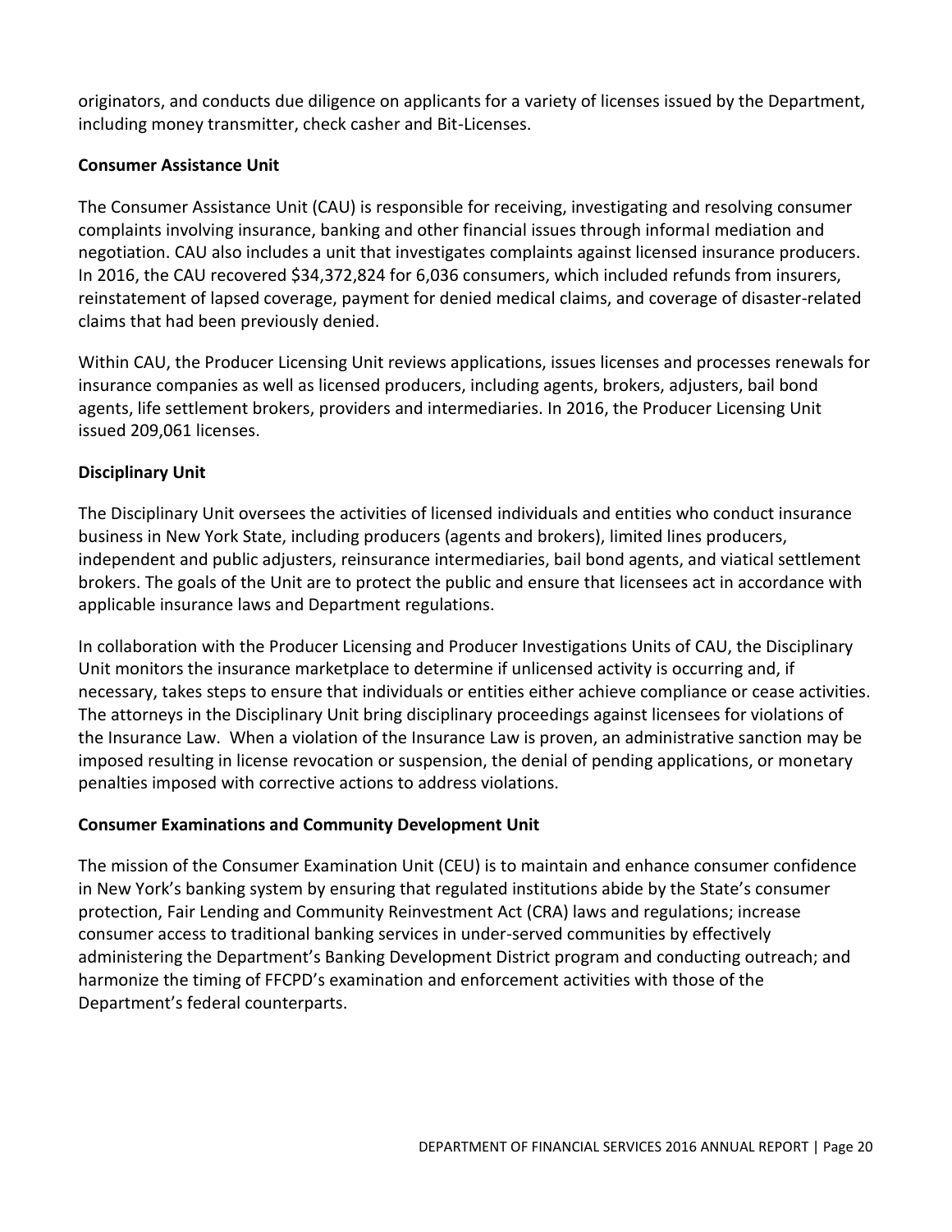originators, and conducts due diligence on applicants for a variety of licenses issued by the Department, including money transmitter, check casher and Bit-Licenses.

**Consumer Assistance Unit**

The Consumer Assistance Unit (CAU) is responsible for receiving, investigating and resolving consumer complaints involving insurance, banking and other financial issues through informal mediation and negotiation. CAU also includes a unit that investigates complaints against licensed insurance producers. In 2016, the CAU recovered $34,372,824 for 6,036 consumers, which included refunds from insurers, reinstatement of lapsed coverage, payment for denied medical claims, and coverage of disaster-related claims that had been previously denied.

Within CAU, the Producer Licensing Unit reviews applications, issues licenses and processes renewals for insurance companies as well as licensed producers, including agents, brokers, adjusters, bail bond agents, life settlement brokers, providers and intermediaries. In 2016, the Producer Licensing Unit issued 209,061 licenses.

**Disciplinary Unit**

The Disciplinary Unit oversees the activities of licensed individuals and entities who conduct insurance business in New York State, including producers (agents and brokers), limited lines producers, independent and public adjusters, reinsurance intermediaries, bail bond agents, and viatical settlement brokers. The goals of the Unit are to protect the public and ensure that licensees act in accordance with applicable insurance laws and Department regulations.

In collaboration with the Producer Licensing and Producer Investigations Units of CAU, the Disciplinary Unit monitors the insurance marketplace to determine if unlicensed activity is occurring and, if necessary, takes steps to ensure that individuals or entities either achieve compliance or cease activities. The attorneys in the Disciplinary Unit bring disciplinary proceedings against licensees for violations of the Insurance Law. When a violation of the Insurance Law is proven, an administrative sanction may be imposed resulting in license revocation or suspension, the denial of pending applications, or monetary penalties imposed with corrective actions to address violations.

**Consumer Examinations and Community Development Unit**

The mission of the Consumer Examination Unit (CEU) is to maintain and enhance consumer confidence in New York's banking system by ensuring that regulated institutions abide by the State's consumer protection, Fair Lending and Community Reinvestment Act (CRA) laws and regulations; increase consumer access to traditional banking services in under-served communities by effectively administering the Department's Banking Development District program and conducting outreach; and harmonize the timing of FFCPD's examination and enforcement activities with those of the Department's federal counterparts.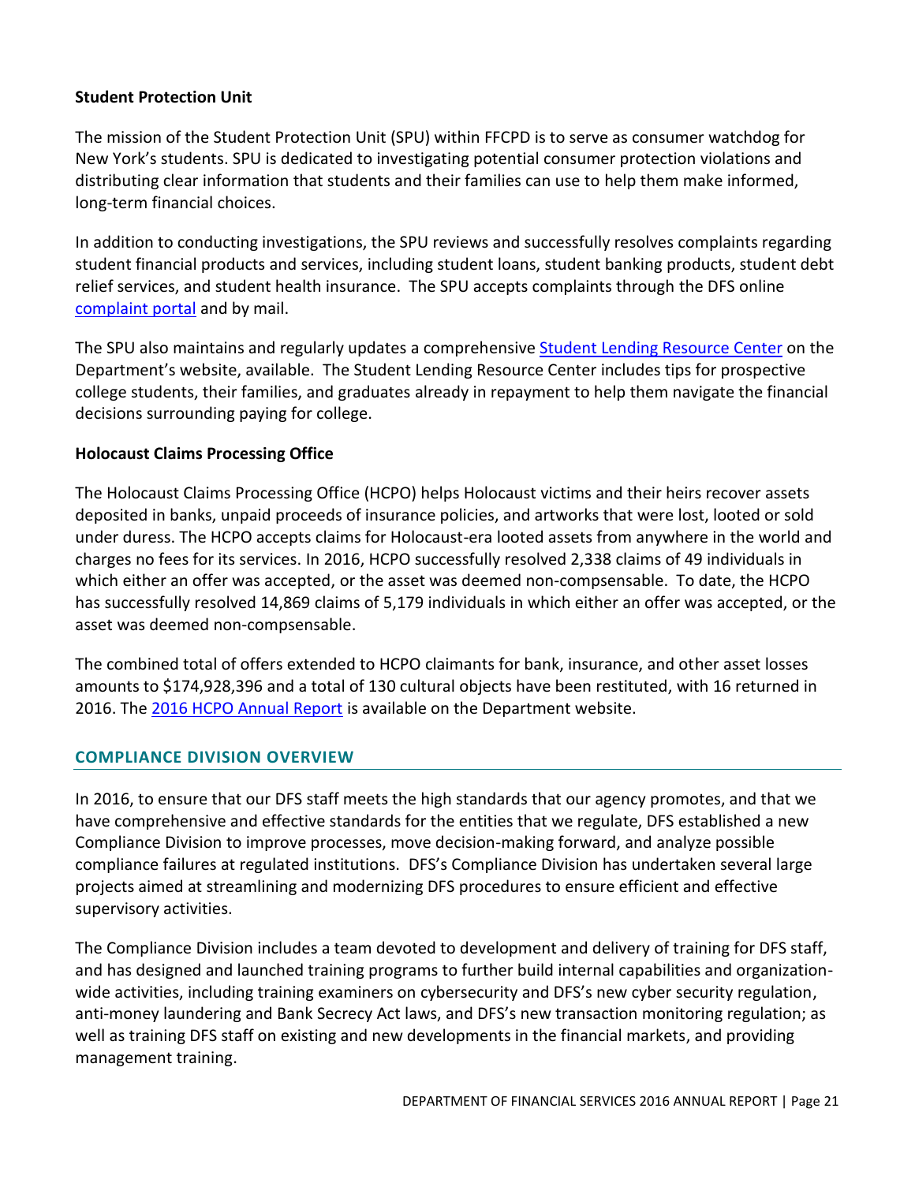**Student Protection Unit**

The mission of the Student Protection Unit (SPU) within FFCPD is to serve as consumer watchdog for New York's students. SPU is dedicated to investigating potential consumer protection violations and distributing clear information that students and their families can use to help them make informed, long-term financial choices.

In addition to conducting investigations, the SPU reviews and successfully resolves complaints regarding student financial products and services, including student loans, student banking products, student debt relief services, and student health insurance. The SPU accepts complaints through the DFS online complaint portal and by mail.

The SPU also maintains and regularly updates a comprehensive Student Lending Resource Center on the Department's website, available. The Student Lending Resource Center includes tips for prospective college students, their families, and graduates already in repayment to help them navigate the financial decisions surrounding paying for college.

**Holocaust Claims Processing Office**

The Holocaust Claims Processing Office (HCPO) helps Holocaust victims and their heirs recover assets deposited in banks, unpaid proceeds of insurance policies, and artworks that were lost, looted or sold under duress. The HCPO accepts claims for Holocaust-era looted assets from anywhere in the world and charges no fees for its services. In 2016, HCPO successfully resolved 2,338 claims of 49 individuals in which either an offer was accepted, or the asset was deemed non-compsensable. To date, the HCPO has successfully resolved 14,869 claims of 5,179 individuals in which either an offer was accepted, or the asset was deemed non-compsensable.

The combined total of offers extended to HCPO claimants for bank, insurance, and other asset losses amounts to $174,928,396 and a total of 130 cultural objects have been restituted, with 16 returned in 2016. The 2016 HCPO Annual Report is available on the Department website.

## COMPLIANCE DIVISION OVERVIEW

In 2016, to ensure that our DFS staff meets the high standards that our agency promotes, and that we have comprehensive and effective standards for the entities that we regulate, DFS established a new Compliance Division to improve processes, move decision-making forward, and analyze possible compliance failures at regulated institutions. DFS's Compliance Division has undertaken several large projects aimed at streamlining and modernizing DFS procedures to ensure efficient and effective supervisory activities.

The Compliance Division includes a team devoted to development and delivery of training for DFS staff, and has designed and launched training programs to further build internal capabilities and organization-wide activities, including training examiners on cybersecurity and DFS's new cyber security regulation, anti-money laundering and Bank Secrecy Act laws, and DFS's new transaction monitoring regulation; as well as training DFS staff on existing and new developments in the financial markets, and providing management training.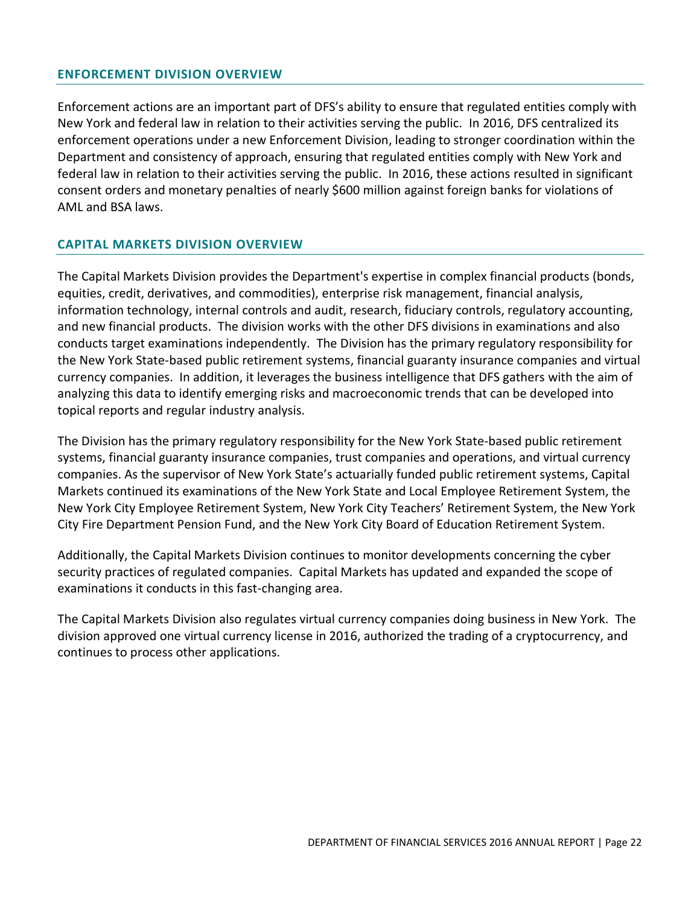## ENFORCEMENT DIVISION OVERVIEW

Enforcement actions are an important part of DFS's ability to ensure that regulated entities comply with New York and federal law in relation to their activities serving the public. In 2016, DFS centralized its enforcement operations under a new Enforcement Division, leading to stronger coordination within the Department and consistency of approach, ensuring that regulated entities comply with New York and federal law in relation to their activities serving the public. In 2016, these actions resulted in significant consent orders and monetary penalties of nearly $600 million against foreign banks for violations of AML and BSA laws.

## CAPITAL MARKETS DIVISION OVERVIEW

The Capital Markets Division provides the Department's expertise in complex financial products (bonds, equities, credit, derivatives, and commodities), enterprise risk management, financial analysis, information technology, internal controls and audit, research, fiduciary controls, regulatory accounting, and new financial products. The division works with the other DFS divisions in examinations and also conducts target examinations independently. The Division has the primary regulatory responsibility for the New York State-based public retirement systems, financial guaranty insurance companies and virtual currency companies. In addition, it leverages the business intelligence that DFS gathers with the aim of analyzing this data to identify emerging risks and macroeconomic trends that can be developed into topical reports and regular industry analysis.

The Division has the primary regulatory responsibility for the New York State-based public retirement systems, financial guaranty insurance companies, trust companies and operations, and virtual currency companies. As the supervisor of New York State's actuarially funded public retirement systems, Capital Markets continued its examinations of the New York State and Local Employee Retirement System, the New York City Employee Retirement System, New York City Teachers' Retirement System, the New York City Fire Department Pension Fund, and the New York City Board of Education Retirement System.

Additionally, the Capital Markets Division continues to monitor developments concerning the cyber security practices of regulated companies. Capital Markets has updated and expanded the scope of examinations it conducts in this fast-changing area.

The Capital Markets Division also regulates virtual currency companies doing business in New York. The division approved one virtual currency license in 2016, authorized the trading of a cryptocurrency, and continues to process other applications.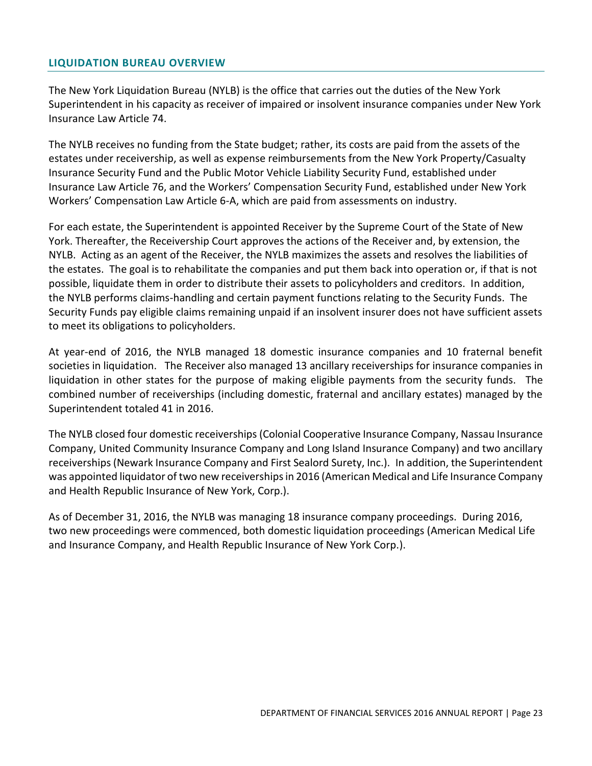## LIQUIDATION BUREAU OVERVIEW

The New York Liquidation Bureau (NYLB) is the office that carries out the duties of the New York Superintendent in his capacity as receiver of impaired or insolvent insurance companies under New York Insurance Law Article 74.

The NYLB receives no funding from the State budget; rather, its costs are paid from the assets of the estates under receivership, as well as expense reimbursements from the New York Property/Casualty Insurance Security Fund and the Public Motor Vehicle Liability Security Fund, established under Insurance Law Article 76, and the Workers' Compensation Security Fund, established under New York Workers' Compensation Law Article 6-A, which are paid from assessments on industry.

For each estate, the Superintendent is appointed Receiver by the Supreme Court of the State of New York. Thereafter, the Receivership Court approves the actions of the Receiver and, by extension, the NYLB. Acting as an agent of the Receiver, the NYLB maximizes the assets and resolves the liabilities of the estates. The goal is to rehabilitate the companies and put them back into operation or, if that is not possible, liquidate them in order to distribute their assets to policyholders and creditors. In addition, the NYLB performs claims-handling and certain payment functions relating to the Security Funds. The Security Funds pay eligible claims remaining unpaid if an insolvent insurer does not have sufficient assets to meet its obligations to policyholders.

At year-end of 2016, the NYLB managed 18 domestic insurance companies and 10 fraternal benefit societies in liquidation. The Receiver also managed 13 ancillary receiverships for insurance companies in liquidation in other states for the purpose of making eligible payments from the security funds. The combined number of receiverships (including domestic, fraternal and ancillary estates) managed by the Superintendent totaled 41 in 2016.

The NYLB closed four domestic receiverships (Colonial Cooperative Insurance Company, Nassau Insurance Company, United Community Insurance Company and Long Island Insurance Company) and two ancillary receiverships (Newark Insurance Company and First Sealord Surety, Inc.). In addition, the Superintendent was appointed liquidator of two new receiverships in 2016 (American Medical and Life Insurance Company and Health Republic Insurance of New York, Corp.).

As of December 31, 2016, the NYLB was managing 18 insurance company proceedings. During 2016, two new proceedings were commenced, both domestic liquidation proceedings (American Medical Life and Insurance Company, and Health Republic Insurance of New York Corp.).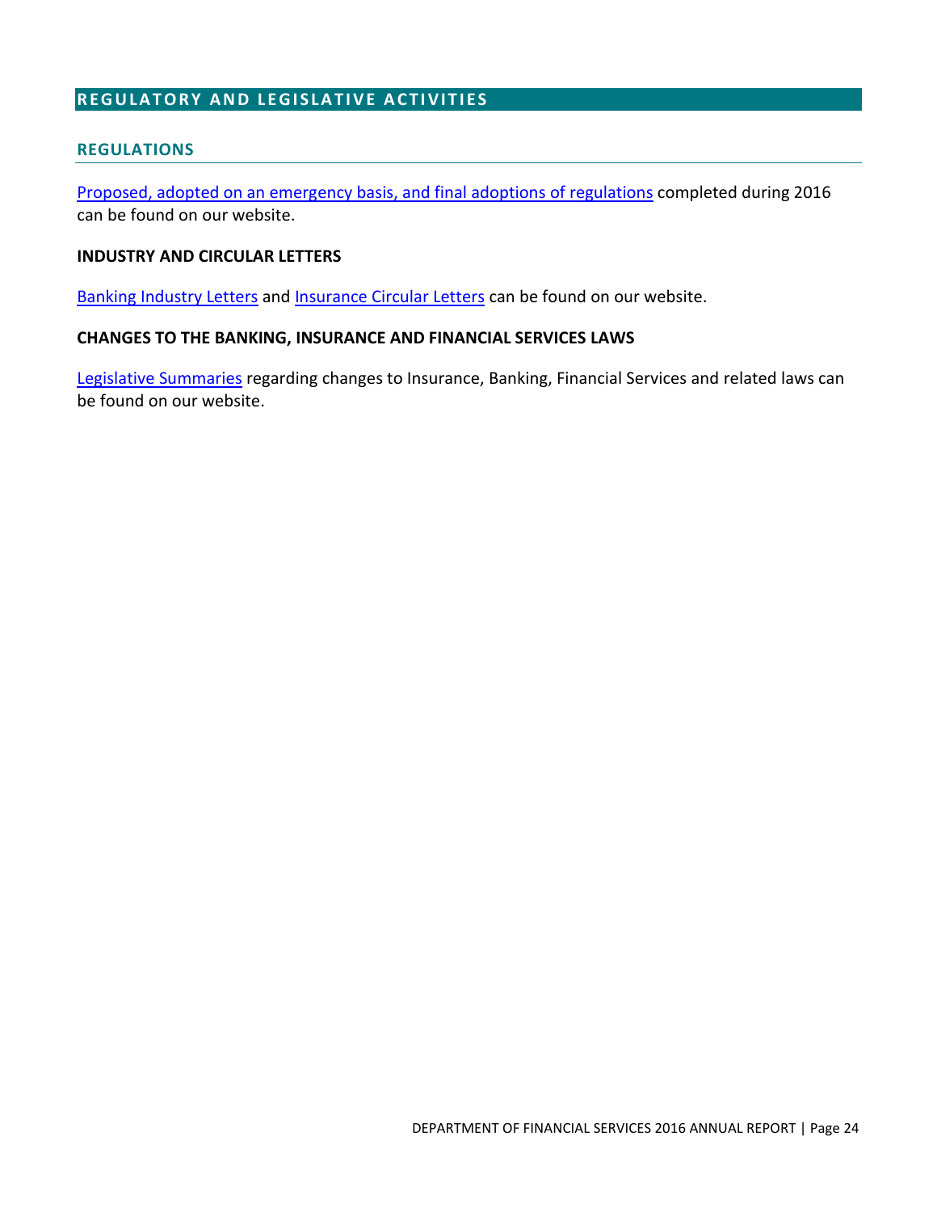## REGULATORY AND LEGISLATIVE ACTIVITIES

### REGULATIONS

Proposed, adopted on an emergency basis, and final adoptions of regulations completed during 2016 can be found on our website.

**INDUSTRY AND CIRCULAR LETTERS**

Banking Industry Letters and Insurance Circular Letters can be found on our website.

**CHANGES TO THE BANKING, INSURANCE AND FINANCIAL SERVICES LAWS**

Legislative Summaries regarding changes to Insurance, Banking, Financial Services and related laws can be found on our website.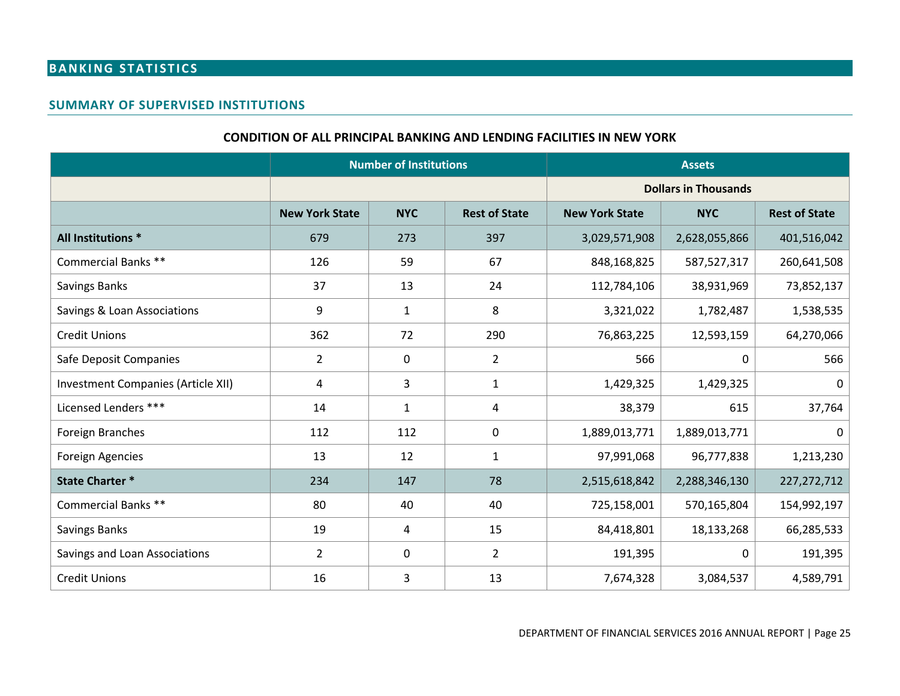# BANKING STATISTICS

## SUMMARY OF SUPERVISED INSTITUTIONS

### CONDITION OF ALL PRINCIPAL BANKING AND LENDING FACILITIES IN NEW YORK

| | Number of Institutions | | | Assets | | |
|---|---|---|---|---|---|---|
| | | | | Dollars in Thousands | | |
| | New York State | NYC | Rest of State | New York State | NYC | Rest of State |
| **All Institutions *** | 679 | 273 | 397 | 3,029,571,908 | 2,628,055,866 | 401,516,042 |
| Commercial Banks ** | 126 | 59 | 67 | 848,168,825 | 587,527,317 | 260,641,508 |
| Savings Banks | 37 | 13 | 24 | 112,784,106 | 38,931,969 | 73,852,137 |
| Savings & Loan Associations | 9 | 1 | 8 | 3,321,022 | 1,782,487 | 1,538,535 |
| Credit Unions | 362 | 72 | 290 | 76,863,225 | 12,593,159 | 64,270,066 |
| Safe Deposit Companies | 2 | 0 | 2 | 566 | 0 | 566 |
| Investment Companies (Article XII) | 4 | 3 | 1 | 1,429,325 | 1,429,325 | 0 |
| Licensed Lenders *** | 14 | 1 | 4 | 38,379 | 615 | 37,764 |
| Foreign Branches | 112 | 112 | 0 | 1,889,013,771 | 1,889,013,771 | 0 |
| Foreign Agencies | 13 | 12 | 1 | 97,991,068 | 96,777,838 | 1,213,230 |
| **State Charter *** | 234 | 147 | 78 | 2,515,618,842 | 2,288,346,130 | 227,272,712 |
| Commercial Banks ** | 80 | 40 | 40 | 725,158,001 | 570,165,804 | 154,992,197 |
| Savings Banks | 19 | 4 | 15 | 84,418,801 | 18,133,268 | 66,285,533 |
| Savings and Loan Associations | 2 | 0 | 2 | 191,395 | 0 | 191,395 |
| Credit Unions | 16 | 3 | 13 | 7,674,328 | 3,084,537 | 4,589,791 |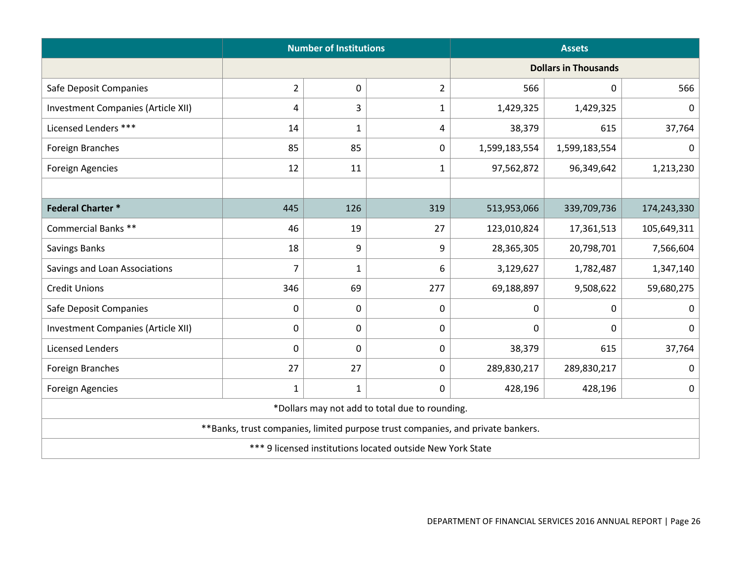| | Number of Institutions | | | Assets | | |
|---|---|---|---|---|---|---|
| | | | | Dollars in Thousands | | |
| Safe Deposit Companies | 2 | 0 | 2 | 566 | 0 | 566 |
| Investment Companies (Article XII) | 4 | 3 | 1 | 1,429,325 | 1,429,325 | 0 |
| Licensed Lenders *** | 14 | 1 | 4 | 38,379 | 615 | 37,764 |
| Foreign Branches | 85 | 85 | 0 | 1,599,183,554 | 1,599,183,554 | 0 |
| Foreign Agencies | 12 | 11 | 1 | 97,562,872 | 96,349,642 | 1,213,230 |
| | | | | | | |
| **Federal Charter *** | 445 | 126 | 319 | 513,953,066 | 339,709,736 | 174,243,330 |
| Commercial Banks ** | 46 | 19 | 27 | 123,010,824 | 17,361,513 | 105,649,311 |
| Savings Banks | 18 | 9 | 9 | 28,365,305 | 20,798,701 | 7,566,604 |
| Savings and Loan Associations | 7 | 1 | 6 | 3,129,627 | 1,782,487 | 1,347,140 |
| Credit Unions | 346 | 69 | 277 | 69,188,897 | 9,508,622 | 59,680,275 |
| Safe Deposit Companies | 0 | 0 | 0 | 0 | 0 | 0 |
| Investment Companies (Article XII) | 0 | 0 | 0 | 0 | 0 | 0 |
| Licensed Lenders | 0 | 0 | 0 | 38,379 | 615 | 37,764 |
| Foreign Branches | 27 | 27 | 0 | 289,830,217 | 289,830,217 | 0 |
| Foreign Agencies | 1 | 1 | 0 | 428,196 | 428,196 | 0 |

*Dollars may not add to total due to rounding.

**Banks, trust companies, limited purpose trust companies, and private bankers.

*** 9 licensed institutions located outside New York State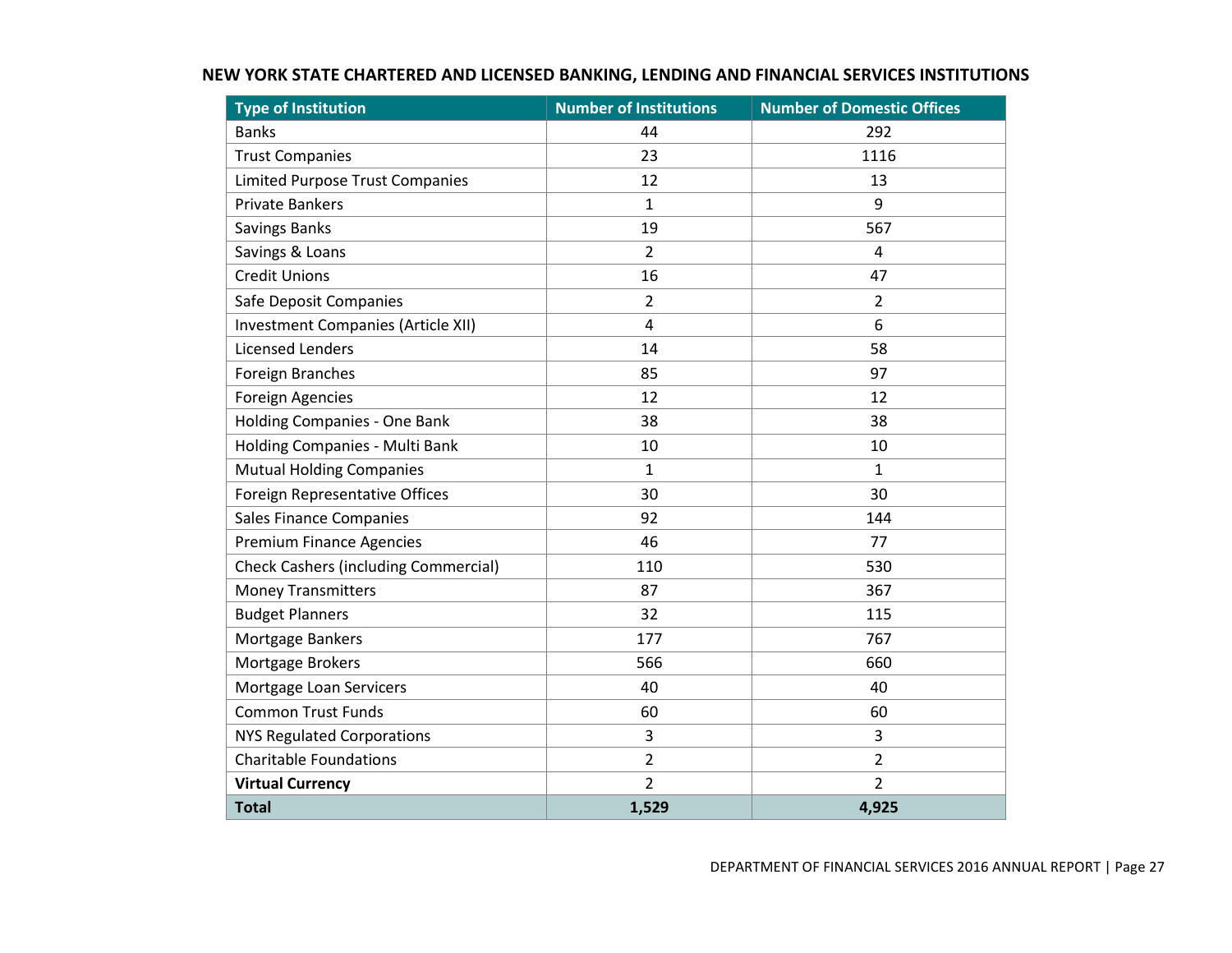## NEW YORK STATE CHARTERED AND LICENSED BANKING, LENDING AND FINANCIAL SERVICES INSTITUTIONS

| Type of Institution | Number of Institutions | Number of Domestic Offices |
|---|---|---|
| Banks | 44 | 292 |
| Trust Companies | 23 | 1116 |
| Limited Purpose Trust Companies | 12 | 13 |
| Private Bankers | 1 | 9 |
| Savings Banks | 19 | 567 |
| Savings & Loans | 2 | 4 |
| Credit Unions | 16 | 47 |
| Safe Deposit Companies | 2 | 2 |
| Investment Companies (Article XII) | 4 | 6 |
| Licensed Lenders | 14 | 58 |
| Foreign Branches | 85 | 97 |
| Foreign Agencies | 12 | 12 |
| Holding Companies - One Bank | 38 | 38 |
| Holding Companies - Multi Bank | 10 | 10 |
| Mutual Holding Companies | 1 | 1 |
| Foreign Representative Offices | 30 | 30 |
| Sales Finance Companies | 92 | 144 |
| Premium Finance Agencies | 46 | 77 |
| Check Cashers (including Commercial) | 110 | 530 |
| Money Transmitters | 87 | 367 |
| Budget Planners | 32 | 115 |
| Mortgage Bankers | 177 | 767 |
| Mortgage Brokers | 566 | 660 |
| Mortgage Loan Servicers | 40 | 40 |
| Common Trust Funds | 60 | 60 |
| NYS Regulated Corporations | 3 | 3 |
| Charitable Foundations | 2 | 2 |
| **Virtual Currency** | 2 | 2 |
| **Total** | **1,529** | **4,925** |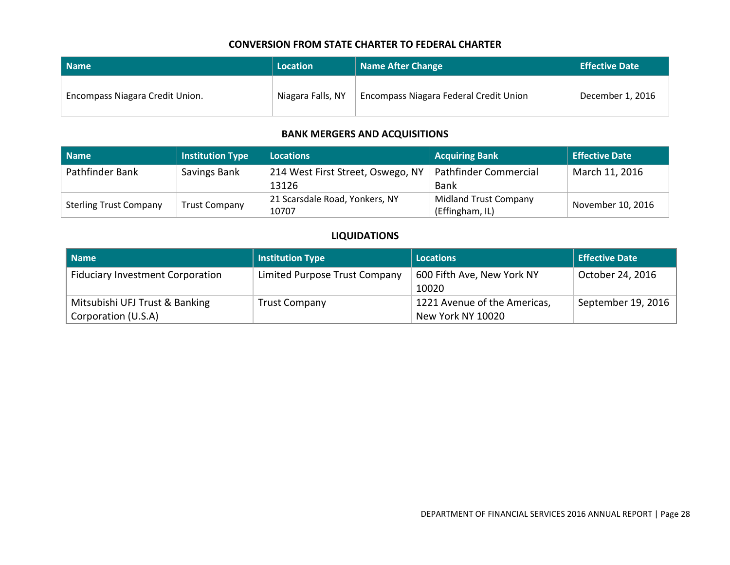## CONVERSION FROM STATE CHARTER TO FEDERAL CHARTER

| Name | Location | Name After Change | Effective Date |
| --- | --- | --- | --- |
| Encompass Niagara Credit Union. | Niagara Falls, NY | Encompass Niagara Federal Credit Union | December 1, 2016 |

## BANK MERGERS AND ACQUISITIONS

| Name | Institution Type | Locations | Acquiring Bank | Effective Date |
| --- | --- | --- | --- | --- |
| Pathfinder Bank | Savings Bank | 214 West First Street, Oswego, NY 13126 | Pathfinder Commercial Bank | March 11, 2016 |
| Sterling Trust Company | Trust Company | 21 Scarsdale Road, Yonkers, NY 10707 | Midland Trust Company (Effingham, IL) | November 10, 2016 |

## LIQUIDATIONS

| Name | Institution Type | Locations | Effective Date |
| --- | --- | --- | --- |
| Fiduciary Investment Corporation | Limited Purpose Trust Company | 600 Fifth Ave, New York NY 10020 | October 24, 2016 |
| Mitsubishi UFJ Trust & Banking Corporation (U.S.A) | Trust Company | 1221 Avenue of the Americas, New York NY 10020 | September 19, 2016 |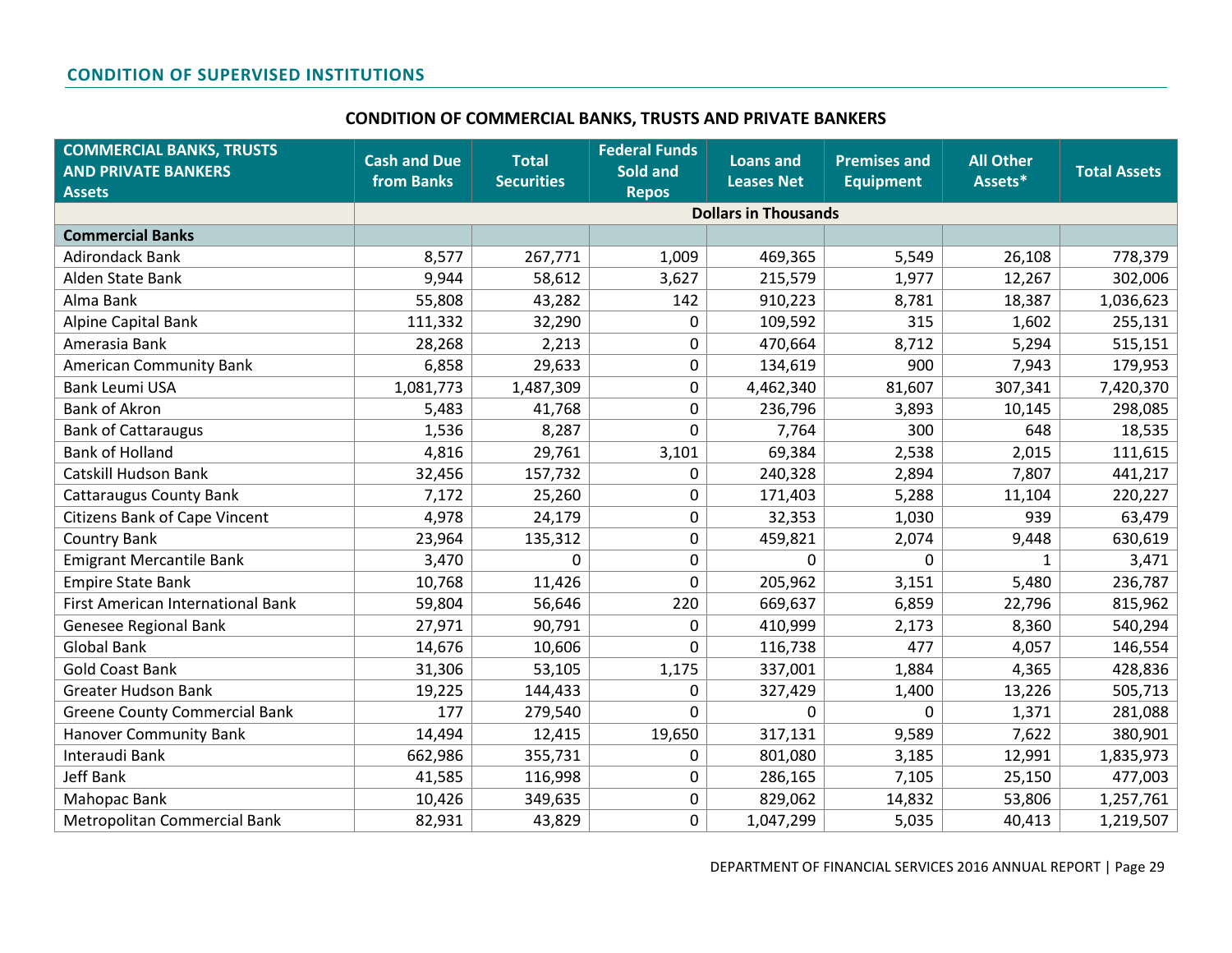## CONDITION OF SUPERVISED INSTITUTIONS

### CONDITION OF COMMERCIAL BANKS, TRUSTS AND PRIVATE BANKERS

| COMMERCIAL BANKS, TRUSTS AND PRIVATE BANKERS Assets | Cash and Due from Banks | Total Securities | Federal Funds Sold and Repos | Loans and Leases Net | Premises and Equipment | All Other Assets* | Total Assets |
|---|---|---|---|---|---|---|---|
| | Dollars in Thousands | | | | | | |
| **Commercial Banks** | | | | | | | |
| Adirondack Bank | 8,577 | 267,771 | 1,009 | 469,365 | 5,549 | 26,108 | 778,379 |
| Alden State Bank | 9,944 | 58,612 | 3,627 | 215,579 | 1,977 | 12,267 | 302,006 |
| Alma Bank | 55,808 | 43,282 | 142 | 910,223 | 8,781 | 18,387 | 1,036,623 |
| Alpine Capital Bank | 111,332 | 32,290 | 0 | 109,592 | 315 | 1,602 | 255,131 |
| Amerasia Bank | 28,268 | 2,213 | 0 | 470,664 | 8,712 | 5,294 | 515,151 |
| American Community Bank | 6,858 | 29,633 | 0 | 134,619 | 900 | 7,943 | 179,953 |
| Bank Leumi USA | 1,081,773 | 1,487,309 | 0 | 4,462,340 | 81,607 | 307,341 | 7,420,370 |
| Bank of Akron | 5,483 | 41,768 | 0 | 236,796 | 3,893 | 10,145 | 298,085 |
| Bank of Cattaraugus | 1,536 | 8,287 | 0 | 7,764 | 300 | 648 | 18,535 |
| Bank of Holland | 4,816 | 29,761 | 3,101 | 69,384 | 2,538 | 2,015 | 111,615 |
| Catskill Hudson Bank | 32,456 | 157,732 | 0 | 240,328 | 2,894 | 7,807 | 441,217 |
| Cattaraugus County Bank | 7,172 | 25,260 | 0 | 171,403 | 5,288 | 11,104 | 220,227 |
| Citizens Bank of Cape Vincent | 4,978 | 24,179 | 0 | 32,353 | 1,030 | 939 | 63,479 |
| Country Bank | 23,964 | 135,312 | 0 | 459,821 | 2,074 | 9,448 | 630,619 |
| Emigrant Mercantile Bank | 3,470 | 0 | 0 | 0 | 0 | 1 | 3,471 |
| Empire State Bank | 10,768 | 11,426 | 0 | 205,962 | 3,151 | 5,480 | 236,787 |
| First American International Bank | 59,804 | 56,646 | 220 | 669,637 | 6,859 | 22,796 | 815,962 |
| Genesee Regional Bank | 27,971 | 90,791 | 0 | 410,999 | 2,173 | 8,360 | 540,294 |
| Global Bank | 14,676 | 10,606 | 0 | 116,738 | 477 | 4,057 | 146,554 |
| Gold Coast Bank | 31,306 | 53,105 | 1,175 | 337,001 | 1,884 | 4,365 | 428,836 |
| Greater Hudson Bank | 19,225 | 144,433 | 0 | 327,429 | 1,400 | 13,226 | 505,713 |
| Greene County Commercial Bank | 177 | 279,540 | 0 | 0 | 0 | 1,371 | 281,088 |
| Hanover Community Bank | 14,494 | 12,415 | 19,650 | 317,131 | 9,589 | 7,622 | 380,901 |
| Interaudi Bank | 662,986 | 355,731 | 0 | 801,080 | 3,185 | 12,991 | 1,835,973 |
| Jeff Bank | 41,585 | 116,998 | 0 | 286,165 | 7,105 | 25,150 | 477,003 |
| Mahopac Bank | 10,426 | 349,635 | 0 | 829,062 | 14,832 | 53,806 | 1,257,761 |
| Metropolitan Commercial Bank | 82,931 | 43,829 | 0 | 1,047,299 | 5,035 | 40,413 | 1,219,507 |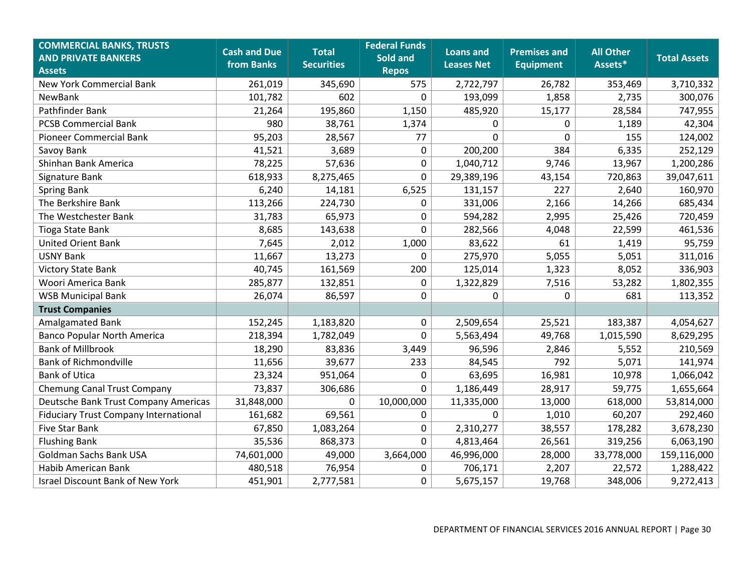| COMMERCIAL BANKS, TRUSTS AND PRIVATE BANKERS Assets | Cash and Due from Banks | Total Securities | Federal Funds Sold and Repos | Loans and Leases Net | Premises and Equipment | All Other Assets* | Total Assets |
|---|---|---|---|---|---|---|---|
| New York Commercial Bank | 261,019 | 345,690 | 575 | 2,722,797 | 26,782 | 353,469 | 3,710,332 |
| NewBank | 101,782 | 602 | 0 | 193,099 | 1,858 | 2,735 | 300,076 |
| Pathfinder Bank | 21,264 | 195,860 | 1,150 | 485,920 | 15,177 | 28,584 | 747,955 |
| PCSB Commercial Bank | 980 | 38,761 | 1,374 | 0 | 0 | 1,189 | 42,304 |
| Pioneer Commercial Bank | 95,203 | 28,567 | 77 | 0 | 0 | 155 | 124,002 |
| Savoy Bank | 41,521 | 3,689 | 0 | 200,200 | 384 | 6,335 | 252,129 |
| Shinhan Bank America | 78,225 | 57,636 | 0 | 1,040,712 | 9,746 | 13,967 | 1,200,286 |
| Signature Bank | 618,933 | 8,275,465 | 0 | 29,389,196 | 43,154 | 720,863 | 39,047,611 |
| Spring Bank | 6,240 | 14,181 | 6,525 | 131,157 | 227 | 2,640 | 160,970 |
| The Berkshire Bank | 113,266 | 224,730 | 0 | 331,006 | 2,166 | 14,266 | 685,434 |
| The Westchester Bank | 31,783 | 65,973 | 0 | 594,282 | 2,995 | 25,426 | 720,459 |
| Tioga State Bank | 8,685 | 143,638 | 0 | 282,566 | 4,048 | 22,599 | 461,536 |
| United Orient Bank | 7,645 | 2,012 | 1,000 | 83,622 | 61 | 1,419 | 95,759 |
| USNY Bank | 11,667 | 13,273 | 0 | 275,970 | 5,055 | 5,051 | 311,016 |
| Victory State Bank | 40,745 | 161,569 | 200 | 125,014 | 1,323 | 8,052 | 336,903 |
| Woori America Bank | 285,877 | 132,851 | 0 | 1,322,829 | 7,516 | 53,282 | 1,802,355 |
| WSB Municipal Bank | 26,074 | 86,597 | 0 | 0 | 0 | 681 | 113,352 |
| **Trust Companies** | | | | | | | |
| Amalgamated Bank | 152,245 | 1,183,820 | 0 | 2,509,654 | 25,521 | 183,387 | 4,054,627 |
| Banco Popular North America | 218,394 | 1,782,049 | 0 | 5,563,494 | 49,768 | 1,015,590 | 8,629,295 |
| Bank of Millbrook | 18,290 | 83,836 | 3,449 | 96,596 | 2,846 | 5,552 | 210,569 |
| Bank of Richmondville | 11,656 | 39,677 | 233 | 84,545 | 792 | 5,071 | 141,974 |
| Bank of Utica | 23,324 | 951,064 | 0 | 63,695 | 16,981 | 10,978 | 1,066,042 |
| Chemung Canal Trust Company | 73,837 | 306,686 | 0 | 1,186,449 | 28,917 | 59,775 | 1,655,664 |
| Deutsche Bank Trust Company Americas | 31,848,000 | 0 | 10,000,000 | 11,335,000 | 13,000 | 618,000 | 53,814,000 |
| Fiduciary Trust Company International | 161,682 | 69,561 | 0 | 0 | 1,010 | 60,207 | 292,460 |
| Five Star Bank | 67,850 | 1,083,264 | 0 | 2,310,277 | 38,557 | 178,282 | 3,678,230 |
| Flushing Bank | 35,536 | 868,373 | 0 | 4,813,464 | 26,561 | 319,256 | 6,063,190 |
| Goldman Sachs Bank USA | 74,601,000 | 49,000 | 3,664,000 | 46,996,000 | 28,000 | 33,778,000 | 159,116,000 |
| Habib American Bank | 480,518 | 76,954 | 0 | 706,171 | 2,207 | 22,572 | 1,288,422 |
| Israel Discount Bank of New York | 451,901 | 2,777,581 | 0 | 5,675,157 | 19,768 | 348,006 | 9,272,413 |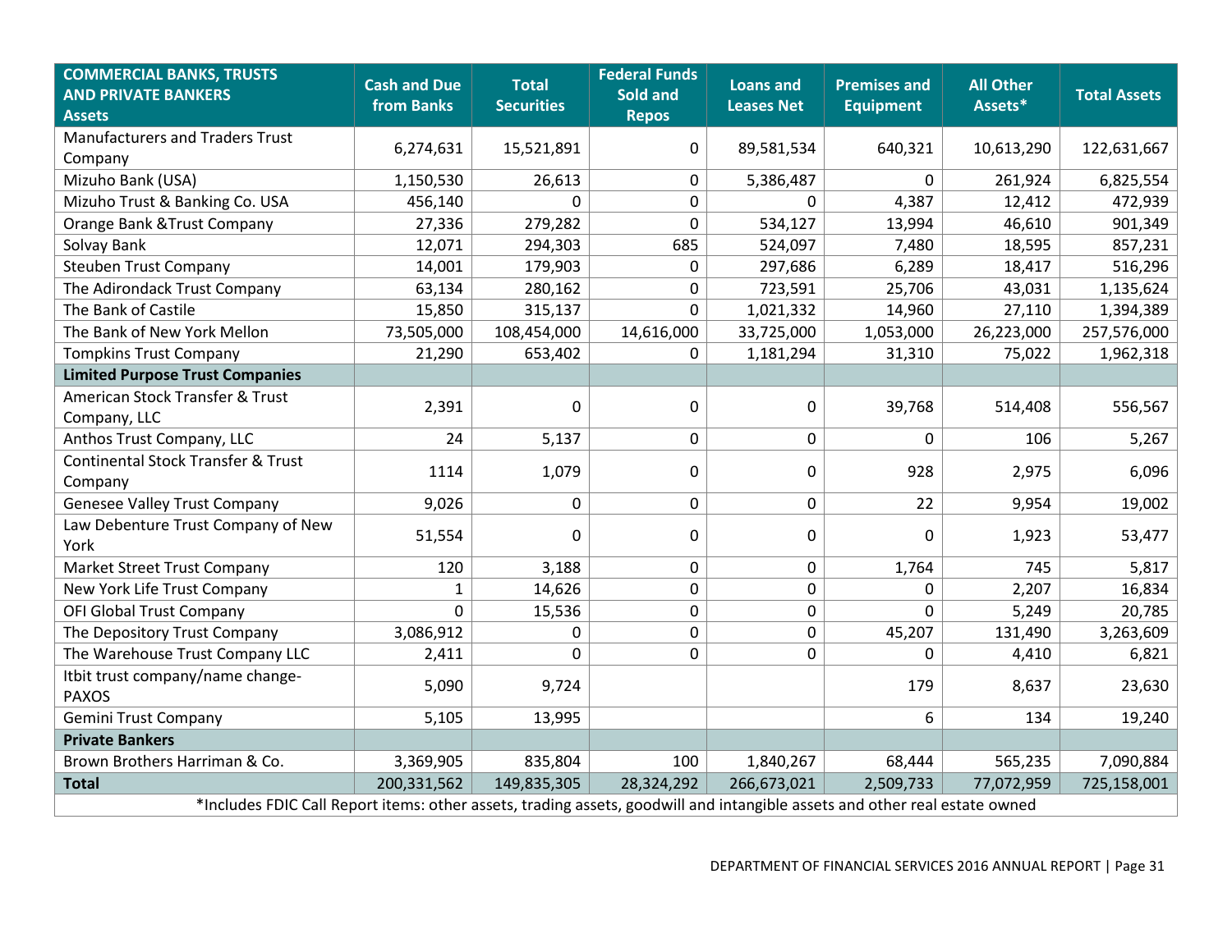| COMMERCIAL BANKS, TRUSTS AND PRIVATE BANKERS Assets | Cash and Due from Banks | Total Securities | Federal Funds Sold and Repos | Loans and Leases Net | Premises and Equipment | All Other Assets* | Total Assets |
|---|---|---|---|---|---|---|---|
| Manufacturers and Traders Trust Company | 6,274,631 | 15,521,891 | 0 | 89,581,534 | 640,321 | 10,613,290 | 122,631,667 |
| Mizuho Bank (USA) | 1,150,530 | 26,613 | 0 | 5,386,487 | 0 | 261,924 | 6,825,554 |
| Mizuho Trust & Banking Co. USA | 456,140 | 0 | 0 | 0 | 4,387 | 12,412 | 472,939 |
| Orange Bank &Trust Company | 27,336 | 279,282 | 0 | 534,127 | 13,994 | 46,610 | 901,349 |
| Solvay Bank | 12,071 | 294,303 | 685 | 524,097 | 7,480 | 18,595 | 857,231 |
| Steuben Trust Company | 14,001 | 179,903 | 0 | 297,686 | 6,289 | 18,417 | 516,296 |
| The Adirondack Trust Company | 63,134 | 280,162 | 0 | 723,591 | 25,706 | 43,031 | 1,135,624 |
| The Bank of Castile | 15,850 | 315,137 | 0 | 1,021,332 | 14,960 | 27,110 | 1,394,389 |
| The Bank of New York Mellon | 73,505,000 | 108,454,000 | 14,616,000 | 33,725,000 | 1,053,000 | 26,223,000 | 257,576,000 |
| Tompkins Trust Company | 21,290 | 653,402 | 0 | 1,181,294 | 31,310 | 75,022 | 1,962,318 |
| **Limited Purpose Trust Companies** | | | | | | | |
| American Stock Transfer & Trust Company, LLC | 2,391 | 0 | 0 | 0 | 39,768 | 514,408 | 556,567 |
| Anthos Trust Company, LLC | 24 | 5,137 | 0 | 0 | 0 | 106 | 5,267 |
| Continental Stock Transfer & Trust Company | 1114 | 1,079 | 0 | 0 | 928 | 2,975 | 6,096 |
| Genesee Valley Trust Company | 9,026 | 0 | 0 | 0 | 22 | 9,954 | 19,002 |
| Law Debenture Trust Company of New York | 51,554 | 0 | 0 | 0 | 0 | 1,923 | 53,477 |
| Market Street Trust Company | 120 | 3,188 | 0 | 0 | 1,764 | 745 | 5,817 |
| New York Life Trust Company | 1 | 14,626 | 0 | 0 | 0 | 2,207 | 16,834 |
| OFI Global Trust Company | 0 | 15,536 | 0 | 0 | 0 | 5,249 | 20,785 |
| The Depository Trust Company | 3,086,912 | 0 | 0 | 0 | 45,207 | 131,490 | 3,263,609 |
| The Warehouse Trust Company LLC | 2,411 | 0 | 0 | 0 | 0 | 4,410 | 6,821 |
| Itbit trust company/name change-PAXOS | 5,090 | 9,724 | | | 179 | 8,637 | 23,630 |
| Gemini Trust Company | 5,105 | 13,995 | | | 6 | 134 | 19,240 |
| **Private Bankers** | | | | | | | |
| Brown Brothers Harriman & Co. | 3,369,905 | 835,804 | 100 | 1,840,267 | 68,444 | 565,235 | 7,090,884 |
| **Total** | 200,331,562 | 149,835,305 | 28,324,292 | 266,673,021 | 2,509,733 | 77,072,959 | 725,158,001 |

*Includes FDIC Call Report items: other assets, trading assets, goodwill and intangible assets and other real estate owned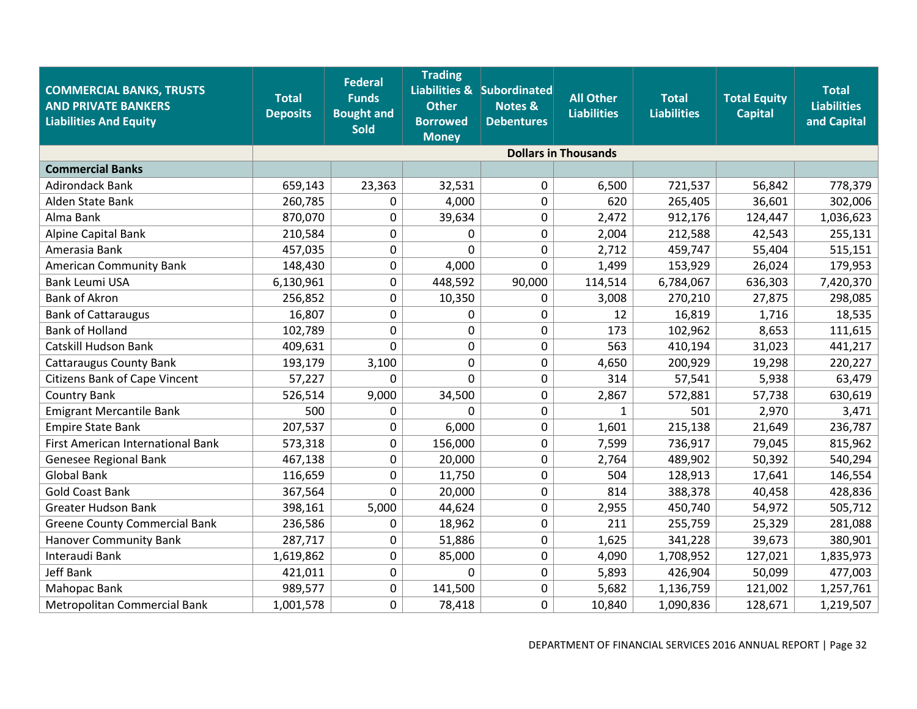| COMMERCIAL BANKS, TRUSTS AND PRIVATE BANKERS Liabilities And Equity | Total Deposits | Federal Funds Bought and Sold | Trading Liabilities & Other Borrowed Money | Subordinated Notes & Debentures | All Other Liabilities | Total Liabilities | Total Equity Capital | Total Liabilities and Capital |
|---|---|---|---|---|---|---|---|---|
| | Dollars in Thousands | | | | | | | |
| **Commercial Banks** | | | | | | | | |
| Adirondack Bank | 659,143 | 23,363 | 32,531 | 0 | 6,500 | 721,537 | 56,842 | 778,379 |
| Alden State Bank | 260,785 | 0 | 4,000 | 0 | 620 | 265,405 | 36,601 | 302,006 |
| Alma Bank | 870,070 | 0 | 39,634 | 0 | 2,472 | 912,176 | 124,447 | 1,036,623 |
| Alpine Capital Bank | 210,584 | 0 | 0 | 0 | 2,004 | 212,588 | 42,543 | 255,131 |
| Amerasia Bank | 457,035 | 0 | 0 | 0 | 2,712 | 459,747 | 55,404 | 515,151 |
| American Community Bank | 148,430 | 0 | 4,000 | 0 | 1,499 | 153,929 | 26,024 | 179,953 |
| Bank Leumi USA | 6,130,961 | 0 | 448,592 | 90,000 | 114,514 | 6,784,067 | 636,303 | 7,420,370 |
| Bank of Akron | 256,852 | 0 | 10,350 | 0 | 3,008 | 270,210 | 27,875 | 298,085 |
| Bank of Cattaraugus | 16,807 | 0 | 0 | 0 | 12 | 16,819 | 1,716 | 18,535 |
| Bank of Holland | 102,789 | 0 | 0 | 0 | 173 | 102,962 | 8,653 | 111,615 |
| Catskill Hudson Bank | 409,631 | 0 | 0 | 0 | 563 | 410,194 | 31,023 | 441,217 |
| Cattaraugus County Bank | 193,179 | 3,100 | 0 | 0 | 4,650 | 200,929 | 19,298 | 220,227 |
| Citizens Bank of Cape Vincent | 57,227 | 0 | 0 | 0 | 314 | 57,541 | 5,938 | 63,479 |
| Country Bank | 526,514 | 9,000 | 34,500 | 0 | 2,867 | 572,881 | 57,738 | 630,619 |
| Emigrant Mercantile Bank | 500 | 0 | 0 | 0 | 1 | 501 | 2,970 | 3,471 |
| Empire State Bank | 207,537 | 0 | 6,000 | 0 | 1,601 | 215,138 | 21,649 | 236,787 |
| First American International Bank | 573,318 | 0 | 156,000 | 0 | 7,599 | 736,917 | 79,045 | 815,962 |
| Genesee Regional Bank | 467,138 | 0 | 20,000 | 0 | 2,764 | 489,902 | 50,392 | 540,294 |
| Global Bank | 116,659 | 0 | 11,750 | 0 | 504 | 128,913 | 17,641 | 146,554 |
| Gold Coast Bank | 367,564 | 0 | 20,000 | 0 | 814 | 388,378 | 40,458 | 428,836 |
| Greater Hudson Bank | 398,161 | 5,000 | 44,624 | 0 | 2,955 | 450,740 | 54,972 | 505,712 |
| Greene County Commercial Bank | 236,586 | 0 | 18,962 | 0 | 211 | 255,759 | 25,329 | 281,088 |
| Hanover Community Bank | 287,717 | 0 | 51,886 | 0 | 1,625 | 341,228 | 39,673 | 380,901 |
| Interaudi Bank | 1,619,862 | 0 | 85,000 | 0 | 4,090 | 1,708,952 | 127,021 | 1,835,973 |
| Jeff Bank | 421,011 | 0 | 0 | 0 | 5,893 | 426,904 | 50,099 | 477,003 |
| Mahopac Bank | 989,577 | 0 | 141,500 | 0 | 5,682 | 1,136,759 | 121,002 | 1,257,761 |
| Metropolitan Commercial Bank | 1,001,578 | 0 | 78,418 | 0 | 10,840 | 1,090,836 | 128,671 | 1,219,507 |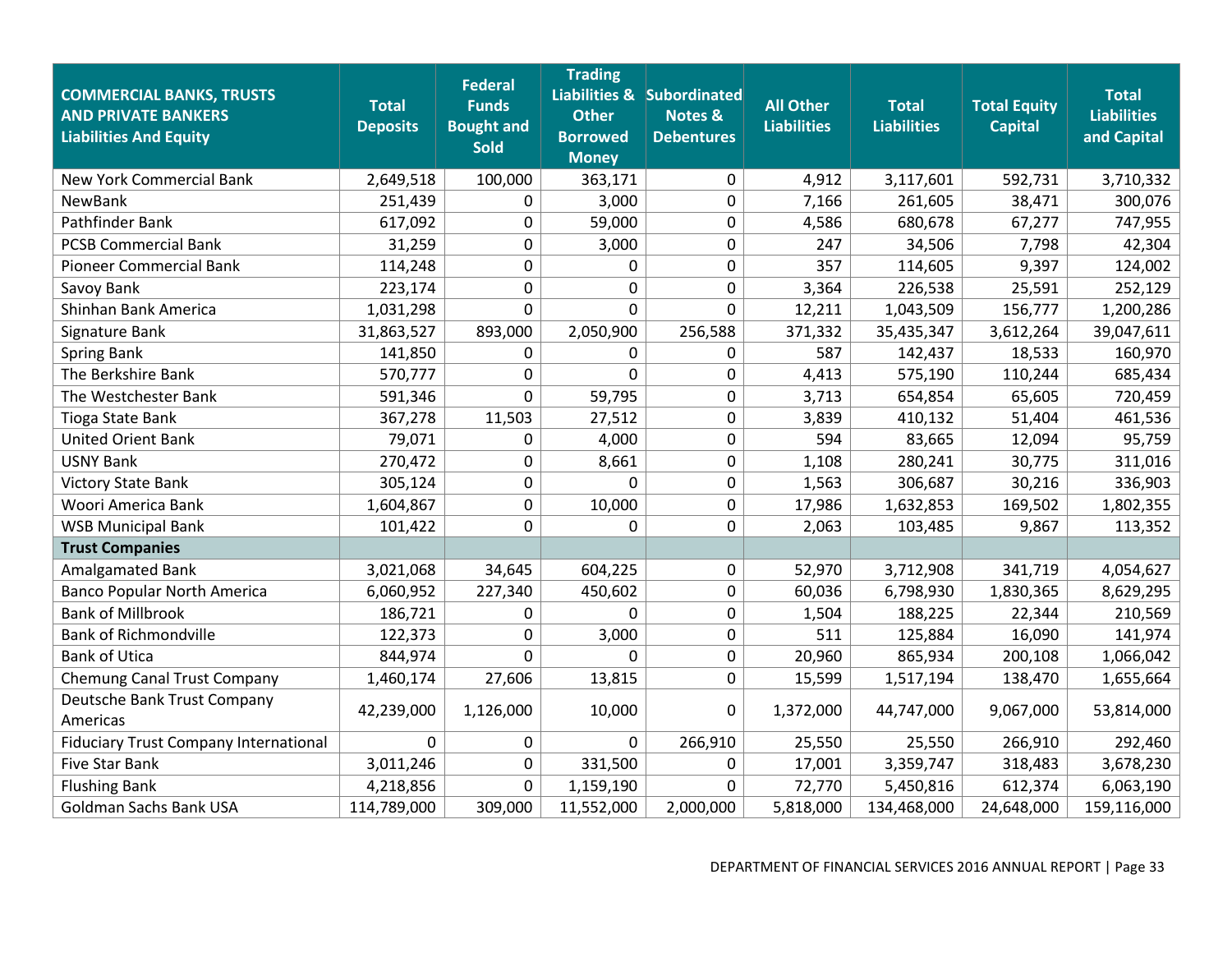| COMMERCIAL BANKS, TRUSTS AND PRIVATE BANKERS Liabilities And Equity | Total Deposits | Federal Funds Bought and Sold | Trading Liabilities & Other Borrowed Money | Subordinated Notes & Debentures | All Other Liabilities | Total Liabilities | Total Equity Capital | Total Liabilities and Capital |
|---|---|---|---|---|---|---|---|---|
| New York Commercial Bank | 2,649,518 | 100,000 | 363,171 | 0 | 4,912 | 3,117,601 | 592,731 | 3,710,332 |
| NewBank | 251,439 | 0 | 3,000 | 0 | 7,166 | 261,605 | 38,471 | 300,076 |
| Pathfinder Bank | 617,092 | 0 | 59,000 | 0 | 4,586 | 680,678 | 67,277 | 747,955 |
| PCSB Commercial Bank | 31,259 | 0 | 3,000 | 0 | 247 | 34,506 | 7,798 | 42,304 |
| Pioneer Commercial Bank | 114,248 | 0 | 0 | 0 | 357 | 114,605 | 9,397 | 124,002 |
| Savoy Bank | 223,174 | 0 | 0 | 0 | 3,364 | 226,538 | 25,591 | 252,129 |
| Shinhan Bank America | 1,031,298 | 0 | 0 | 0 | 12,211 | 1,043,509 | 156,777 | 1,200,286 |
| Signature Bank | 31,863,527 | 893,000 | 2,050,900 | 256,588 | 371,332 | 35,435,347 | 3,612,264 | 39,047,611 |
| Spring Bank | 141,850 | 0 | 0 | 0 | 587 | 142,437 | 18,533 | 160,970 |
| The Berkshire Bank | 570,777 | 0 | 0 | 0 | 4,413 | 575,190 | 110,244 | 685,434 |
| The Westchester Bank | 591,346 | 0 | 59,795 | 0 | 3,713 | 654,854 | 65,605 | 720,459 |
| Tioga State Bank | 367,278 | 11,503 | 27,512 | 0 | 3,839 | 410,132 | 51,404 | 461,536 |
| United Orient Bank | 79,071 | 0 | 4,000 | 0 | 594 | 83,665 | 12,094 | 95,759 |
| USNY Bank | 270,472 | 0 | 8,661 | 0 | 1,108 | 280,241 | 30,775 | 311,016 |
| Victory State Bank | 305,124 | 0 | 0 | 0 | 1,563 | 306,687 | 30,216 | 336,903 |
| Woori America Bank | 1,604,867 | 0 | 10,000 | 0 | 17,986 | 1,632,853 | 169,502 | 1,802,355 |
| WSB Municipal Bank | 101,422 | 0 | 0 | 0 | 2,063 | 103,485 | 9,867 | 113,352 |
| **Trust Companies** | | | | | | | | |
| Amalgamated Bank | 3,021,068 | 34,645 | 604,225 | 0 | 52,970 | 3,712,908 | 341,719 | 4,054,627 |
| Banco Popular North America | 6,060,952 | 227,340 | 450,602 | 0 | 60,036 | 6,798,930 | 1,830,365 | 8,629,295 |
| Bank of Millbrook | 186,721 | 0 | 0 | 0 | 1,504 | 188,225 | 22,344 | 210,569 |
| Bank of Richmondville | 122,373 | 0 | 3,000 | 0 | 511 | 125,884 | 16,090 | 141,974 |
| Bank of Utica | 844,974 | 0 | 0 | 0 | 20,960 | 865,934 | 200,108 | 1,066,042 |
| Chemung Canal Trust Company | 1,460,174 | 27,606 | 13,815 | 0 | 15,599 | 1,517,194 | 138,470 | 1,655,664 |
| Deutsche Bank Trust Company Americas | 42,239,000 | 1,126,000 | 10,000 | 0 | 1,372,000 | 44,747,000 | 9,067,000 | 53,814,000 |
| Fiduciary Trust Company International | 0 | 0 | 0 | 266,910 | 25,550 | 25,550 | 266,910 | 292,460 |
| Five Star Bank | 3,011,246 | 0 | 331,500 | 0 | 17,001 | 3,359,747 | 318,483 | 3,678,230 |
| Flushing Bank | 4,218,856 | 0 | 1,159,190 | 0 | 72,770 | 5,450,816 | 612,374 | 6,063,190 |
| Goldman Sachs Bank USA | 114,789,000 | 309,000 | 11,552,000 | 2,000,000 | 5,818,000 | 134,468,000 | 24,648,000 | 159,116,000 |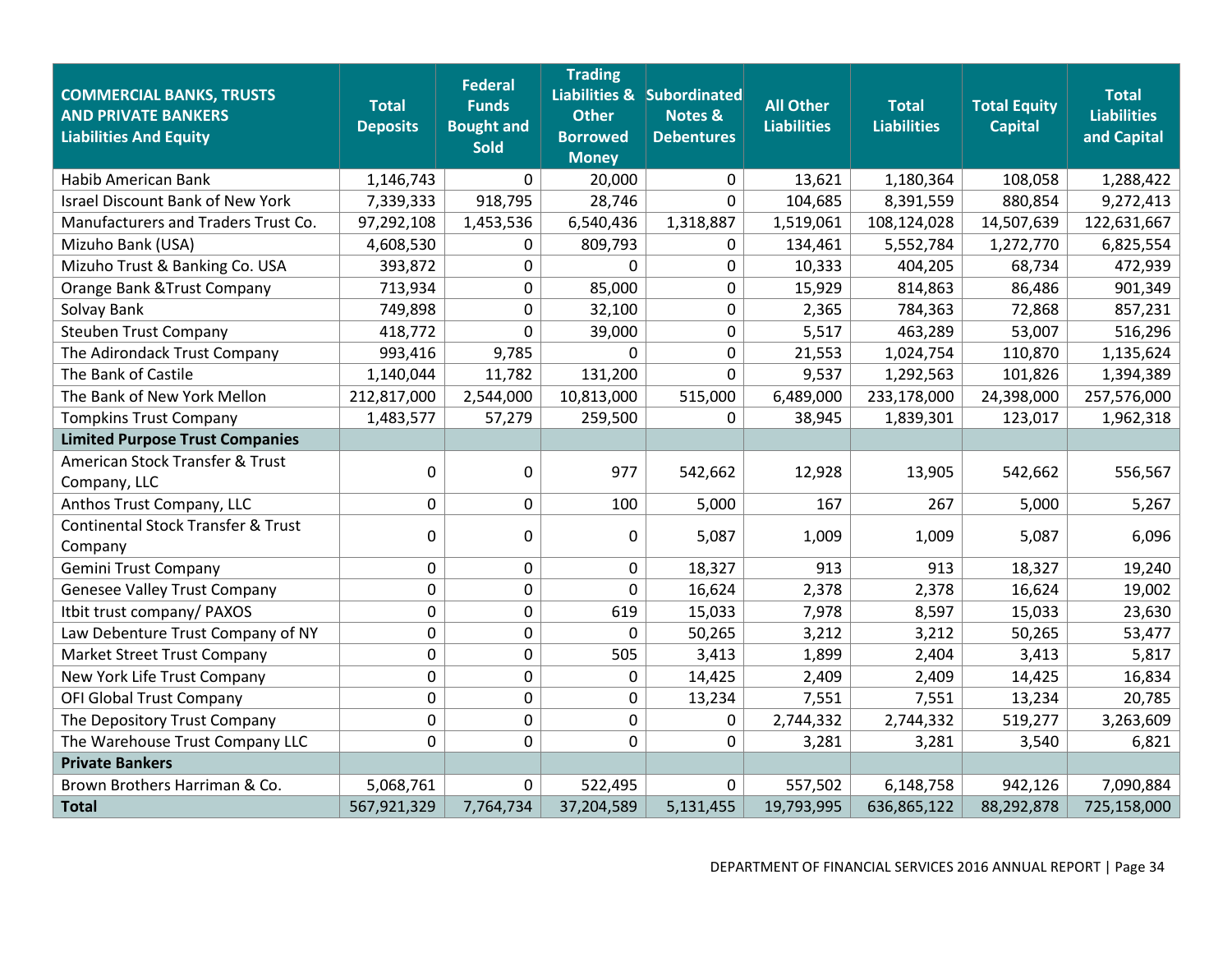| COMMERCIAL BANKS, TRUSTS AND PRIVATE BANKERS Liabilities And Equity | Total Deposits | Federal Funds Bought and Sold | Trading Liabilities & Other Borrowed Money | Subordinated Notes & Debentures | All Other Liabilities | Total Liabilities | Total Equity Capital | Total Liabilities and Capital |
|---|---|---|---|---|---|---|---|---|
| Habib American Bank | 1,146,743 | 0 | 20,000 | 0 | 13,621 | 1,180,364 | 108,058 | 1,288,422 |
| Israel Discount Bank of New York | 7,339,333 | 918,795 | 28,746 | 0 | 104,685 | 8,391,559 | 880,854 | 9,272,413 |
| Manufacturers and Traders Trust Co. | 97,292,108 | 1,453,536 | 6,540,436 | 1,318,887 | 1,519,061 | 108,124,028 | 14,507,639 | 122,631,667 |
| Mizuho Bank (USA) | 4,608,530 | 0 | 809,793 | 0 | 134,461 | 5,552,784 | 1,272,770 | 6,825,554 |
| Mizuho Trust & Banking Co. USA | 393,872 | 0 | 0 | 0 | 10,333 | 404,205 | 68,734 | 472,939 |
| Orange Bank &Trust Company | 713,934 | 0 | 85,000 | 0 | 15,929 | 814,863 | 86,486 | 901,349 |
| Solvay Bank | 749,898 | 0 | 32,100 | 0 | 2,365 | 784,363 | 72,868 | 857,231 |
| Steuben Trust Company | 418,772 | 0 | 39,000 | 0 | 5,517 | 463,289 | 53,007 | 516,296 |
| The Adirondack Trust Company | 993,416 | 9,785 | 0 | 0 | 21,553 | 1,024,754 | 110,870 | 1,135,624 |
| The Bank of Castile | 1,140,044 | 11,782 | 131,200 | 0 | 9,537 | 1,292,563 | 101,826 | 1,394,389 |
| The Bank of New York Mellon | 212,817,000 | 2,544,000 | 10,813,000 | 515,000 | 6,489,000 | 233,178,000 | 24,398,000 | 257,576,000 |
| Tompkins Trust Company | 1,483,577 | 57,279 | 259,500 | 0 | 38,945 | 1,839,301 | 123,017 | 1,962,318 |
| **Limited Purpose Trust Companies** | | | | | | | | |
| American Stock Transfer & Trust Company, LLC | 0 | 0 | 977 | 542,662 | 12,928 | 13,905 | 542,662 | 556,567 |
| Anthos Trust Company, LLC | 0 | 0 | 100 | 5,000 | 167 | 267 | 5,000 | 5,267 |
| Continental Stock Transfer & Trust Company | 0 | 0 | 0 | 5,087 | 1,009 | 1,009 | 5,087 | 6,096 |
| Gemini Trust Company | 0 | 0 | 0 | 18,327 | 913 | 913 | 18,327 | 19,240 |
| Genesee Valley Trust Company | 0 | 0 | 0 | 16,624 | 2,378 | 2,378 | 16,624 | 19,002 |
| Itbit trust company/ PAXOS | 0 | 0 | 619 | 15,033 | 7,978 | 8,597 | 15,033 | 23,630 |
| Law Debenture Trust Company of NY | 0 | 0 | 0 | 50,265 | 3,212 | 3,212 | 50,265 | 53,477 |
| Market Street Trust Company | 0 | 0 | 505 | 3,413 | 1,899 | 2,404 | 3,413 | 5,817 |
| New York Life Trust Company | 0 | 0 | 0 | 14,425 | 2,409 | 2,409 | 14,425 | 16,834 |
| OFI Global Trust Company | 0 | 0 | 0 | 13,234 | 7,551 | 7,551 | 13,234 | 20,785 |
| The Depository Trust Company | 0 | 0 | 0 | 0 | 2,744,332 | 2,744,332 | 519,277 | 3,263,609 |
| The Warehouse Trust Company LLC | 0 | 0 | 0 | 0 | 3,281 | 3,281 | 3,540 | 6,821 |
| **Private Bankers** | | | | | | | | |
| Brown Brothers Harriman & Co. | 5,068,761 | 0 | 522,495 | 0 | 557,502 | 6,148,758 | 942,126 | 7,090,884 |
| **Total** | 567,921,329 | 7,764,734 | 37,204,589 | 5,131,455 | 19,793,995 | 636,865,122 | 88,292,878 | 725,158,000 |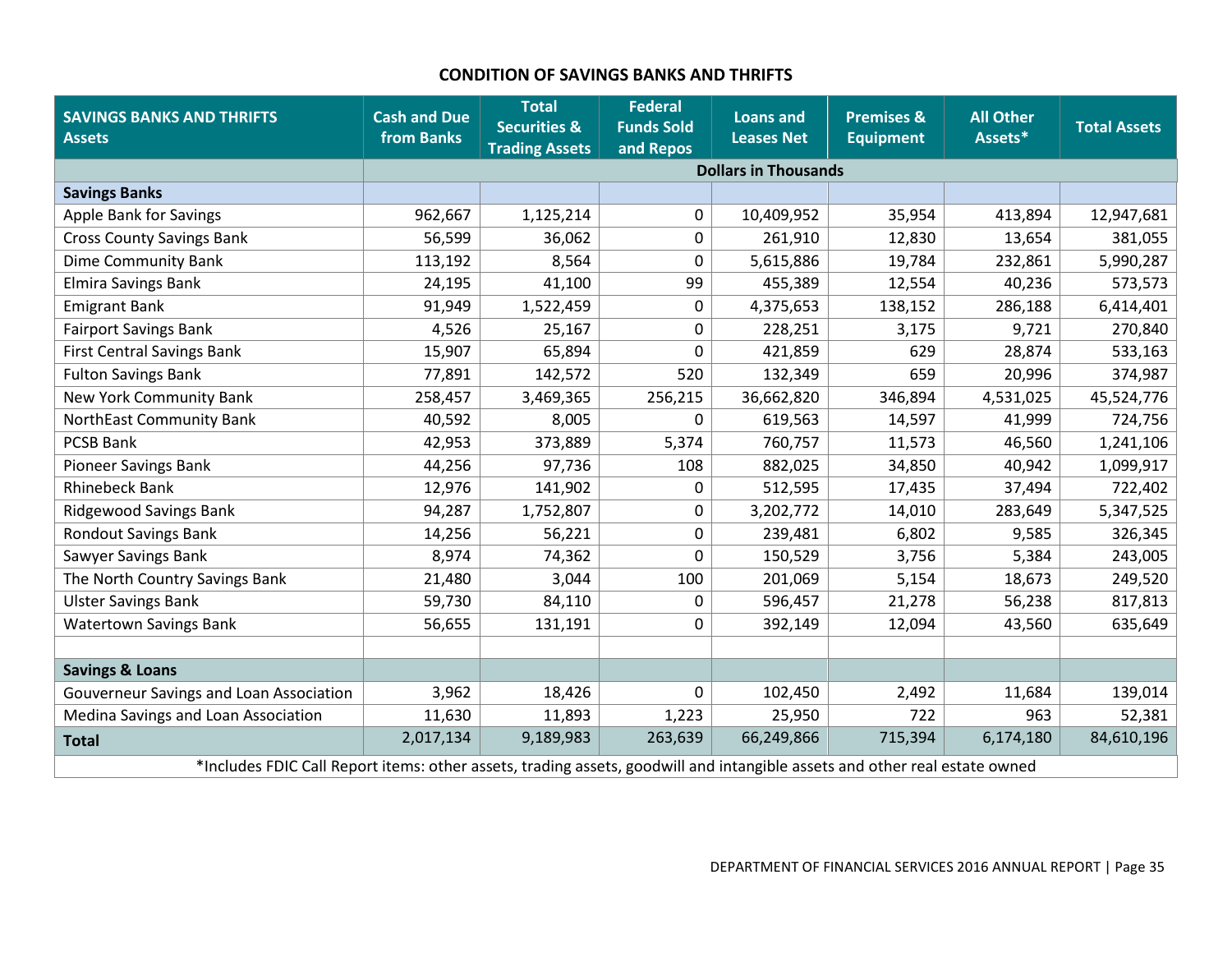## CONDITION OF SAVINGS BANKS AND THRIFTS

| SAVINGS BANKS AND THRIFTS Assets | Cash and Due from Banks | Total Securities & Trading Assets | Federal Funds Sold and Repos | Loans and Leases Net | Premises & Equipment | All Other Assets* | Total Assets |
|---|---|---|---|---|---|---|---|
| | Dollars in Thousands | | | | | | |
| **Savings Banks** | | | | | | | |
| Apple Bank for Savings | 962,667 | 1,125,214 | 0 | 10,409,952 | 35,954 | 413,894 | 12,947,681 |
| Cross County Savings Bank | 56,599 | 36,062 | 0 | 261,910 | 12,830 | 13,654 | 381,055 |
| Dime Community Bank | 113,192 | 8,564 | 0 | 5,615,886 | 19,784 | 232,861 | 5,990,287 |
| Elmira Savings Bank | 24,195 | 41,100 | 99 | 455,389 | 12,554 | 40,236 | 573,573 |
| Emigrant Bank | 91,949 | 1,522,459 | 0 | 4,375,653 | 138,152 | 286,188 | 6,414,401 |
| Fairport Savings Bank | 4,526 | 25,167 | 0 | 228,251 | 3,175 | 9,721 | 270,840 |
| First Central Savings Bank | 15,907 | 65,894 | 0 | 421,859 | 629 | 28,874 | 533,163 |
| Fulton Savings Bank | 77,891 | 142,572 | 520 | 132,349 | 659 | 20,996 | 374,987 |
| New York Community Bank | 258,457 | 3,469,365 | 256,215 | 36,662,820 | 346,894 | 4,531,025 | 45,524,776 |
| NorthEast Community Bank | 40,592 | 8,005 | 0 | 619,563 | 14,597 | 41,999 | 724,756 |
| PCSB Bank | 42,953 | 373,889 | 5,374 | 760,757 | 11,573 | 46,560 | 1,241,106 |
| Pioneer Savings Bank | 44,256 | 97,736 | 108 | 882,025 | 34,850 | 40,942 | 1,099,917 |
| Rhinebeck Bank | 12,976 | 141,902 | 0 | 512,595 | 17,435 | 37,494 | 722,402 |
| Ridgewood Savings Bank | 94,287 | 1,752,807 | 0 | 3,202,772 | 14,010 | 283,649 | 5,347,525 |
| Rondout Savings Bank | 14,256 | 56,221 | 0 | 239,481 | 6,802 | 9,585 | 326,345 |
| Sawyer Savings Bank | 8,974 | 74,362 | 0 | 150,529 | 3,756 | 5,384 | 243,005 |
| The North Country Savings Bank | 21,480 | 3,044 | 100 | 201,069 | 5,154 | 18,673 | 249,520 |
| Ulster Savings Bank | 59,730 | 84,110 | 0 | 596,457 | 21,278 | 56,238 | 817,813 |
| Watertown Savings Bank | 56,655 | 131,191 | 0 | 392,149 | 12,094 | 43,560 | 635,649 |
| | | | | | | | |
| **Savings & Loans** | | | | | | | |
| Gouverneur Savings and Loan Association | 3,962 | 18,426 | 0 | 102,450 | 2,492 | 11,684 | 139,014 |
| Medina Savings and Loan Association | 11,630 | 11,893 | 1,223 | 25,950 | 722 | 963 | 52,381 |
| **Total** | 2,017,134 | 9,189,983 | 263,639 | 66,249,866 | 715,394 | 6,174,180 | 84,610,196 |

*Includes FDIC Call Report items: other assets, trading assets, goodwill and intangible assets and other real estate owned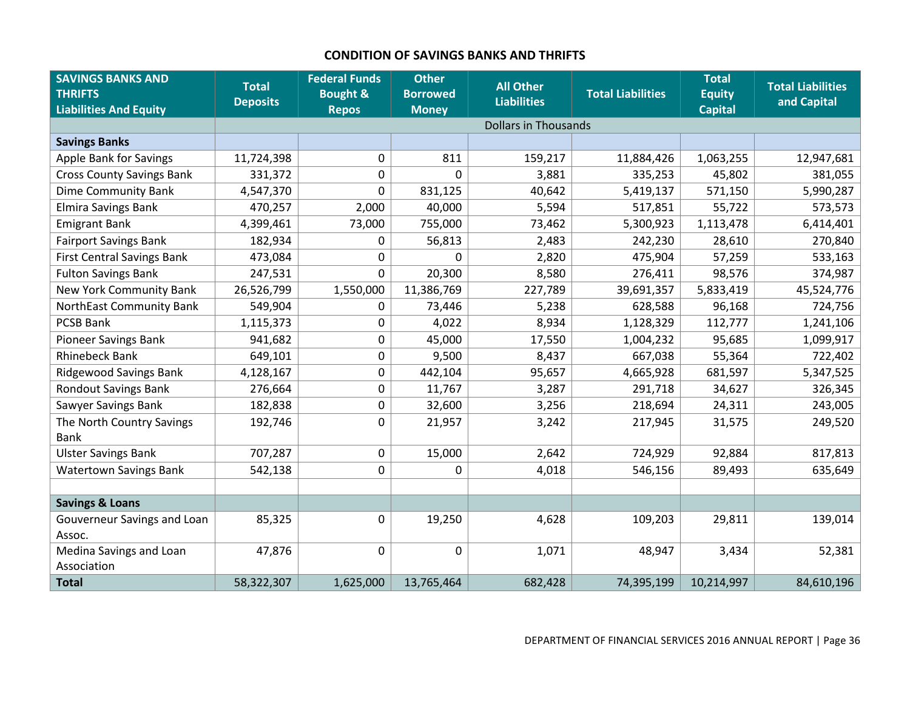## CONDITION OF SAVINGS BANKS AND THRIFTS

| SAVINGS BANKS AND THRIFTS Liabilities And Equity | Total Deposits | Federal Funds Bought & Repos | Other Borrowed Money | All Other Liabilities | Total Liabilities | Total Equity Capital | Total Liabilities and Capital |
|---|---|---|---|---|---|---|---|
| | Dollars in Thousands | | | | | | |
| **Savings Banks** | | | | | | | |
| Apple Bank for Savings | 11,724,398 | 0 | 811 | 159,217 | 11,884,426 | 1,063,255 | 12,947,681 |
| Cross County Savings Bank | 331,372 | 0 | 0 | 3,881 | 335,253 | 45,802 | 381,055 |
| Dime Community Bank | 4,547,370 | 0 | 831,125 | 40,642 | 5,419,137 | 571,150 | 5,990,287 |
| Elmira Savings Bank | 470,257 | 2,000 | 40,000 | 5,594 | 517,851 | 55,722 | 573,573 |
| Emigrant Bank | 4,399,461 | 73,000 | 755,000 | 73,462 | 5,300,923 | 1,113,478 | 6,414,401 |
| Fairport Savings Bank | 182,934 | 0 | 56,813 | 2,483 | 242,230 | 28,610 | 270,840 |
| First Central Savings Bank | 473,084 | 0 | 0 | 2,820 | 475,904 | 57,259 | 533,163 |
| Fulton Savings Bank | 247,531 | 0 | 20,300 | 8,580 | 276,411 | 98,576 | 374,987 |
| New York Community Bank | 26,526,799 | 1,550,000 | 11,386,769 | 227,789 | 39,691,357 | 5,833,419 | 45,524,776 |
| NorthEast Community Bank | 549,904 | 0 | 73,446 | 5,238 | 628,588 | 96,168 | 724,756 |
| PCSB Bank | 1,115,373 | 0 | 4,022 | 8,934 | 1,128,329 | 112,777 | 1,241,106 |
| Pioneer Savings Bank | 941,682 | 0 | 45,000 | 17,550 | 1,004,232 | 95,685 | 1,099,917 |
| Rhinebeck Bank | 649,101 | 0 | 9,500 | 8,437 | 667,038 | 55,364 | 722,402 |
| Ridgewood Savings Bank | 4,128,167 | 0 | 442,104 | 95,657 | 4,665,928 | 681,597 | 5,347,525 |
| Rondout Savings Bank | 276,664 | 0 | 11,767 | 3,287 | 291,718 | 34,627 | 326,345 |
| Sawyer Savings Bank | 182,838 | 0 | 32,600 | 3,256 | 218,694 | 24,311 | 243,005 |
| The North Country Savings Bank | 192,746 | 0 | 21,957 | 3,242 | 217,945 | 31,575 | 249,520 |
| Ulster Savings Bank | 707,287 | 0 | 15,000 | 2,642 | 724,929 | 92,884 | 817,813 |
| Watertown Savings Bank | 542,138 | 0 | 0 | 4,018 | 546,156 | 89,493 | 635,649 |
| | | | | | | | |
| **Savings & Loans** | | | | | | | |
| Gouverneur Savings and Loan Assoc. | 85,325 | 0 | 19,250 | 4,628 | 109,203 | 29,811 | 139,014 |
| Medina Savings and Loan Association | 47,876 | 0 | 0 | 1,071 | 48,947 | 3,434 | 52,381 |
| **Total** | 58,322,307 | 1,625,000 | 13,765,464 | 682,428 | 74,395,199 | 10,214,997 | 84,610,196 |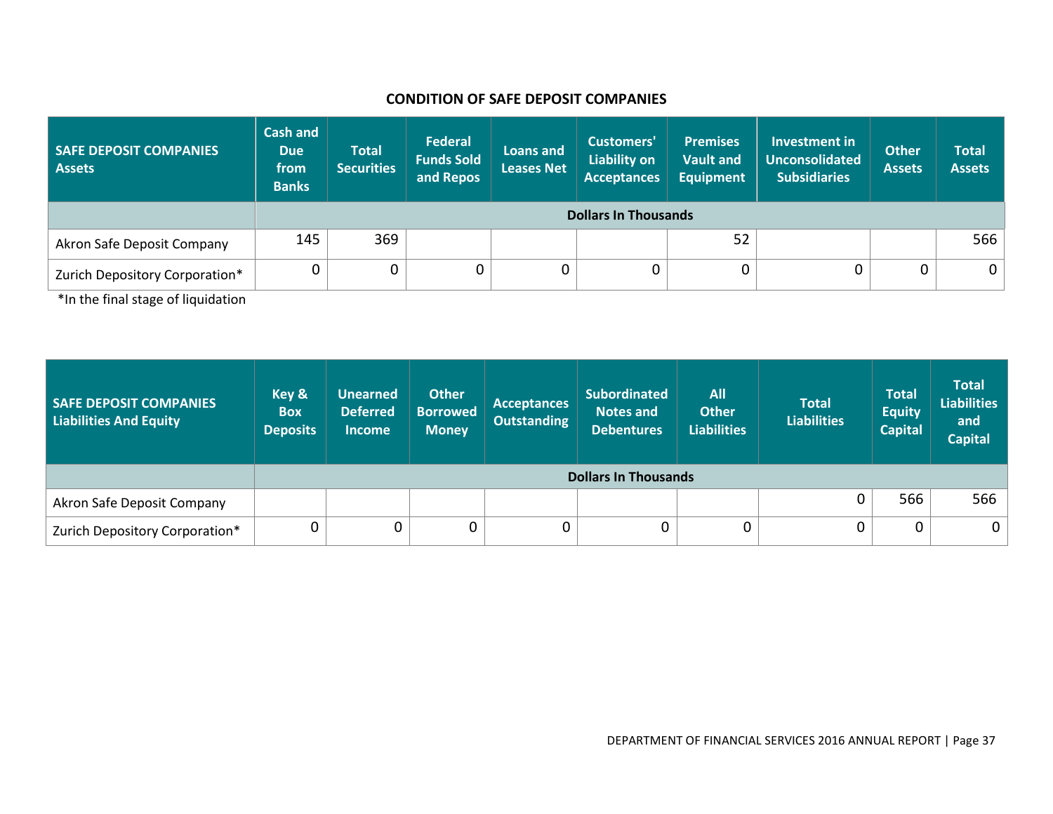## CONDITION OF SAFE DEPOSIT COMPANIES

| SAFE DEPOSIT COMPANIES Assets | Cash and Due from Banks | Total Securities | Federal Funds Sold and Repos | Loans and Leases Net | Customers' Liability on Acceptances | Premises Vault and Equipment | Investment in Unconsolidated Subsidiaries | Other Assets | Total Assets |
|---|---|---|---|---|---|---|---|---|---|
| | Dollars In Thousands | | | | | | | | |
| Akron Safe Deposit Company | 145 | 369 | | | | 52 | | | 566 |
| Zurich Depository Corporation* | 0 | 0 | 0 | 0 | 0 | 0 | 0 | 0 | 0 |

*In the final stage of liquidation

| SAFE DEPOSIT COMPANIES Liabilities And Equity | Key & Box Deposits | Unearned Deferred Income | Other Borrowed Money | Acceptances Outstanding | Subordinated Notes and Debentures | All Other Liabilities | Total Liabilities | Total Equity Capital | Total Liabilities and Capital |
|---|---|---|---|---|---|---|---|---|---|
| | Dollars In Thousands | | | | | | | | |
| Akron Safe Deposit Company | | | | | | | 0 | 566 | 566 |
| Zurich Depository Corporation* | 0 | 0 | 0 | 0 | 0 | 0 | 0 | 0 | 0 |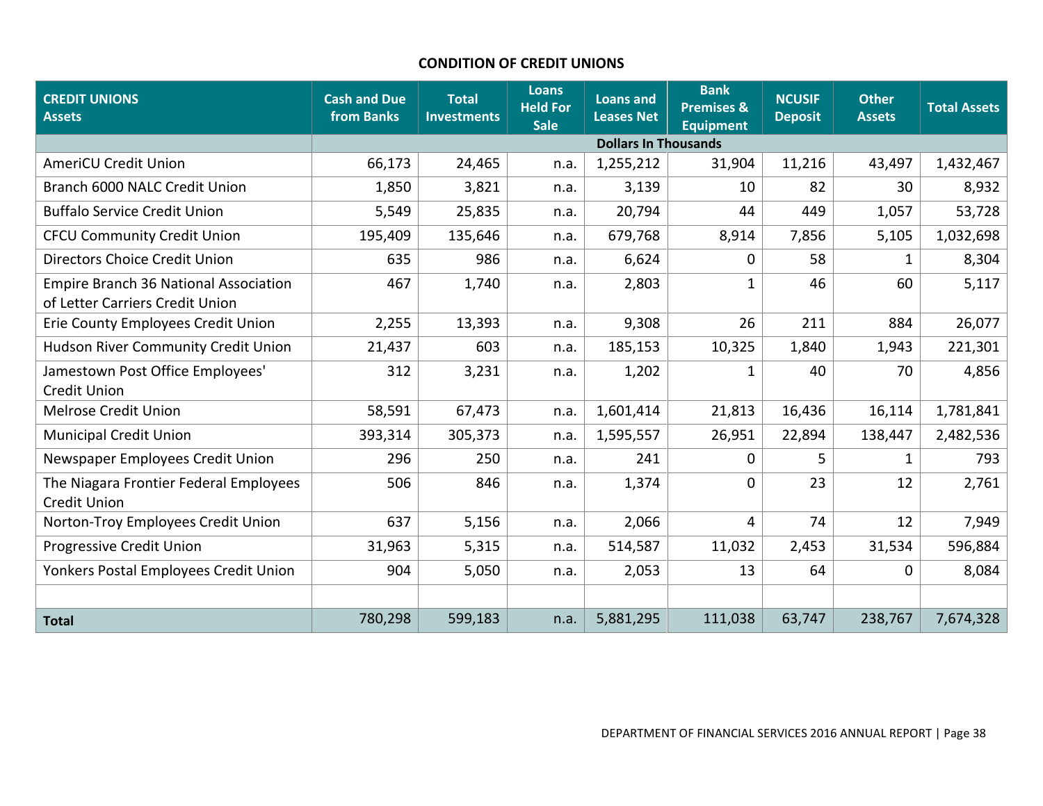**CONDITION OF CREDIT UNIONS**

| CREDIT UNIONS Assets | Cash and Due from Banks | Total Investments | Loans Held For Sale | Loans and Leases Net | Bank Premises & Equipment | NCUSIF Deposit | Other Assets | Total Assets |
|---|---|---|---|---|---|---|---|---|
| | Dollars In Thousands | | | | | | | |
| AmeriCU Credit Union | 66,173 | 24,465 | n.a. | 1,255,212 | 31,904 | 11,216 | 43,497 | 1,432,467 |
| Branch 6000 NALC Credit Union | 1,850 | 3,821 | n.a. | 3,139 | 10 | 82 | 30 | 8,932 |
| Buffalo Service Credit Union | 5,549 | 25,835 | n.a. | 20,794 | 44 | 449 | 1,057 | 53,728 |
| CFCU Community Credit Union | 195,409 | 135,646 | n.a. | 679,768 | 8,914 | 7,856 | 5,105 | 1,032,698 |
| Directors Choice Credit Union | 635 | 986 | n.a. | 6,624 | 0 | 58 | 1 | 8,304 |
| Empire Branch 36 National Association of Letter Carriers Credit Union | 467 | 1,740 | n.a. | 2,803 | 1 | 46 | 60 | 5,117 |
| Erie County Employees Credit Union | 2,255 | 13,393 | n.a. | 9,308 | 26 | 211 | 884 | 26,077 |
| Hudson River Community Credit Union | 21,437 | 603 | n.a. | 185,153 | 10,325 | 1,840 | 1,943 | 221,301 |
| Jamestown Post Office Employees' Credit Union | 312 | 3,231 | n.a. | 1,202 | 1 | 40 | 70 | 4,856 |
| Melrose Credit Union | 58,591 | 67,473 | n.a. | 1,601,414 | 21,813 | 16,436 | 16,114 | 1,781,841 |
| Municipal Credit Union | 393,314 | 305,373 | n.a. | 1,595,557 | 26,951 | 22,894 | 138,447 | 2,482,536 |
| Newspaper Employees Credit Union | 296 | 250 | n.a. | 241 | 0 | 5 | 1 | 793 |
| The Niagara Frontier Federal Employees Credit Union | 506 | 846 | n.a. | 1,374 | 0 | 23 | 12 | 2,761 |
| Norton-Troy Employees Credit Union | 637 | 5,156 | n.a. | 2,066 | 4 | 74 | 12 | 7,949 |
| Progressive Credit Union | 31,963 | 5,315 | n.a. | 514,587 | 11,032 | 2,453 | 31,534 | 596,884 |
| Yonkers Postal Employees Credit Union | 904 | 5,050 | n.a. | 2,053 | 13 | 64 | 0 | 8,084 |
| | | | | | | | | |
| **Total** | 780,298 | 599,183 | n.a. | 5,881,295 | 111,038 | 63,747 | 238,767 | 7,674,328 |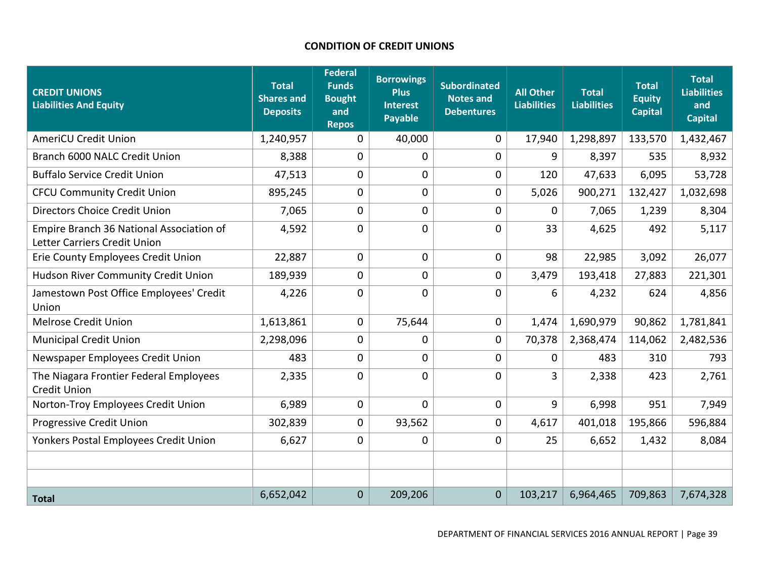## CONDITION OF CREDIT UNIONS

| CREDIT UNIONS Liabilities And Equity | Total Shares and Deposits | Federal Funds Bought and Repos | Borrowings Plus Interest Payable | Subordinated Notes and Debentures | All Other Liabilities | Total Liabilities | Total Equity Capital | Total Liabilities and Capital |
|---|---|---|---|---|---|---|---|---|
| AmeriCU Credit Union | 1,240,957 | 0 | 40,000 | 0 | 17,940 | 1,298,897 | 133,570 | 1,432,467 |
| Branch 6000 NALC Credit Union | 8,388 | 0 | 0 | 0 | 9 | 8,397 | 535 | 8,932 |
| Buffalo Service Credit Union | 47,513 | 0 | 0 | 0 | 120 | 47,633 | 6,095 | 53,728 |
| CFCU Community Credit Union | 895,245 | 0 | 0 | 0 | 5,026 | 900,271 | 132,427 | 1,032,698 |
| Directors Choice Credit Union | 7,065 | 0 | 0 | 0 | 0 | 7,065 | 1,239 | 8,304 |
| Empire Branch 36 National Association of Letter Carriers Credit Union | 4,592 | 0 | 0 | 0 | 33 | 4,625 | 492 | 5,117 |
| Erie County Employees Credit Union | 22,887 | 0 | 0 | 0 | 98 | 22,985 | 3,092 | 26,077 |
| Hudson River Community Credit Union | 189,939 | 0 | 0 | 0 | 3,479 | 193,418 | 27,883 | 221,301 |
| Jamestown Post Office Employees' Credit Union | 4,226 | 0 | 0 | 0 | 6 | 4,232 | 624 | 4,856 |
| Melrose Credit Union | 1,613,861 | 0 | 75,644 | 0 | 1,474 | 1,690,979 | 90,862 | 1,781,841 |
| Municipal Credit Union | 2,298,096 | 0 | 0 | 0 | 70,378 | 2,368,474 | 114,062 | 2,482,536 |
| Newspaper Employees Credit Union | 483 | 0 | 0 | 0 | 0 | 483 | 310 | 793 |
| The Niagara Frontier Federal Employees Credit Union | 2,335 | 0 | 0 | 0 | 3 | 2,338 | 423 | 2,761 |
| Norton-Troy Employees Credit Union | 6,989 | 0 | 0 | 0 | 9 | 6,998 | 951 | 7,949 |
| Progressive Credit Union | 302,839 | 0 | 93,562 | 0 | 4,617 | 401,018 | 195,866 | 596,884 |
| Yonkers Postal Employees Credit Union | 6,627 | 0 | 0 | 0 | 25 | 6,652 | 1,432 | 8,084 |
| | | | | | | | | |
| | | | | | | | | |
| **Total** | 6,652,042 | 0 | 209,206 | 0 | 103,217 | 6,964,465 | 709,863 | 7,674,328 |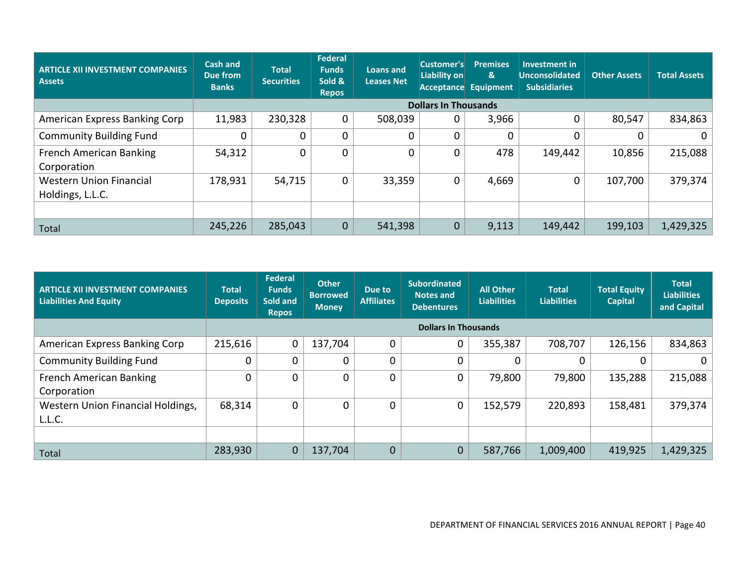| ARTICLE XII INVESTMENT COMPANIES Assets | Cash and Due from Banks | Total Securities | Federal Funds Sold & Repos | Loans and Leases Net | Customer's Liability on Acceptance | Premises & Equipment | Investment in Unconsolidated Subsidiaries | Other Assets | Total Assets |
|---|---|---|---|---|---|---|---|---|---|
| | Dollars In Thousands | | | | | | | | |
| American Express Banking Corp | 11,983 | 230,328 | 0 | 508,039 | 0 | 3,966 | 0 | 80,547 | 834,863 |
| Community Building Fund | 0 | 0 | 0 | 0 | 0 | 0 | 0 | 0 | 0 |
| French American Banking Corporation | 54,312 | 0 | 0 | 0 | 0 | 478 | 149,442 | 10,856 | 215,088 |
| Western Union Financial Holdings, L.L.C. | 178,931 | 54,715 | 0 | 33,359 | 0 | 4,669 | 0 | 107,700 | 379,374 |
| | | | | | | | | | |
| Total | 245,226 | 285,043 | 0 | 541,398 | 0 | 9,113 | 149,442 | 199,103 | 1,429,325 |

| ARTICLE XII INVESTMENT COMPANIES Liabilities And Equity | Total Deposits | Federal Funds Sold and Repos | Other Borrowed Money | Due to Affiliates | Subordinated Notes and Debentures | All Other Liabilities | Total Liabilities | Total Equity Capital | Total Liabilities and Capital |
|---|---|---|---|---|---|---|---|---|---|
| | Dollars In Thousands | | | | | | | | |
| American Express Banking Corp | 215,616 | 0 | 137,704 | 0 | 0 | 355,387 | 708,707 | 126,156 | 834,863 |
| Community Building Fund | 0 | 0 | 0 | 0 | 0 | 0 | 0 | 0 | 0 |
| French American Banking Corporation | 0 | 0 | 0 | 0 | 0 | 79,800 | 79,800 | 135,288 | 215,088 |
| Western Union Financial Holdings, L.L.C. | 68,314 | 0 | 0 | 0 | 0 | 152,579 | 220,893 | 158,481 | 379,374 |
| | | | | | | | | | |
| Total | 283,930 | 0 | 137,704 | 0 | 0 | 587,766 | 1,009,400 | 419,925 | 1,429,325 |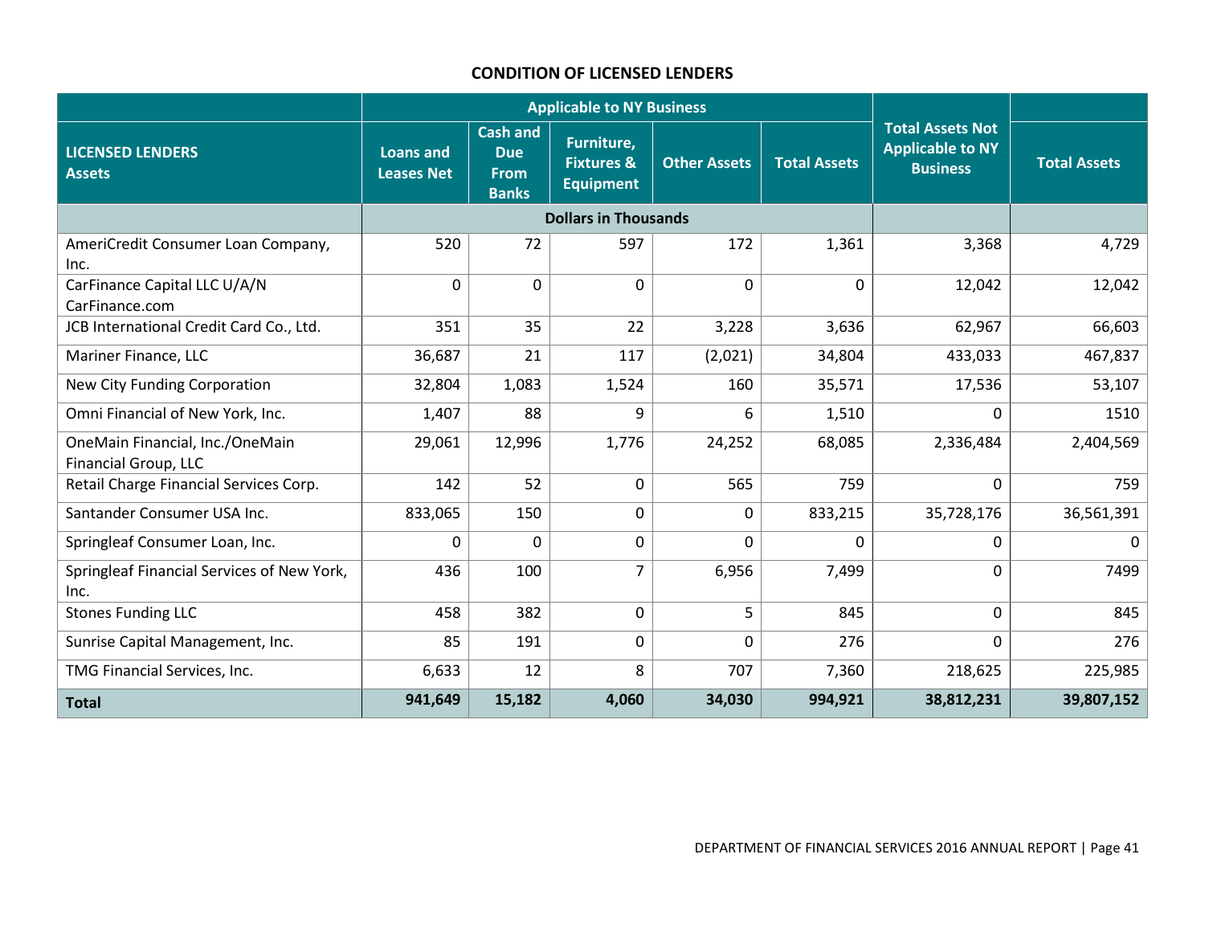# CONDITION OF LICENSED LENDERS

| LICENSED LENDERS Assets | Applicable to NY Business | | | | | Total Assets Not Applicable to NY Business | Total Assets |
|---|---|---|---|---|---|---|---|
| | Loans and Leases Net | Cash and Due From Banks | Furniture, Fixtures & Equipment | Other Assets | Total Assets | | |
| | Dollars in Thousands | | | | | | |
| AmeriCredit Consumer Loan Company, Inc. | 520 | 72 | 597 | 172 | 1,361 | 3,368 | 4,729 |
| CarFinance Capital LLC U/A/N CarFinance.com | 0 | 0 | 0 | 0 | 0 | 12,042 | 12,042 |
| JCB International Credit Card Co., Ltd. | 351 | 35 | 22 | 3,228 | 3,636 | 62,967 | 66,603 |
| Mariner Finance, LLC | 36,687 | 21 | 117 | (2,021) | 34,804 | 433,033 | 467,837 |
| New City Funding Corporation | 32,804 | 1,083 | 1,524 | 160 | 35,571 | 17,536 | 53,107 |
| Omni Financial of New York, Inc. | 1,407 | 88 | 9 | 6 | 1,510 | 0 | 1510 |
| OneMain Financial, Inc./OneMain Financial Group, LLC | 29,061 | 12,996 | 1,776 | 24,252 | 68,085 | 2,336,484 | 2,404,569 |
| Retail Charge Financial Services Corp. | 142 | 52 | 0 | 565 | 759 | 0 | 759 |
| Santander Consumer USA Inc. | 833,065 | 150 | 0 | 0 | 833,215 | 35,728,176 | 36,561,391 |
| Springleaf Consumer Loan, Inc. | 0 | 0 | 0 | 0 | 0 | 0 | 0 |
| Springleaf Financial Services of New York, Inc. | 436 | 100 | 7 | 6,956 | 7,499 | 0 | 7499 |
| Stones Funding LLC | 458 | 382 | 0 | 5 | 845 | 0 | 845 |
| Sunrise Capital Management, Inc. | 85 | 191 | 0 | 0 | 276 | 0 | 276 |
| TMG Financial Services, Inc. | 6,633 | 12 | 8 | 707 | 7,360 | 218,625 | 225,985 |
| **Total** | **941,649** | **15,182** | **4,060** | **34,030** | **994,921** | **38,812,231** | **39,807,152** |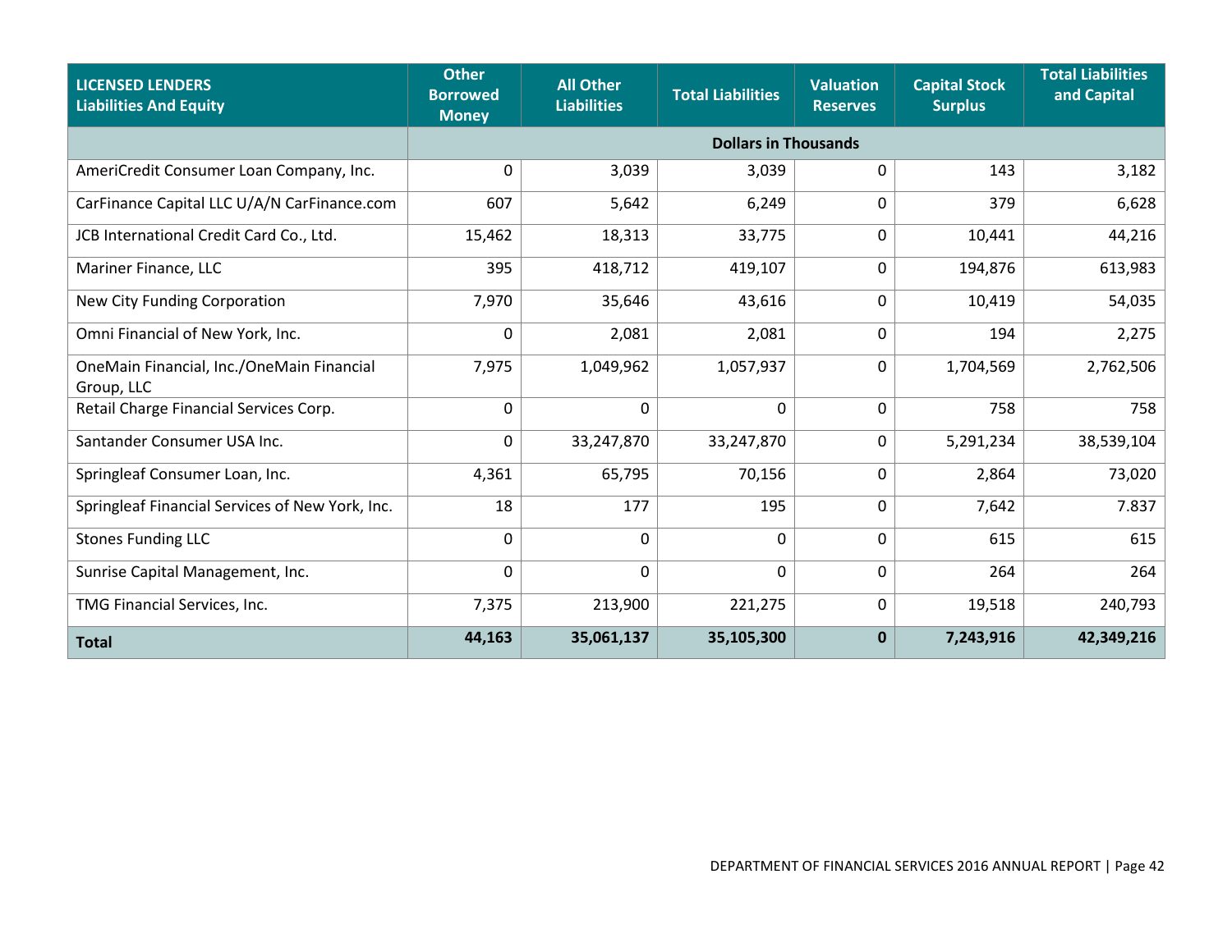| LICENSED LENDERS Liabilities And Equity | Other Borrowed Money | All Other Liabilities | Total Liabilities | Valuation Reserves | Capital Stock Surplus | Total Liabilities and Capital |
|---|---|---|---|---|---|---|
| | Dollars in Thousands | | | | | |
| AmeriCredit Consumer Loan Company, Inc. | 0 | 3,039 | 3,039 | 0 | 143 | 3,182 |
| CarFinance Capital LLC U/A/N CarFinance.com | 607 | 5,642 | 6,249 | 0 | 379 | 6,628 |
| JCB International Credit Card Co., Ltd. | 15,462 | 18,313 | 33,775 | 0 | 10,441 | 44,216 |
| Mariner Finance, LLC | 395 | 418,712 | 419,107 | 0 | 194,876 | 613,983 |
| New City Funding Corporation | 7,970 | 35,646 | 43,616 | 0 | 10,419 | 54,035 |
| Omni Financial of New York, Inc. | 0 | 2,081 | 2,081 | 0 | 194 | 2,275 |
| OneMain Financial, Inc./OneMain Financial Group, LLC | 7,975 | 1,049,962 | 1,057,937 | 0 | 1,704,569 | 2,762,506 |
| Retail Charge Financial Services Corp. | 0 | 0 | 0 | 0 | 758 | 758 |
| Santander Consumer USA Inc. | 0 | 33,247,870 | 33,247,870 | 0 | 5,291,234 | 38,539,104 |
| Springleaf Consumer Loan, Inc. | 4,361 | 65,795 | 70,156 | 0 | 2,864 | 73,020 |
| Springleaf Financial Services of New York, Inc. | 18 | 177 | 195 | 0 | 7,642 | 7.837 |
| Stones Funding LLC | 0 | 0 | 0 | 0 | 615 | 615 |
| Sunrise Capital Management, Inc. | 0 | 0 | 0 | 0 | 264 | 264 |
| TMG Financial Services, Inc. | 7,375 | 213,900 | 221,275 | 0 | 19,518 | 240,793 |
| **Total** | **44,163** | **35,061,137** | **35,105,300** | **0** | **7,243,916** | **42,349,216** |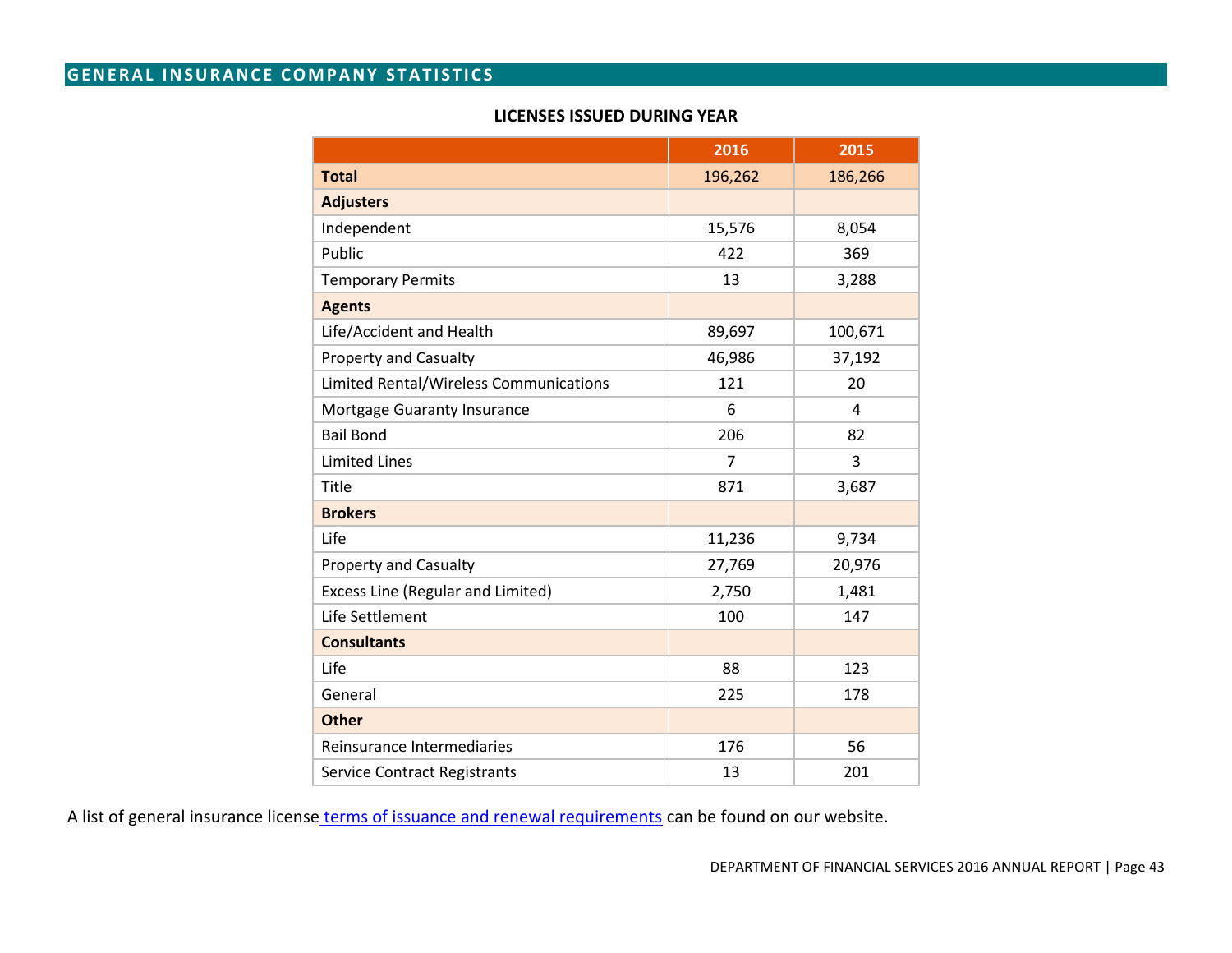## GENERAL INSURANCE COMPANY STATISTICS

### LICENSES ISSUED DURING YEAR

| | 2016 | 2015 |
|---|---|---|
| **Total** | 196,262 | 186,266 |
| **Adjusters** | | |
| Independent | 15,576 | 8,054 |
| Public | 422 | 369 |
| Temporary Permits | 13 | 3,288 |
| **Agents** | | |
| Life/Accident and Health | 89,697 | 100,671 |
| Property and Casualty | 46,986 | 37,192 |
| Limited Rental/Wireless Communications | 121 | 20 |
| Mortgage Guaranty Insurance | 6 | 4 |
| Bail Bond | 206 | 82 |
| Limited Lines | 7 | 3 |
| Title | 871 | 3,687 |
| **Brokers** | | |
| Life | 11,236 | 9,734 |
| Property and Casualty | 27,769 | 20,976 |
| Excess Line (Regular and Limited) | 2,750 | 1,481 |
| Life Settlement | 100 | 147 |
| **Consultants** | | |
| Life | 88 | 123 |
| General | 225 | 178 |
| **Other** | | |
| Reinsurance Intermediaries | 176 | 56 |
| Service Contract Registrants | 13 | 201 |

A list of general insurance license terms of issuance and renewal requirements can be found on our website.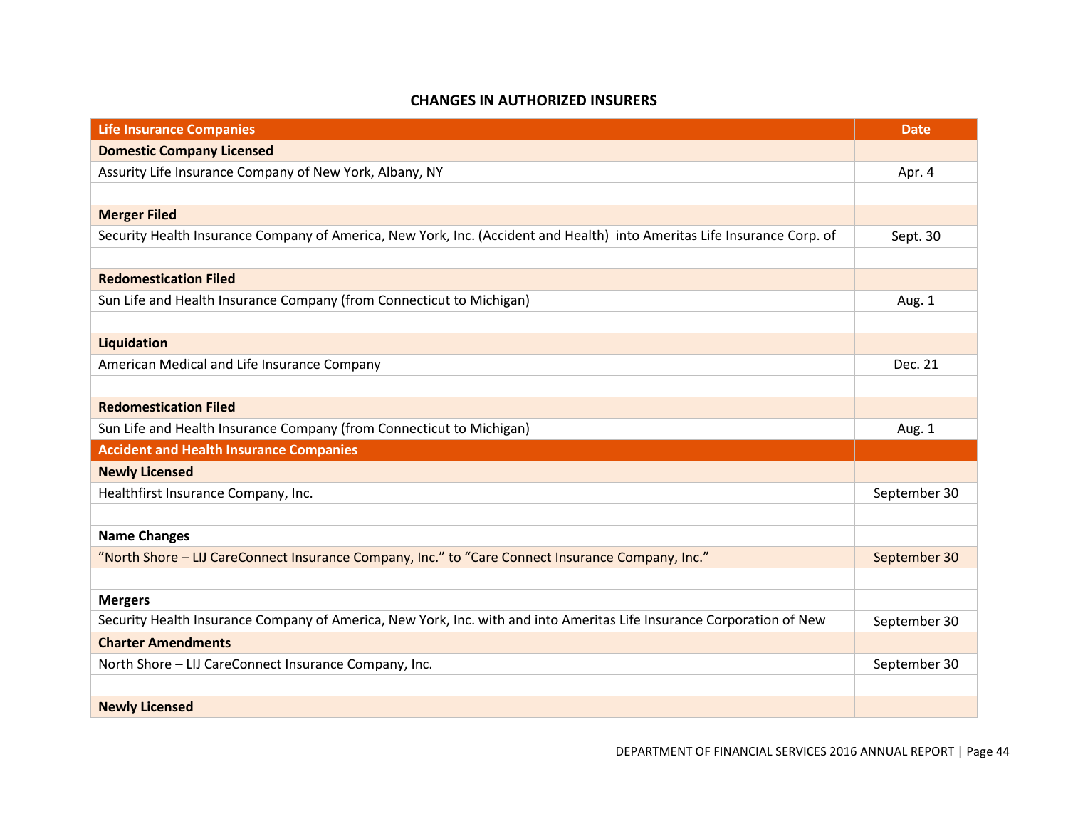## CHANGES IN AUTHORIZED INSURERS

| Life Insurance Companies | Date |
|---|---|
| **Domestic Company Licensed** | |
| Assurity Life Insurance Company of New York, Albany, NY | Apr. 4 |
| | |
| **Merger Filed** | |
| Security Health Insurance Company of America, New York, Inc. (Accident and Health) into Ameritas Life Insurance Corp. of | Sept. 30 |
| | |
| **Redomestication Filed** | |
| Sun Life and Health Insurance Company (from Connecticut to Michigan) | Aug. 1 |
| | |
| **Liquidation** | |
| American Medical and Life Insurance Company | Dec. 21 |
| | |
| **Redomestication Filed** | |
| Sun Life and Health Insurance Company (from Connecticut to Michigan) | Aug. 1 |
| **Accident and Health Insurance Companies** | |
| **Newly Licensed** | |
| Healthfirst Insurance Company, Inc. | September 30 |
| | |
| **Name Changes** | |
| "North Shore – LIJ CareConnect Insurance Company, Inc." to "Care Connect Insurance Company, Inc." | September 30 |
| | |
| **Mergers** | |
| Security Health Insurance Company of America, New York, Inc. with and into Ameritas Life Insurance Corporation of New | September 30 |
| **Charter Amendments** | |
| North Shore – LIJ CareConnect Insurance Company, Inc. | September 30 |
| | |
| **Newly Licensed** | |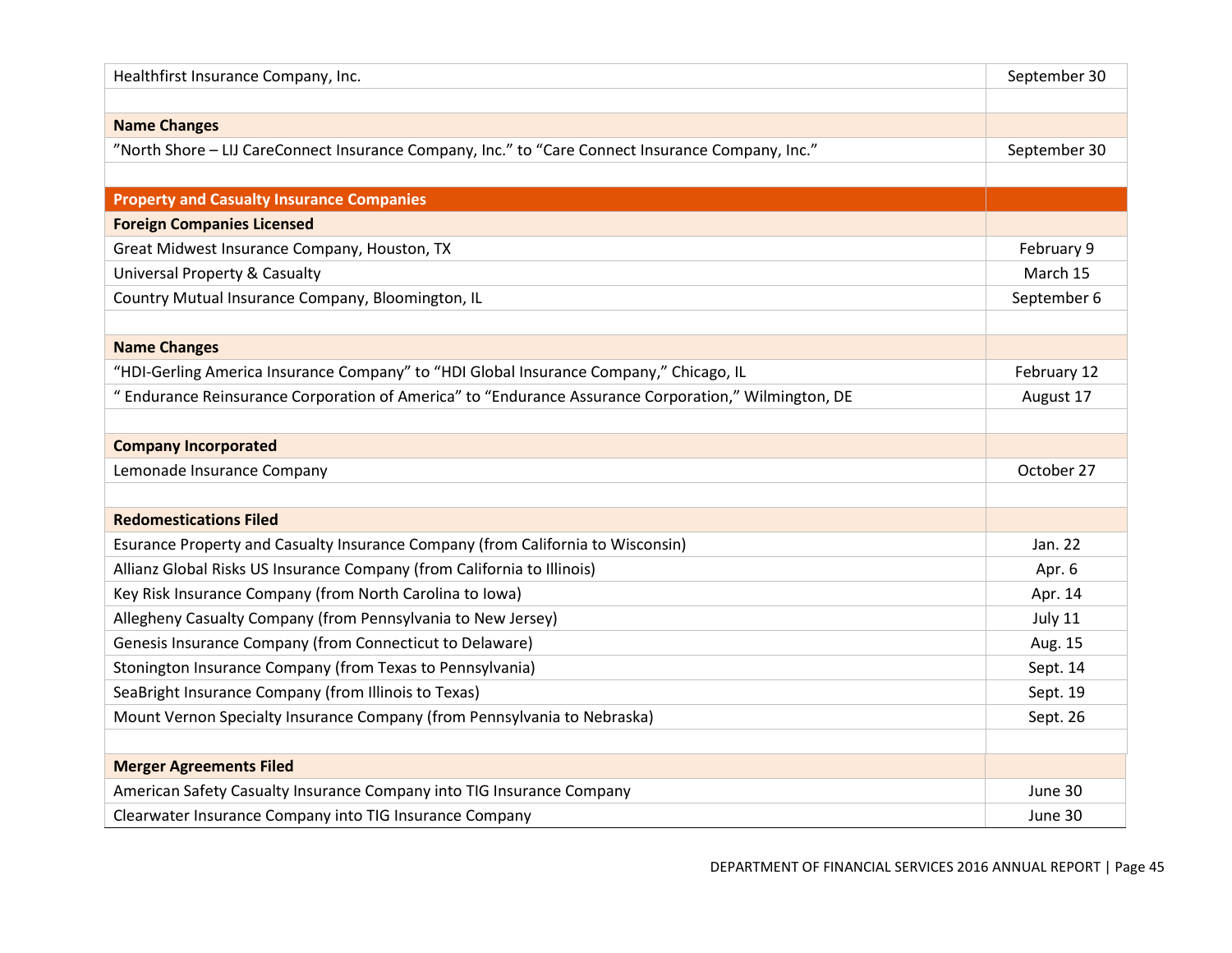| | |
|---|---|
| Healthfirst Insurance Company, Inc. | September 30 |
| | |
| **Name Changes** | |
| ”North Shore – LIJ CareConnect Insurance Company, Inc.” to “Care Connect Insurance Company, Inc.” | September 30 |
| | |
| **Property and Casualty Insurance Companies** | |
| **Foreign Companies Licensed** | |
| Great Midwest Insurance Company, Houston, TX | February 9 |
| Universal Property & Casualty | March 15 |
| Country Mutual Insurance Company, Bloomington, IL | September 6 |
| | |
| **Name Changes** | |
| “HDI-Gerling America Insurance Company” to “HDI Global Insurance Company,” Chicago, IL | February 12 |
| “ Endurance Reinsurance Corporation of America” to “Endurance Assurance Corporation,” Wilmington, DE | August 17 |
| | |
| **Company Incorporated** | |
| Lemonade Insurance Company | October 27 |
| | |
| **Redomestications Filed** | |
| Esurance Property and Casualty Insurance Company (from California to Wisconsin) | Jan. 22 |
| Allianz Global Risks US Insurance Company (from California to Illinois) | Apr. 6 |
| Key Risk Insurance Company (from North Carolina to Iowa) | Apr. 14 |
| Allegheny Casualty Company (from Pennsylvania to New Jersey) | July 11 |
| Genesis Insurance Company (from Connecticut to Delaware) | Aug. 15 |
| Stonington Insurance Company (from Texas to Pennsylvania) | Sept. 14 |
| SeaBright Insurance Company (from Illinois to Texas) | Sept. 19 |
| Mount Vernon Specialty Insurance Company (from Pennsylvania to Nebraska) | Sept. 26 |
| | |
| **Merger Agreements Filed** | |
| American Safety Casualty Insurance Company into TIG Insurance Company | June 30 |
| Clearwater Insurance Company into TIG Insurance Company | June 30 |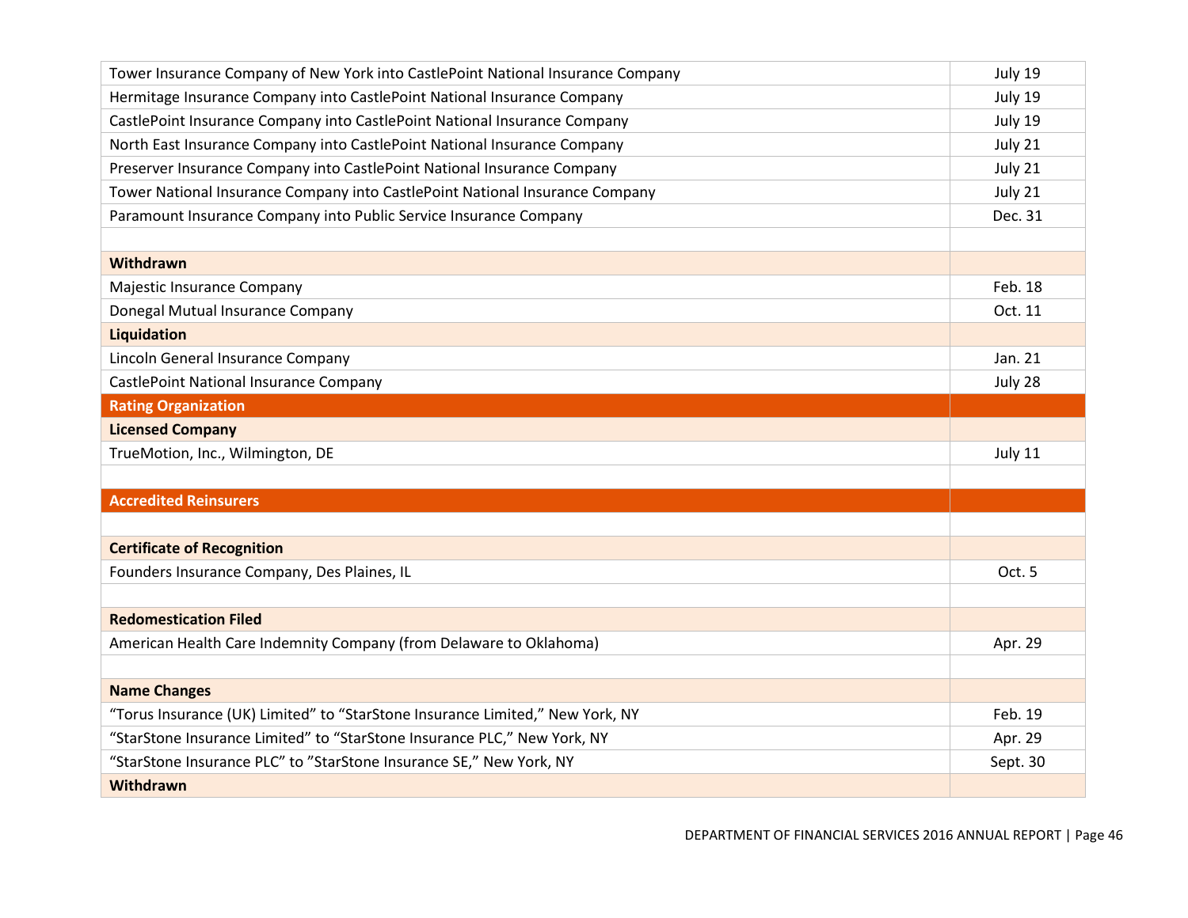| | |
|---|---|
| Tower Insurance Company of New York into CastlePoint National Insurance Company | July 19 |
| Hermitage Insurance Company into CastlePoint National Insurance Company | July 19 |
| CastlePoint Insurance Company into CastlePoint National Insurance Company | July 19 |
| North East Insurance Company into CastlePoint National Insurance Company | July 21 |
| Preserver Insurance Company into CastlePoint National Insurance Company | July 21 |
| Tower National Insurance Company into CastlePoint National Insurance Company | July 21 |
| Paramount Insurance Company into Public Service Insurance Company | Dec. 31 |
| | |
| **Withdrawn** | |
| Majestic Insurance Company | Feb. 18 |
| Donegal Mutual Insurance Company | Oct. 11 |
| **Liquidation** | |
| Lincoln General Insurance Company | Jan. 21 |
| CastlePoint National Insurance Company | July 28 |
| **Rating Organization** | |
| **Licensed Company** | |
| TrueMotion, Inc., Wilmington, DE | July 11 |
| | |
| **Accredited Reinsurers** | |
| | |
| **Certificate of Recognition** | |
| Founders Insurance Company, Des Plaines, IL | Oct. 5 |
| | |
| **Redomestication Filed** | |
| American Health Care Indemnity Company (from Delaware to Oklahoma) | Apr. 29 |
| | |
| **Name Changes** | |
| “Torus Insurance (UK) Limited” to “StarStone Insurance Limited,” New York, NY | Feb. 19 |
| “StarStone Insurance Limited” to “StarStone Insurance PLC,” New York, NY | Apr. 29 |
| “StarStone Insurance PLC” to ”StarStone Insurance SE,” New York, NY | Sept. 30 |
| **Withdrawn** | |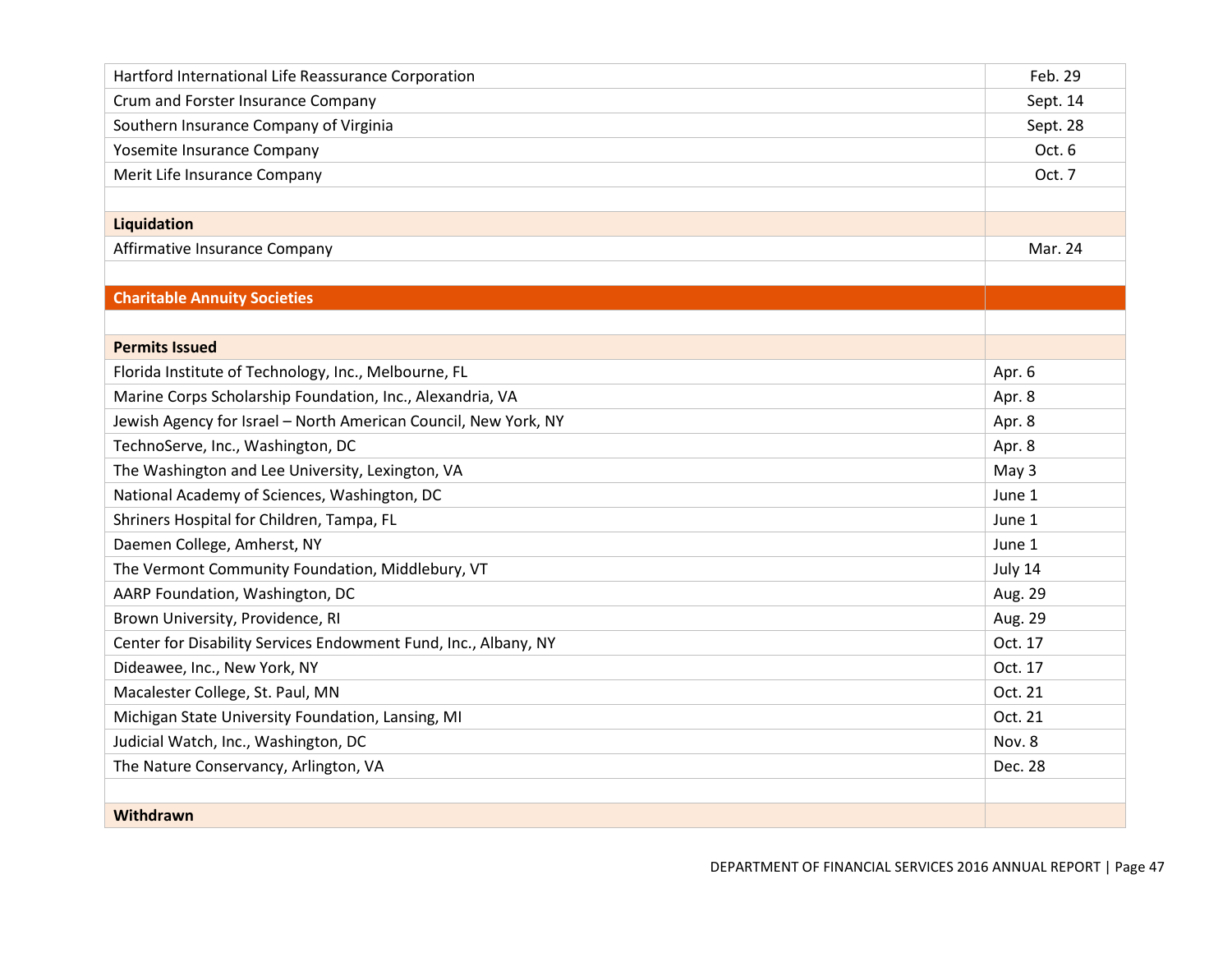| | |
|---|---|
| Hartford International Life Reassurance Corporation | Feb. 29 |
| Crum and Forster Insurance Company | Sept. 14 |
| Southern Insurance Company of Virginia | Sept. 28 |
| Yosemite Insurance Company | Oct. 6 |
| Merit Life Insurance Company | Oct. 7 |
| | |
| **Liquidation** | |
| Affirmative Insurance Company | Mar. 24 |
| | |
| **Charitable Annuity Societies** | |
| | |
| **Permits Issued** | |
| Florida Institute of Technology, Inc., Melbourne, FL | Apr. 6 |
| Marine Corps Scholarship Foundation, Inc., Alexandria, VA | Apr. 8 |
| Jewish Agency for Israel – North American Council, New York, NY | Apr. 8 |
| TechnoServe, Inc., Washington, DC | Apr. 8 |
| The Washington and Lee University, Lexington, VA | May 3 |
| National Academy of Sciences, Washington, DC | June 1 |
| Shriners Hospital for Children, Tampa, FL | June 1 |
| Daemen College, Amherst, NY | June 1 |
| The Vermont Community Foundation, Middlebury, VT | July 14 |
| AARP Foundation, Washington, DC | Aug. 29 |
| Brown University, Providence, RI | Aug. 29 |
| Center for Disability Services Endowment Fund, Inc., Albany, NY | Oct. 17 |
| Dideawee, Inc., New York, NY | Oct. 17 |
| Macalester College, St. Paul, MN | Oct. 21 |
| Michigan State University Foundation, Lansing, MI | Oct. 21 |
| Judicial Watch, Inc., Washington, DC | Nov. 8 |
| The Nature Conservancy, Arlington, VA | Dec. 28 |
| | |
| **Withdrawn** | |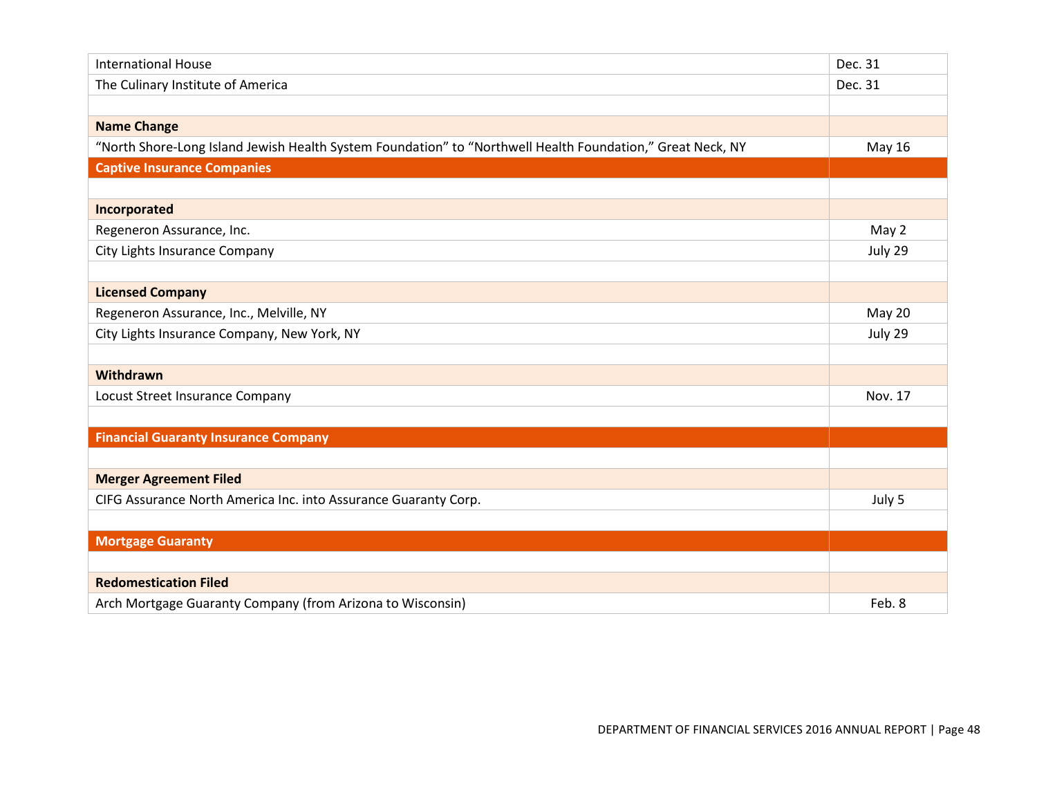| | |
|---|---|
| International House | Dec. 31 |
| The Culinary Institute of America | Dec. 31 |
| | |
| **Name Change** | |
| “North Shore-Long Island Jewish Health System Foundation” to “Northwell Health Foundation,” Great Neck, NY | May 16 |
| **Captive Insurance Companies** | |
| | |
| **Incorporated** | |
| Regeneron Assurance, Inc. | May 2 |
| City Lights Insurance Company | July 29 |
| | |
| **Licensed Company** | |
| Regeneron Assurance, Inc., Melville, NY | May 20 |
| City Lights Insurance Company, New York, NY | July 29 |
| | |
| **Withdrawn** | |
| Locust Street Insurance Company | Nov. 17 |
| | |
| **Financial Guaranty Insurance Company** | |
| | |
| **Merger Agreement Filed** | |
| CIFG Assurance North America Inc. into Assurance Guaranty Corp. | July 5 |
| | |
| **Mortgage Guaranty** | |
| | |
| **Redomestication Filed** | |
| Arch Mortgage Guaranty Company (from Arizona to Wisconsin) | Feb. 8 |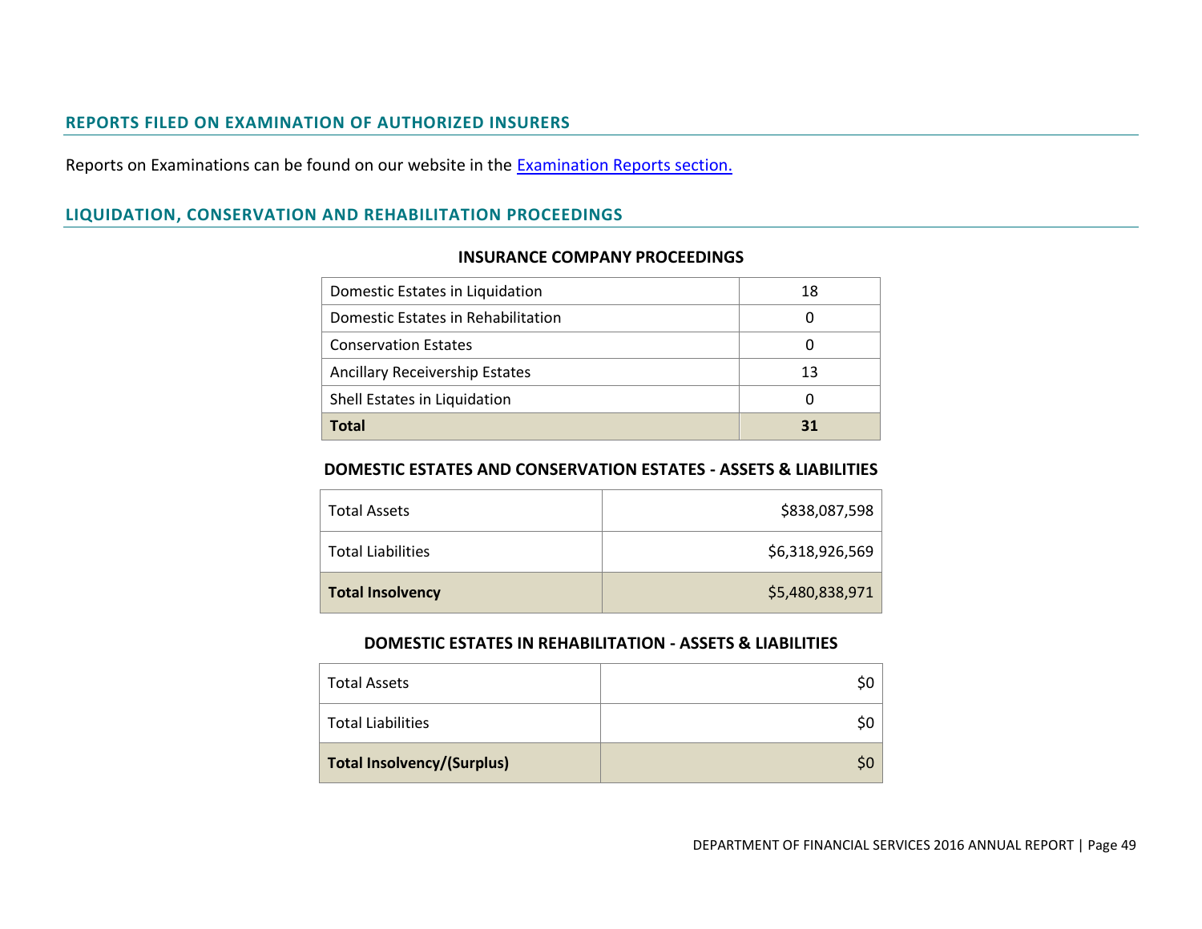## REPORTS FILED ON EXAMINATION OF AUTHORIZED INSURERS

Reports on Examinations can be found on our website in the [Examination Reports section.]

## LIQUIDATION, CONSERVATION AND REHABILITATION PROCEEDINGS

### INSURANCE COMPANY PROCEEDINGS

| | |
|---|---|
| Domestic Estates in Liquidation | 18 |
| Domestic Estates in Rehabilitation | 0 |
| Conservation Estates | 0 |
| Ancillary Receivership Estates | 13 |
| Shell Estates in Liquidation | 0 |
| **Total** | **31** |

### DOMESTIC ESTATES AND CONSERVATION ESTATES - ASSETS & LIABILITIES

| | |
|---|---:|
| Total Assets | $838,087,598 |
| Total Liabilities | $6,318,926,569 |
| **Total Insolvency** | $5,480,838,971 |

### DOMESTIC ESTATES IN REHABILITATION - ASSETS & LIABILITIES

| | |
|---|---:|
| Total Assets | $0 |
| Total Liabilities | $0 |
| **Total Insolvency/(Surplus)** | $0 |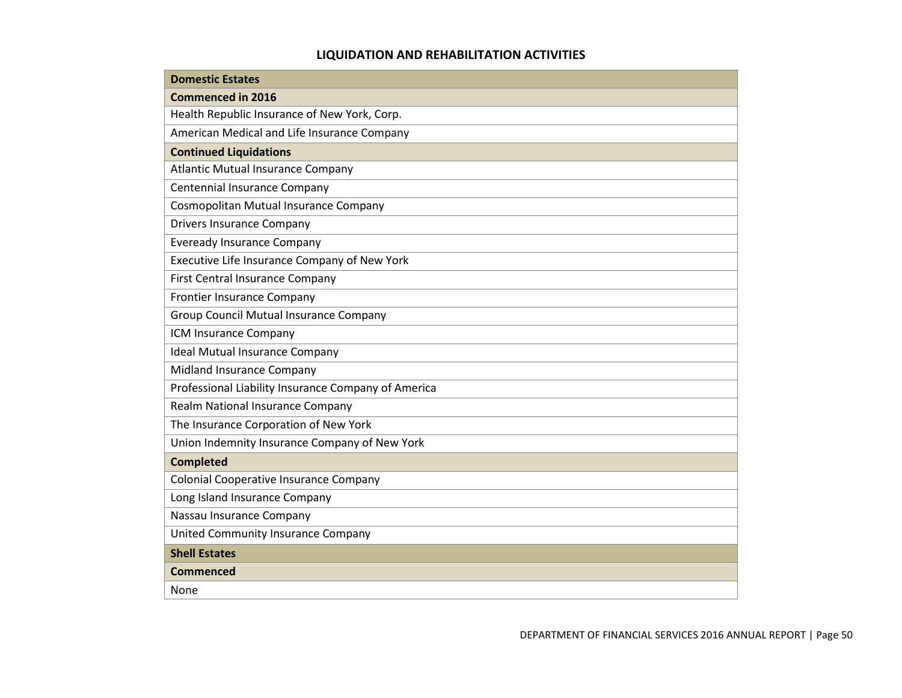## LIQUIDATION AND REHABILITATION ACTIVITIES

| Domestic Estates |
|---|
| **Commenced in 2016** |
| Health Republic Insurance of New York, Corp. |
| American Medical and Life Insurance Company |
| **Continued Liquidations** |
| Atlantic Mutual Insurance Company |
| Centennial Insurance Company |
| Cosmopolitan Mutual Insurance Company |
| Drivers Insurance Company |
| Eveready Insurance Company |
| Executive Life Insurance Company of New York |
| First Central Insurance Company |
| Frontier Insurance Company |
| Group Council Mutual Insurance Company |
| ICM Insurance Company |
| Ideal Mutual Insurance Company |
| Midland Insurance Company |
| Professional Liability Insurance Company of America |
| Realm National Insurance Company |
| The Insurance Corporation of New York |
| Union Indemnity Insurance Company of New York |
| **Completed** |
| Colonial Cooperative Insurance Company |
| Long Island Insurance Company |
| Nassau Insurance Company |
| United Community Insurance Company |
| **Shell Estates** |
| **Commenced** |
| None |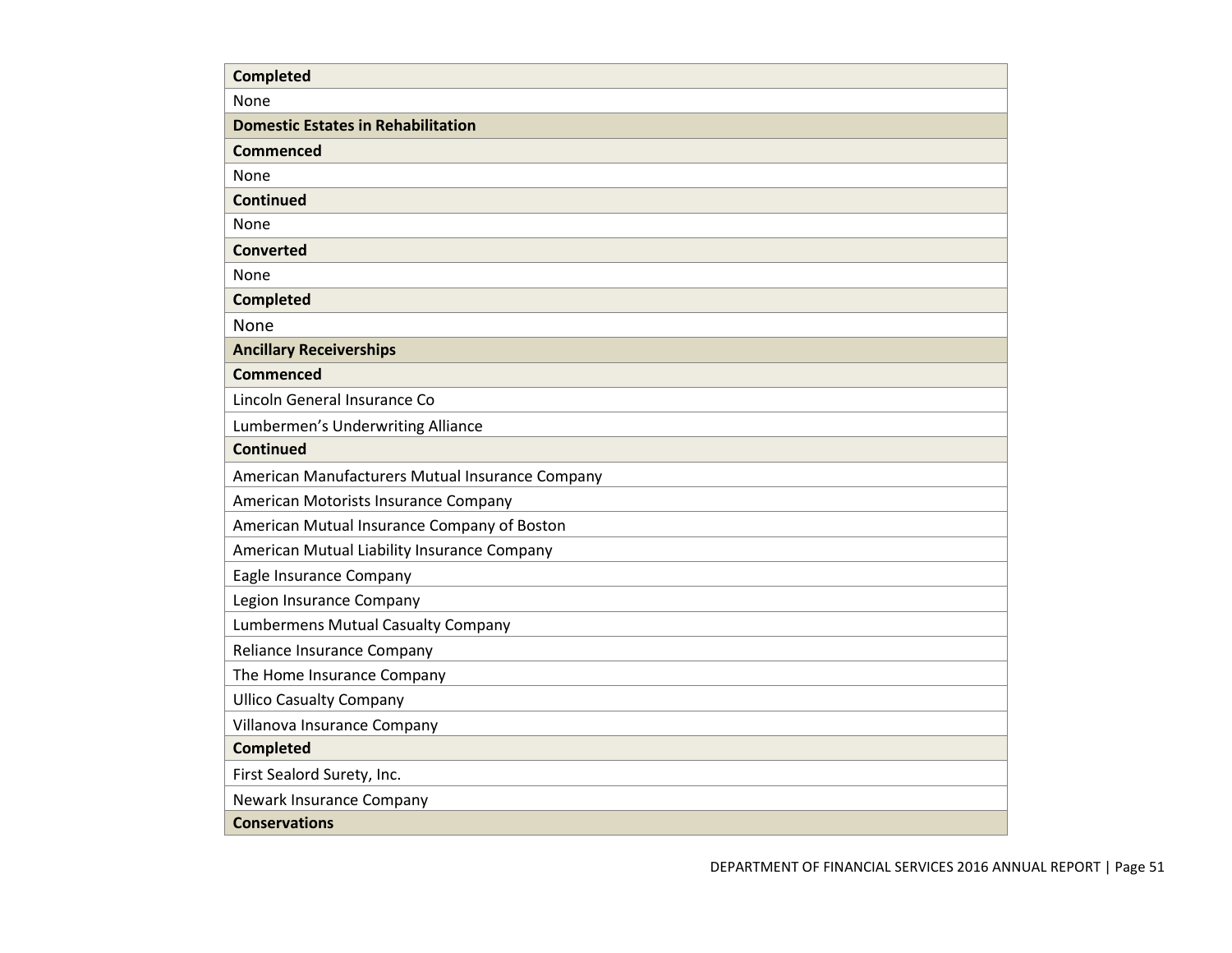| Completed |
|---|
| None |
| **Domestic Estates in Rehabilitation** |
| **Commenced** |
| None |
| **Continued** |
| None |
| **Converted** |
| None |
| **Completed** |
| None |
| **Ancillary Receiverships** |
| **Commenced** |
| Lincoln General Insurance Co |
| Lumbermen’s Underwriting Alliance |
| **Continued** |
| American Manufacturers Mutual Insurance Company |
| American Motorists Insurance Company |
| American Mutual Insurance Company of Boston |
| American Mutual Liability Insurance Company |
| Eagle Insurance Company |
| Legion Insurance Company |
| Lumbermens Mutual Casualty Company |
| Reliance Insurance Company |
| The Home Insurance Company |
| Ullico Casualty Company |
| Villanova Insurance Company |
| **Completed** |
| First Sealord Surety, Inc. |
| Newark Insurance Company |
| **Conservations** |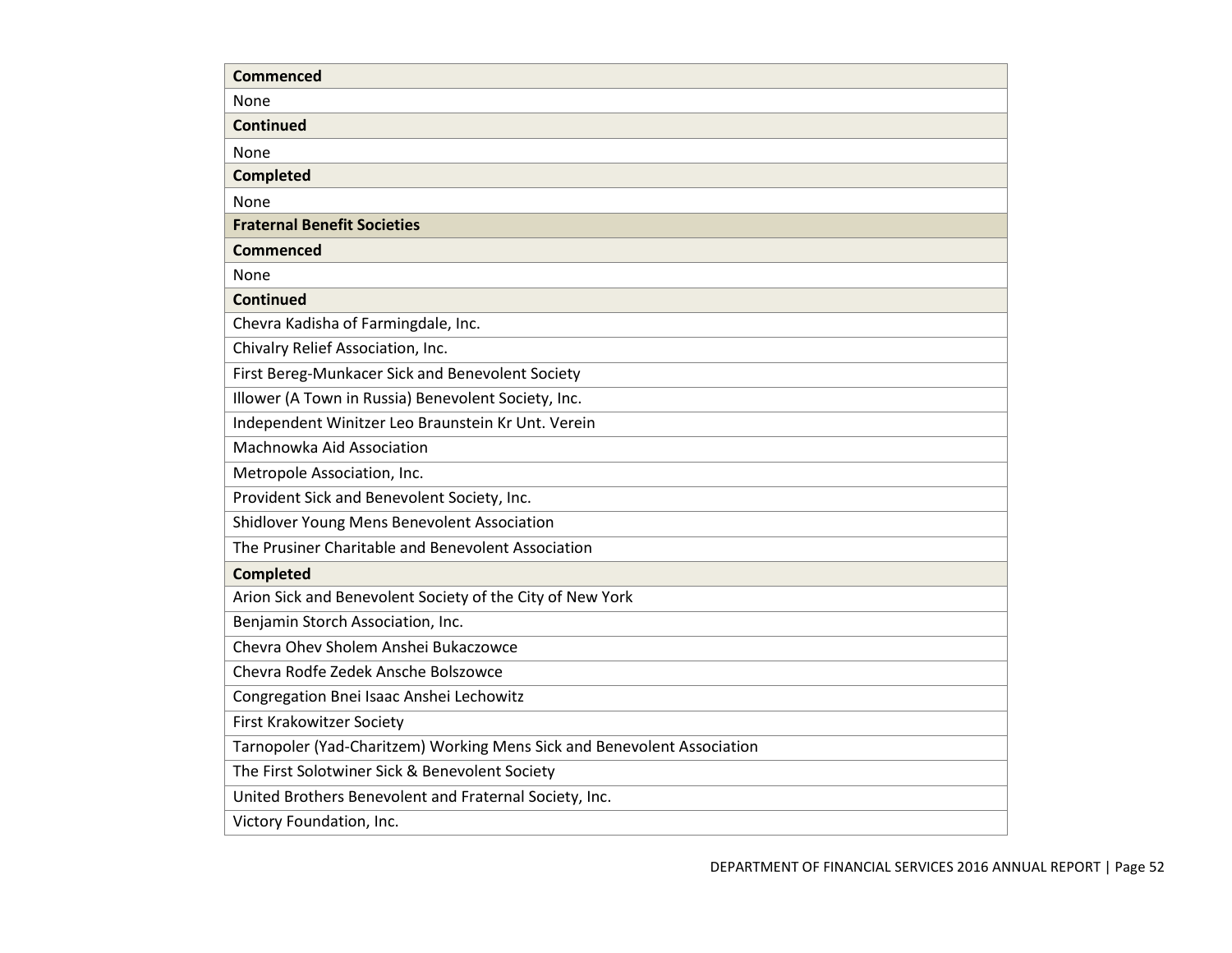| Commenced |
| --- |
| None |
| **Continued** |
| None |
| **Completed** |
| None |
| **Fraternal Benefit Societies** |
| **Commenced** |
| None |
| **Continued** |
| Chevra Kadisha of Farmingdale, Inc. |
| Chivalry Relief Association, Inc. |
| First Bereg-Munkacer Sick and Benevolent Society |
| Illower (A Town in Russia) Benevolent Society, Inc. |
| Independent Winitzer Leo Braunstein Kr Unt. Verein |
| Machnowka Aid Association |
| Metropole Association, Inc. |
| Provident Sick and Benevolent Society, Inc. |
| Shidlover Young Mens Benevolent Association |
| The Prusiner Charitable and Benevolent Association |
| **Completed** |
| Arion Sick and Benevolent Society of the City of New York |
| Benjamin Storch Association, Inc. |
| Chevra Ohev Sholem Anshei Bukaczowce |
| Chevra Rodfe Zedek Ansche Bolszowce |
| Congregation Bnei Isaac Anshei Lechowitz |
| First Krakowitzer Society |
| Tarnopoler (Yad-Charitzem) Working Mens Sick and Benevolent Association |
| The First Solotwiner Sick & Benevolent Society |
| United Brothers Benevolent and Fraternal Society, Inc. |
| Victory Foundation, Inc. |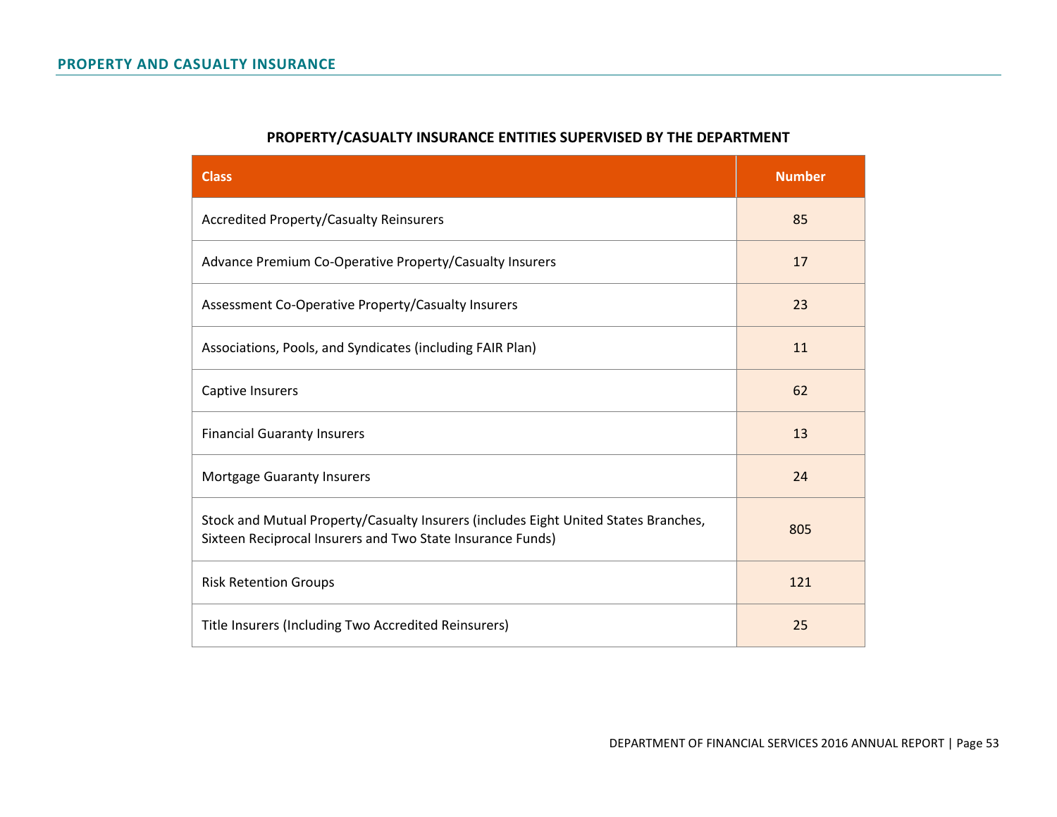## PROPERTY AND CASUALTY INSURANCE

**PROPERTY/CASUALTY INSURANCE ENTITIES SUPERVISED BY THE DEPARTMENT**

| Class | Number |
|---|---|
| Accredited Property/Casualty Reinsurers | 85 |
| Advance Premium Co-Operative Property/Casualty Insurers | 17 |
| Assessment Co-Operative Property/Casualty Insurers | 23 |
| Associations, Pools, and Syndicates (including FAIR Plan) | 11 |
| Captive Insurers | 62 |
| Financial Guaranty Insurers | 13 |
| Mortgage Guaranty Insurers | 24 |
| Stock and Mutual Property/Casualty Insurers (includes Eight United States Branches, Sixteen Reciprocal Insurers and Two State Insurance Funds) | 805 |
| Risk Retention Groups | 121 |
| Title Insurers (Including Two Accredited Reinsurers) | 25 |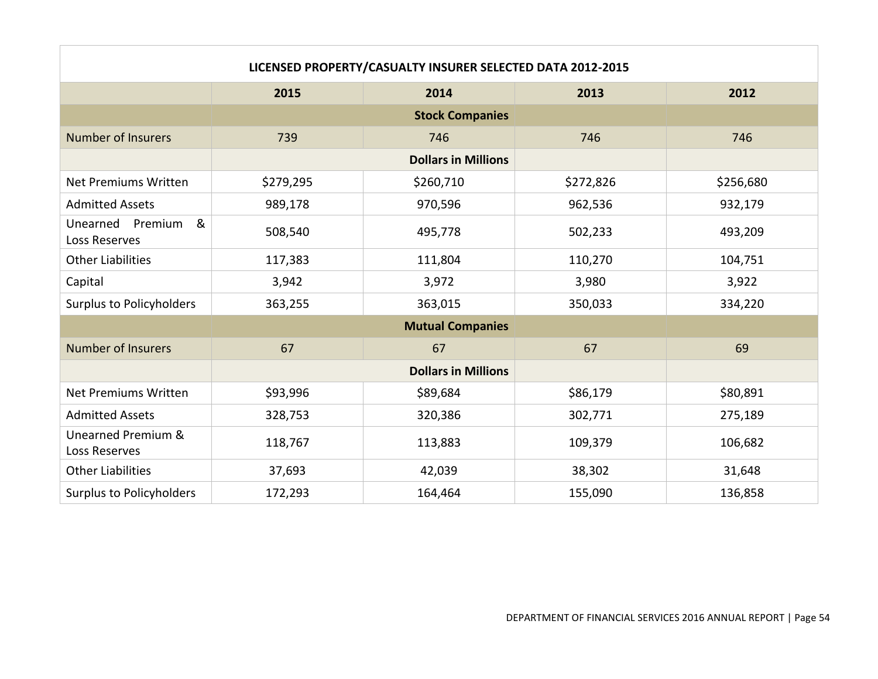| LICENSED PROPERTY/CASUALTY INSURER SELECTED DATA 2012-2015 | | | | |
|---|---|---|---|---|
| | **2015** | **2014** | **2013** | **2012** |
| | **Stock Companies** | | | |
| Number of Insurers | 739 | 746 | 746 | 746 |
| | **Dollars in Millions** | | | |
| Net Premiums Written | $279,295 | $260,710 | $272,826 | $256,680 |
| Admitted Assets | 989,178 | 970,596 | 962,536 | 932,179 |
| Unearned Premium & Loss Reserves | 508,540 | 495,778 | 502,233 | 493,209 |
| Other Liabilities | 117,383 | 111,804 | 110,270 | 104,751 |
| Capital | 3,942 | 3,972 | 3,980 | 3,922 |
| Surplus to Policyholders | 363,255 | 363,015 | 350,033 | 334,220 |
| | **Mutual Companies** | | | |
| Number of Insurers | 67 | 67 | 67 | 69 |
| | **Dollars in Millions** | | | |
| Net Premiums Written | $93,996 | $89,684 | $86,179 | $80,891 |
| Admitted Assets | 328,753 | 320,386 | 302,771 | 275,189 |
| Unearned Premium & Loss Reserves | 118,767 | 113,883 | 109,379 | 106,682 |
| Other Liabilities | 37,693 | 42,039 | 38,302 | 31,648 |
| Surplus to Policyholders | 172,293 | 164,464 | 155,090 | 136,858 |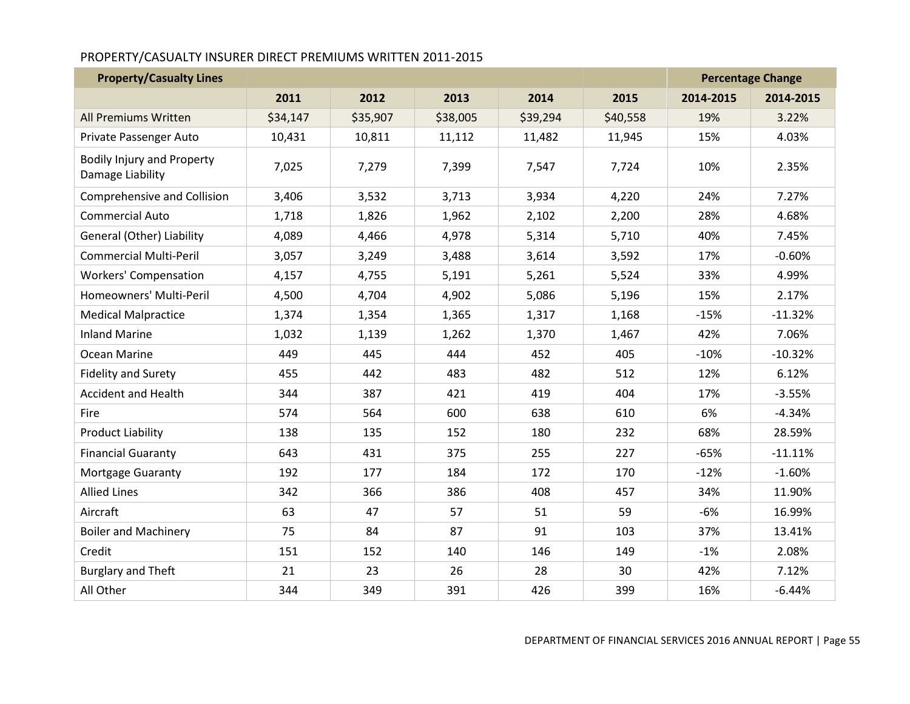PROPERTY/CASUALTY INSURER DIRECT PREMIUMS WRITTEN 2011-2015

| Property/Casualty Lines | | | | | | Percentage Change | |
|---|---|---|---|---|---|---|---|
| | 2011 | 2012 | 2013 | 2014 | 2015 | 2014-2015 | 2014-2015 |
| All Premiums Written | $34,147 | $35,907 | $38,005 | $39,294 | $40,558 | 19% | 3.22% |
| Private Passenger Auto | 10,431 | 10,811 | 11,112 | 11,482 | 11,945 | 15% | 4.03% |
| Bodily Injury and Property Damage Liability | 7,025 | 7,279 | 7,399 | 7,547 | 7,724 | 10% | 2.35% |
| Comprehensive and Collision | 3,406 | 3,532 | 3,713 | 3,934 | 4,220 | 24% | 7.27% |
| Commercial Auto | 1,718 | 1,826 | 1,962 | 2,102 | 2,200 | 28% | 4.68% |
| General (Other) Liability | 4,089 | 4,466 | 4,978 | 5,314 | 5,710 | 40% | 7.45% |
| Commercial Multi-Peril | 3,057 | 3,249 | 3,488 | 3,614 | 3,592 | 17% | -0.60% |
| Workers' Compensation | 4,157 | 4,755 | 5,191 | 5,261 | 5,524 | 33% | 4.99% |
| Homeowners' Multi-Peril | 4,500 | 4,704 | 4,902 | 5,086 | 5,196 | 15% | 2.17% |
| Medical Malpractice | 1,374 | 1,354 | 1,365 | 1,317 | 1,168 | -15% | -11.32% |
| Inland Marine | 1,032 | 1,139 | 1,262 | 1,370 | 1,467 | 42% | 7.06% |
| Ocean Marine | 449 | 445 | 444 | 452 | 405 | -10% | -10.32% |
| Fidelity and Surety | 455 | 442 | 483 | 482 | 512 | 12% | 6.12% |
| Accident and Health | 344 | 387 | 421 | 419 | 404 | 17% | -3.55% |
| Fire | 574 | 564 | 600 | 638 | 610 | 6% | -4.34% |
| Product Liability | 138 | 135 | 152 | 180 | 232 | 68% | 28.59% |
| Financial Guaranty | 643 | 431 | 375 | 255 | 227 | -65% | -11.11% |
| Mortgage Guaranty | 192 | 177 | 184 | 172 | 170 | -12% | -1.60% |
| Allied Lines | 342 | 366 | 386 | 408 | 457 | 34% | 11.90% |
| Aircraft | 63 | 47 | 57 | 51 | 59 | -6% | 16.99% |
| Boiler and Machinery | 75 | 84 | 87 | 91 | 103 | 37% | 13.41% |
| Credit | 151 | 152 | 140 | 146 | 149 | -1% | 2.08% |
| Burglary and Theft | 21 | 23 | 26 | 28 | 30 | 42% | 7.12% |
| All Other | 344 | 349 | 391 | 426 | 399 | 16% | -6.44% |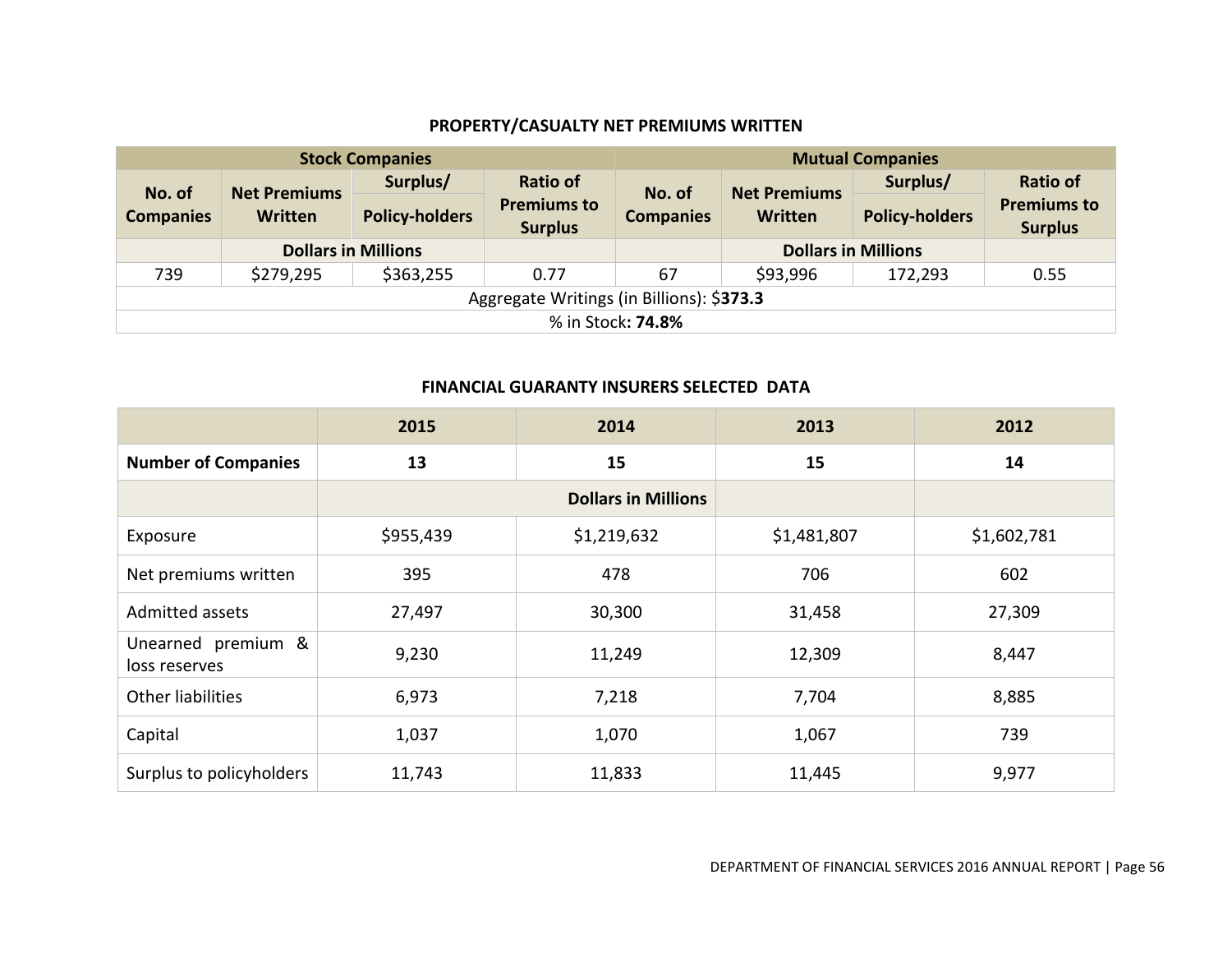### PROPERTY/CASUALTY NET PREMIUMS WRITTEN

| Stock Companies | | | | Mutual Companies | | | |
|---|---|---|---|---|---|---|---|
| No. of Companies | Net Premiums Written | Surplus/ Policy-holders | Ratio of Premiums to Surplus | No. of Companies | Net Premiums Written | Surplus/ Policy-holders | Ratio of Premiums to Surplus |
| | Dollars in Millions | | | | Dollars in Millions | | |
| 739 | $279,295 | $363,255 | 0.77 | 67 | $93,996 | 172,293 | 0.55 |
| Aggregate Writings (in Billions): $**373.3** | | | | | | | |
| % in Stock**: 74.8%** | | | | | | | |

### FINANCIAL GUARANTY INSURERS SELECTED DATA

| | 2015 | 2014 | 2013 | 2012 |
|---|---|---|---|---|
| **Number of Companies** | **13** | **15** | **15** | **14** |
| | | **Dollars in Millions** | | |
| Exposure | $955,439 | $1,219,632 | $1,481,807 | $1,602,781 |
| Net premiums written | 395 | 478 | 706 | 602 |
| Admitted assets | 27,497 | 30,300 | 31,458 | 27,309 |
| Unearned premium & loss reserves | 9,230 | 11,249 | 12,309 | 8,447 |
| Other liabilities | 6,973 | 7,218 | 7,704 | 8,885 |
| Capital | 1,037 | 1,070 | 1,067 | 739 |
| Surplus to policyholders | 11,743 | 11,833 | 11,445 | 9,977 |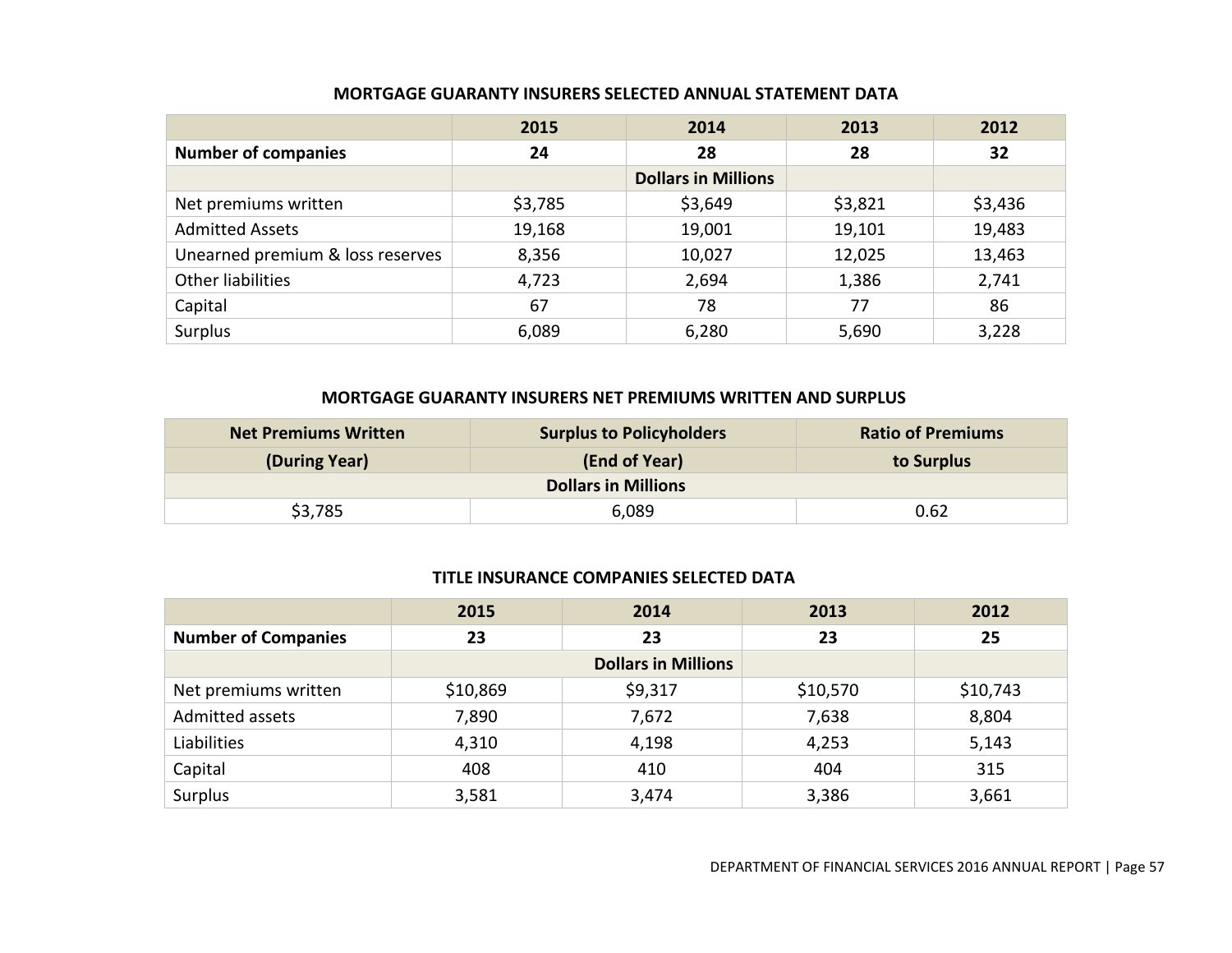**MORTGAGE GUARANTY INSURERS SELECTED ANNUAL STATEMENT DATA**

| | 2015 | 2014 | 2013 | 2012 |
|---|---|---|---|---|
| **Number of companies** | **24** | **28** | **28** | **32** |
| | | **Dollars in Millions** | | |
| Net premiums written | $3,785 | $3,649 | $3,821 | $3,436 |
| Admitted Assets | 19,168 | 19,001 | 19,101 | 19,483 |
| Unearned premium & loss reserves | 8,356 | 10,027 | 12,025 | 13,463 |
| Other liabilities | 4,723 | 2,694 | 1,386 | 2,741 |
| Capital | 67 | 78 | 77 | 86 |
| Surplus | 6,089 | 6,280 | 5,690 | 3,228 |

**MORTGAGE GUARANTY INSURERS NET PREMIUMS WRITTEN AND SURPLUS**

| Net Premiums Written (During Year) | Surplus to Policyholders (End of Year) | Ratio of Premiums to Surplus |
|---|---|---|
| | **Dollars in Millions** | |
| $3,785 | 6,089 | 0.62 |

**TITLE INSURANCE COMPANIES SELECTED DATA**

| | 2015 | 2014 | 2013 | 2012 |
|---|---|---|---|---|
| **Number of Companies** | **23** | **23** | **23** | **25** |
| | | **Dollars in Millions** | | |
| Net premiums written | $10,869 | $9,317 | $10,570 | $10,743 |
| Admitted assets | 7,890 | 7,672 | 7,638 | 8,804 |
| Liabilities | 4,310 | 4,198 | 4,253 | 5,143 |
| Capital | 408 | 410 | 404 | 315 |
| Surplus | 3,581 | 3,474 | 3,386 | 3,661 |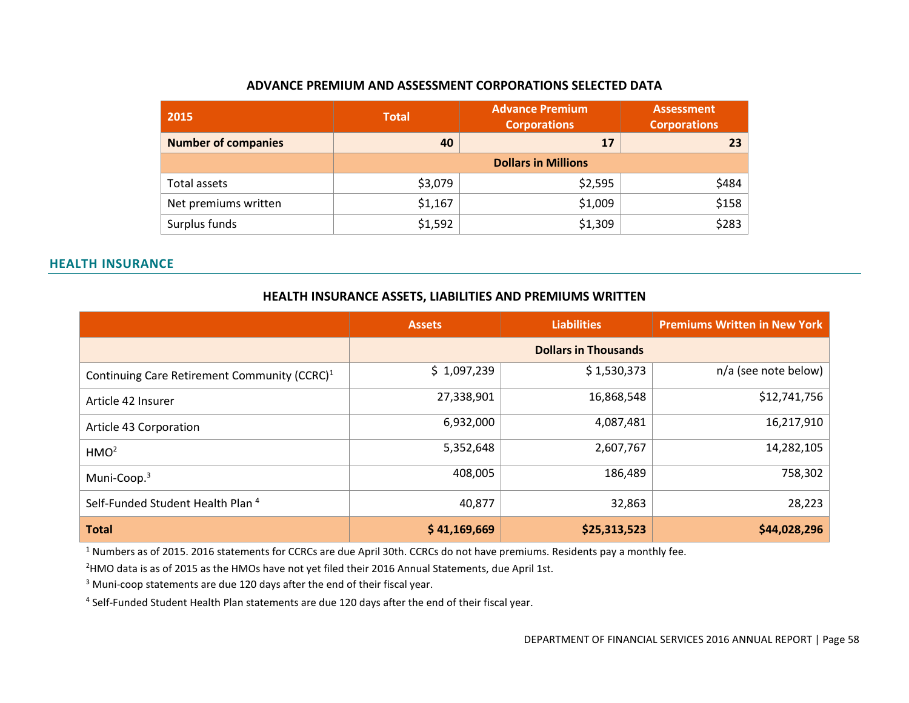### ADVANCE PREMIUM AND ASSESSMENT CORPORATIONS SELECTED DATA

| 2015 | Total | Advance Premium Corporations | Assessment Corporations |
|---|---|---|---|
| **Number of companies** | **40** | **17** | **23** |
| | **Dollars in Millions** | | |
| Total assets | $3,079 | $2,595 | $484 |
| Net premiums written | $1,167 | $1,009 | $158 |
| Surplus funds | $1,592 | $1,309 | $283 |

## HEALTH INSURANCE

### HEALTH INSURANCE ASSETS, LIABILITIES AND PREMIUMS WRITTEN

| | Assets | Liabilities | Premiums Written in New York |
|---|---|---|---|
| | **Dollars in Thousands** | | |
| Continuing Care Retirement Community (CCRC)[1] | $ 1,097,239 | $ 1,530,373 | n/a (see note below) |
| Article 42 Insurer | 27,338,901 | 16,868,548 | $12,741,756 |
| Article 43 Corporation | 6,932,000 | 4,087,481 | 16,217,910 |
| HMO[2] | 5,352,648 | 2,607,767 | 14,282,105 |
| Muni-Coop.[3] | 408,005 | 186,489 | 758,302 |
| Self-Funded Student Health Plan [4] | 40,877 | 32,863 | 28,223 |
| **Total** | **$ 41,169,669** | **$25,313,523** | **$44,028,296** |

[1] Numbers as of 2015. 2016 statements for CCRCs are due April 30th. CCRCs do not have premiums. Residents pay a monthly fee.

[2] HMO data is as of 2015 as the HMOs have not yet filed their 2016 Annual Statements, due April 1st.

[3] Muni-coop statements are due 120 days after the end of their fiscal year.

[4] Self-Funded Student Health Plan statements are due 120 days after the end of their fiscal year.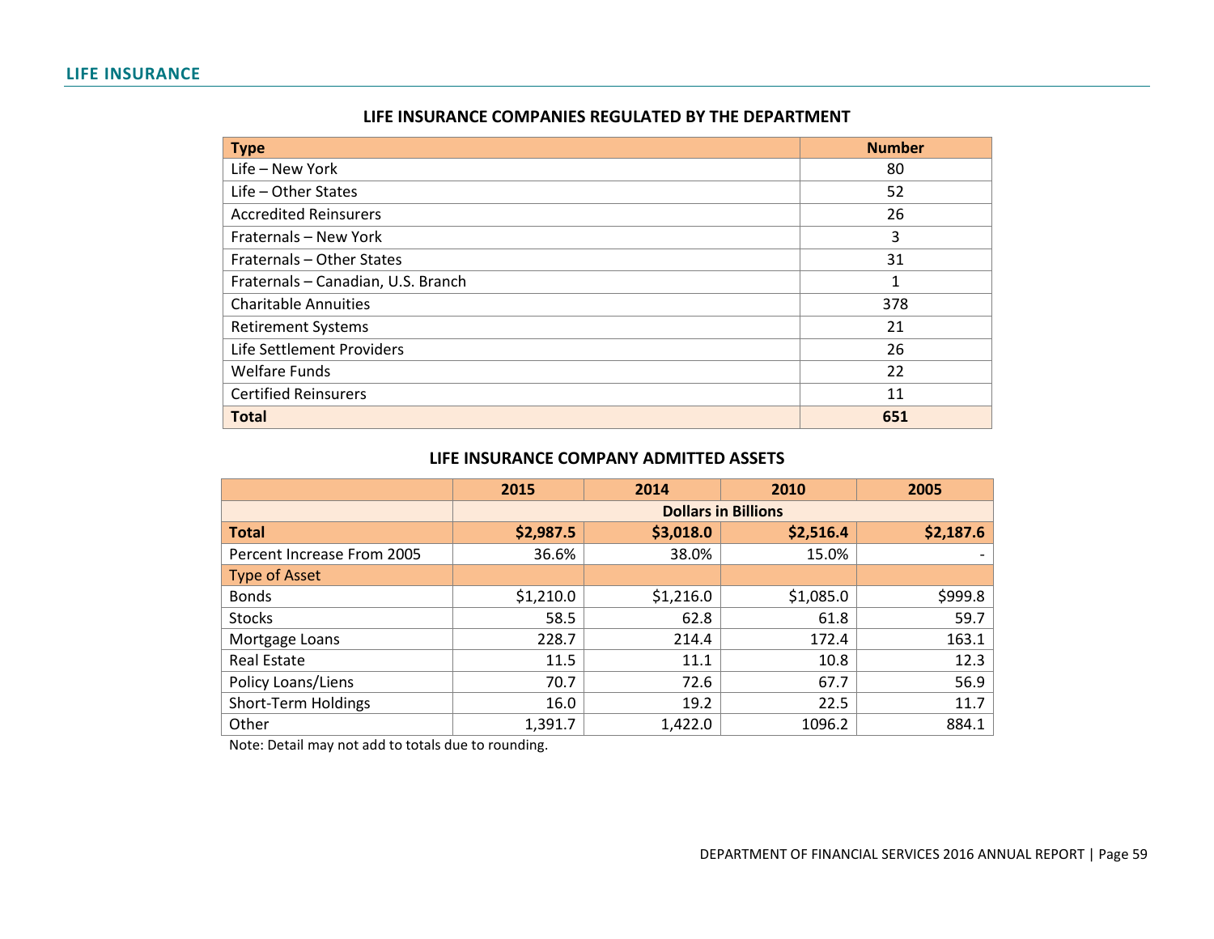## LIFE INSURANCE

### LIFE INSURANCE COMPANIES REGULATED BY THE DEPARTMENT

| Type | Number |
|---|---|
| Life – New York | 80 |
| Life – Other States | 52 |
| Accredited Reinsurers | 26 |
| Fraternals – New York | 3 |
| Fraternals – Other States | 31 |
| Fraternals – Canadian, U.S. Branch | 1 |
| Charitable Annuities | 378 |
| Retirement Systems | 21 |
| Life Settlement Providers | 26 |
| Welfare Funds | 22 |
| Certified Reinsurers | 11 |
| **Total** | **651** |

### LIFE INSURANCE COMPANY ADMITTED ASSETS

| | 2015 | 2014 | 2010 | 2005 |
|---|---|---|---|---|
| | Dollars in Billions | | | |
| **Total** | **$2,987.5** | **$3,018.0** | **$2,516.4** | **$2,187.6** |
| Percent Increase From 2005 | 36.6% | 38.0% | 15.0% | - |
| Type of Asset | | | | |
| Bonds | $1,210.0 | $1,216.0 | $1,085.0 | $999.8 |
| Stocks | 58.5 | 62.8 | 61.8 | 59.7 |
| Mortgage Loans | 228.7 | 214.4 | 172.4 | 163.1 |
| Real Estate | 11.5 | 11.1 | 10.8 | 12.3 |
| Policy Loans/Liens | 70.7 | 72.6 | 67.7 | 56.9 |
| Short-Term Holdings | 16.0 | 19.2 | 22.5 | 11.7 |
| Other | 1,391.7 | 1,422.0 | 1096.2 | 884.1 |

Note: Detail may not add to totals due to rounding.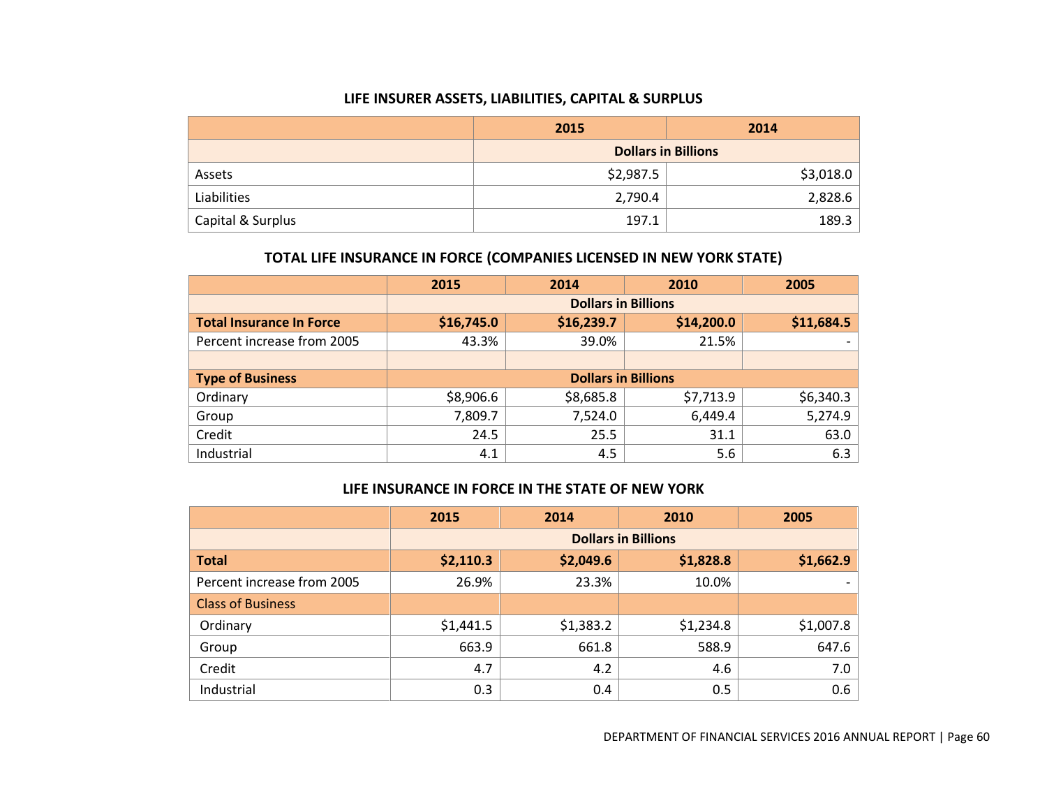## LIFE INSURER ASSETS, LIABILITIES, CAPITAL & SURPLUS

| | 2015 | 2014 |
|---|---|---|
| | **Dollars in Billions** | |
| Assets | $2,987.5 | $3,018.0 |
| Liabilities | 2,790.4 | 2,828.6 |
| Capital & Surplus | 197.1 | 189.3 |

## TOTAL LIFE INSURANCE IN FORCE (COMPANIES LICENSED IN NEW YORK STATE)

| | 2015 | 2014 | 2010 | 2005 |
|---|---|---|---|---|
| | **Dollars in Billions** | | | |
| **Total Insurance In Force** | **$16,745.0** | **$16,239.7** | **$14,200.0** | **$11,684.5** |
| Percent increase from 2005 | 43.3% | 39.0% | 21.5% | - |
| | | | | |
| **Type of Business** | **Dollars in Billions** | | | |
| Ordinary | $8,906.6 | $8,685.8 | $7,713.9 | $6,340.3 |
| Group | 7,809.7 | 7,524.0 | 6,449.4 | 5,274.9 |
| Credit | 24.5 | 25.5 | 31.1 | 63.0 |
| Industrial | 4.1 | 4.5 | 5.6 | 6.3 |

## LIFE INSURANCE IN FORCE IN THE STATE OF NEW YORK

| | 2015 | 2014 | 2010 | 2005 |
|---|---|---|---|---|
| | **Dollars in Billions** | | | |
| **Total** | **$2,110.3** | **$2,049.6** | **$1,828.8** | **$1,662.9** |
| Percent increase from 2005 | 26.9% | 23.3% | 10.0% | - |
| Class of Business | | | | |
| Ordinary | $1,441.5 | $1,383.2 | $1,234.8 | $1,007.8 |
| Group | 663.9 | 661.8 | 588.9 | 647.6 |
| Credit | 4.7 | 4.2 | 4.6 | 7.0 |
| Industrial | 0.3 | 0.4 | 0.5 | 0.6 |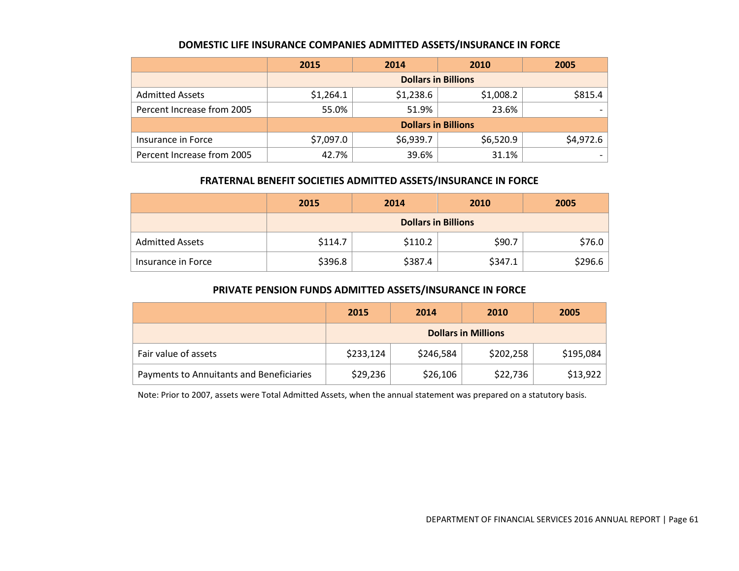### DOMESTIC LIFE INSURANCE COMPANIES ADMITTED ASSETS/INSURANCE IN FORCE

| | 2015 | 2014 | 2010 | 2005 |
|---|---|---|---|---|
| | **Dollars in Billions** | | | |
| Admitted Assets | $1,264.1 | $1,238.6 | $1,008.2 | $815.4 |
| Percent Increase from 2005 | 55.0% | 51.9% | 23.6% | - |
| | **Dollars in Billions** | | | |
| Insurance in Force | $7,097.0 | $6,939.7 | $6,520.9 | $4,972.6 |
| Percent Increase from 2005 | 42.7% | 39.6% | 31.1% | - |

### FRATERNAL BENEFIT SOCIETIES ADMITTED ASSETS/INSURANCE IN FORCE

| | 2015 | 2014 | 2010 | 2005 |
|---|---|---|---|---|
| | **Dollars in Billions** | | | |
| Admitted Assets | $114.7 | $110.2 | $90.7 | $76.0 |
| Insurance in Force | $396.8 | $387.4 | $347.1 | $296.6 |

### PRIVATE PENSION FUNDS ADMITTED ASSETS/INSURANCE IN FORCE

| | 2015 | 2014 | 2010 | 2005 |
|---|---|---|---|---|
| | **Dollars in Millions** | | | |
| Fair value of assets | $233,124 | $246,584 | $202,258 | $195,084 |
| Payments to Annuitants and Beneficiaries | $29,236 | $26,106 | $22,736 | $13,922 |

Note: Prior to 2007, assets were Total Admitted Assets, when the annual statement was prepared on a statutory basis.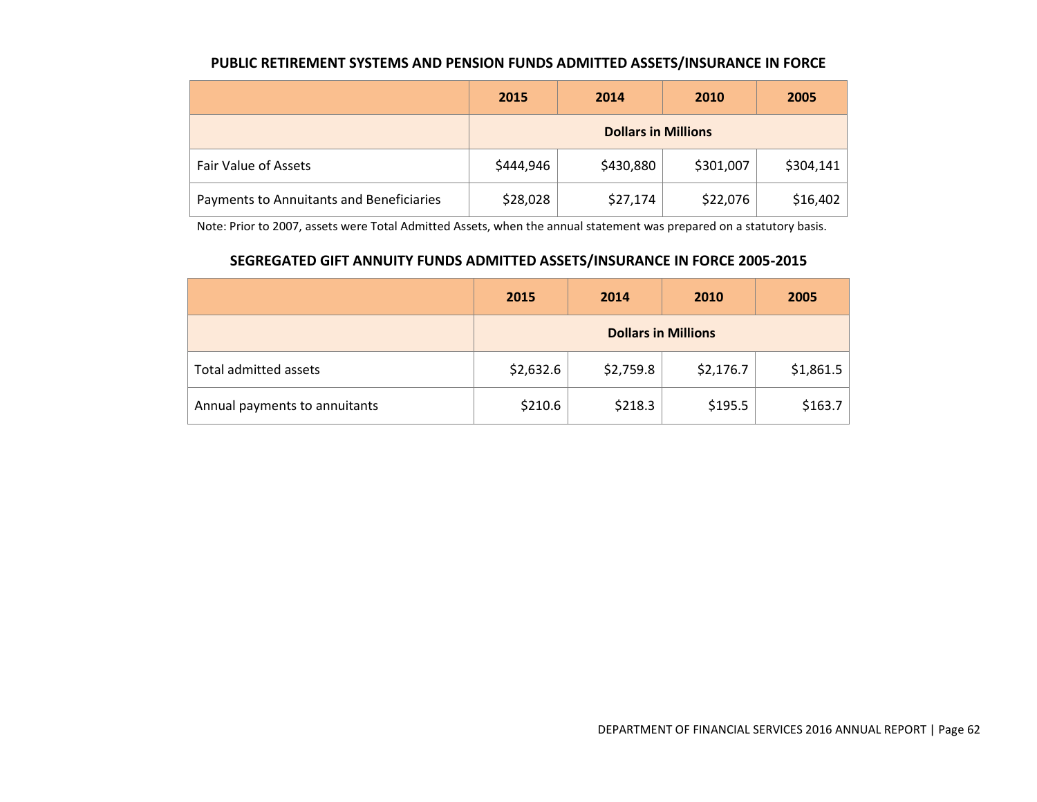**PUBLIC RETIREMENT SYSTEMS AND PENSION FUNDS ADMITTED ASSETS/INSURANCE IN FORCE**

| | 2015 | 2014 | 2010 | 2005 |
|---|---|---|---|---|
| | Dollars in Millions | | | |
| Fair Value of Assets | $444,946 | $430,880 | $301,007 | $304,141 |
| Payments to Annuitants and Beneficiaries | $28,028 | $27,174 | $22,076 | $16,402 |

Note: Prior to 2007, assets were Total Admitted Assets, when the annual statement was prepared on a statutory basis.

**SEGREGATED GIFT ANNUITY FUNDS ADMITTED ASSETS/INSURANCE IN FORCE 2005-2015**

| | 2015 | 2014 | 2010 | 2005 |
|---|---|---|---|---|
| | Dollars in Millions | | | |
| Total admitted assets | $2,632.6 | $2,759.8 | $2,176.7 | $1,861.5 |
| Annual payments to annuitants | $210.6 | $218.3 | $195.5 | $163.7 |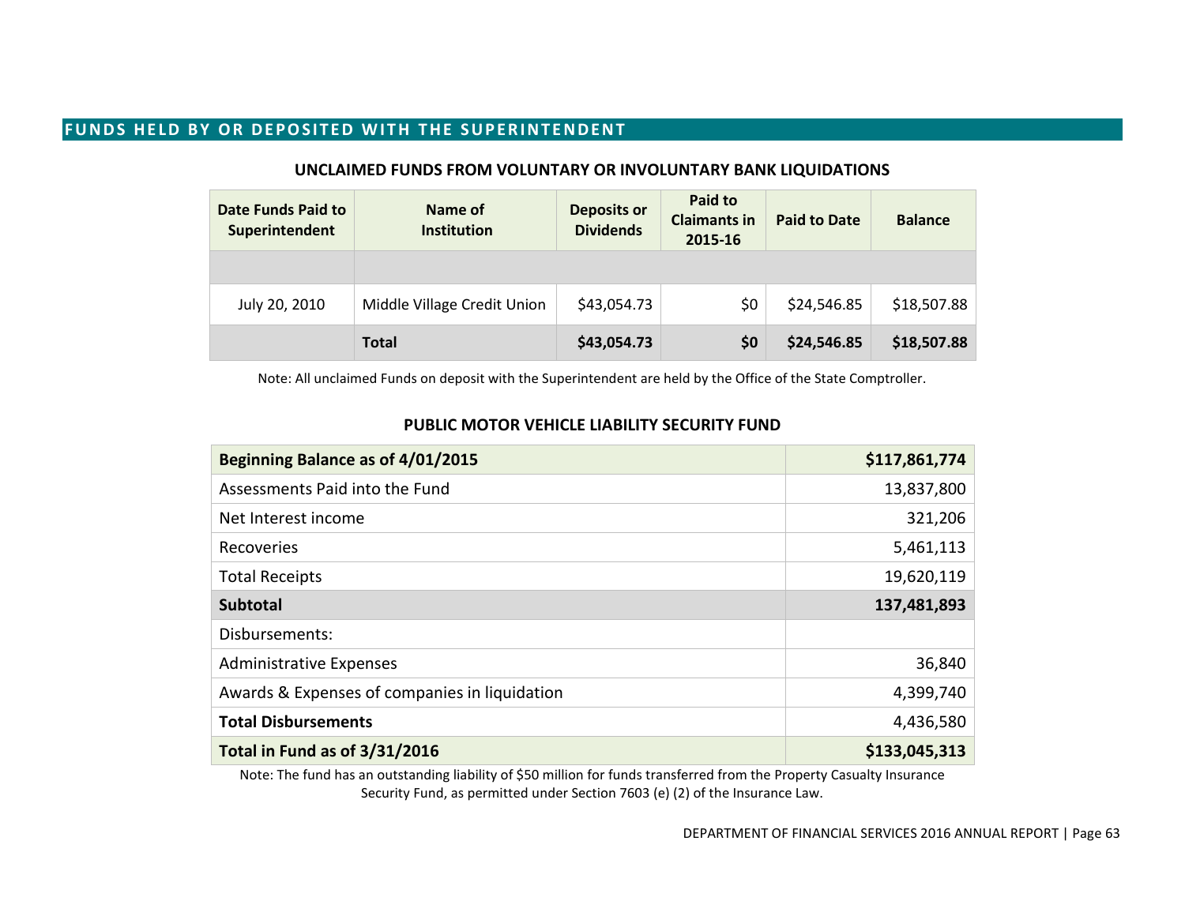## FUNDS HELD BY OR DEPOSITED WITH THE SUPERINTENDENT

### UNCLAIMED FUNDS FROM VOLUNTARY OR INVOLUNTARY BANK LIQUIDATIONS

| Date Funds Paid to Superintendent | Name of Institution | Deposits or Dividends | Paid to Claimants in 2015-16 | Paid to Date | Balance |
|---|---|---|---|---|---|
| | | | | | |
| July 20, 2010 | Middle Village Credit Union | $43,054.73 | $0 | $24,546.85 | $18,507.88 |
| | **Total** | **$43,054.73** | **$0** | **$24,546.85** | **$18,507.88** |

Note: All unclaimed Funds on deposit with the Superintendent are held by the Office of the State Comptroller.

### PUBLIC MOTOR VEHICLE LIABILITY SECURITY FUND

| | |
|---|---|
| **Beginning Balance as of 4/01/2015** | **$117,861,774** |
| Assessments Paid into the Fund | 13,837,800 |
| Net Interest income | 321,206 |
| Recoveries | 5,461,113 |
| Total Receipts | 19,620,119 |
| **Subtotal** | **137,481,893** |
| Disbursements: | |
| Administrative Expenses | 36,840 |
| Awards & Expenses of companies in liquidation | 4,399,740 |
| **Total Disbursements** | 4,436,580 |
| **Total in Fund as of 3/31/2016** | **$133,045,313** |

Note: The fund has an outstanding liability of $50 million for funds transferred from the Property Casualty Insurance Security Fund, as permitted under Section 7603 (e) (2) of the Insurance Law.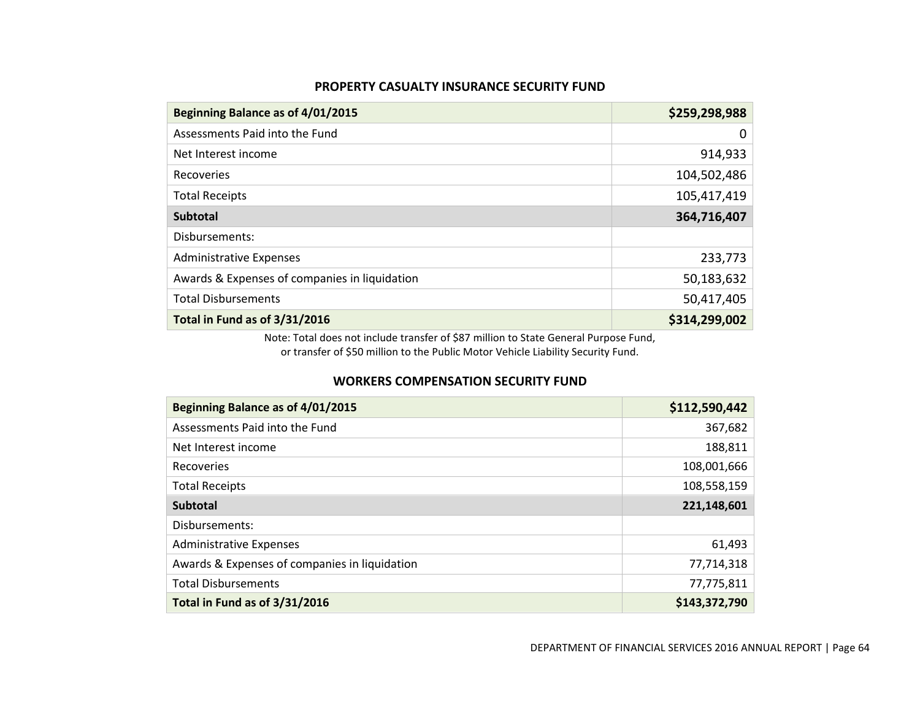## PROPERTY CASUALTY INSURANCE SECURITY FUND

| **Beginning Balance as of 4/01/2015** | **$259,298,988** |
|---|---:|
| Assessments Paid into the Fund | 0 |
| Net Interest income | 914,933 |
| Recoveries | 104,502,486 |
| Total Receipts | 105,417,419 |
| **Subtotal** | **364,716,407** |
| Disbursements: | |
| Administrative Expenses | 233,773 |
| Awards & Expenses of companies in liquidation | 50,183,632 |
| Total Disbursements | 50,417,405 |
| **Total in Fund as of 3/31/2016** | **$314,299,002** |

Note: Total does not include transfer of $87 million to State General Purpose Fund, or transfer of $50 million to the Public Motor Vehicle Liability Security Fund.

## WORKERS COMPENSATION SECURITY FUND

| **Beginning Balance as of 4/01/2015** | **$112,590,442** |
|---|---:|
| Assessments Paid into the Fund | 367,682 |
| Net Interest income | 188,811 |
| Recoveries | 108,001,666 |
| Total Receipts | 108,558,159 |
| **Subtotal** | **221,148,601** |
| Disbursements: | |
| Administrative Expenses | 61,493 |
| Awards & Expenses of companies in liquidation | 77,714,318 |
| Total Disbursements | 77,775,811 |
| **Total in Fund as of 3/31/2016** | **$143,372,790** |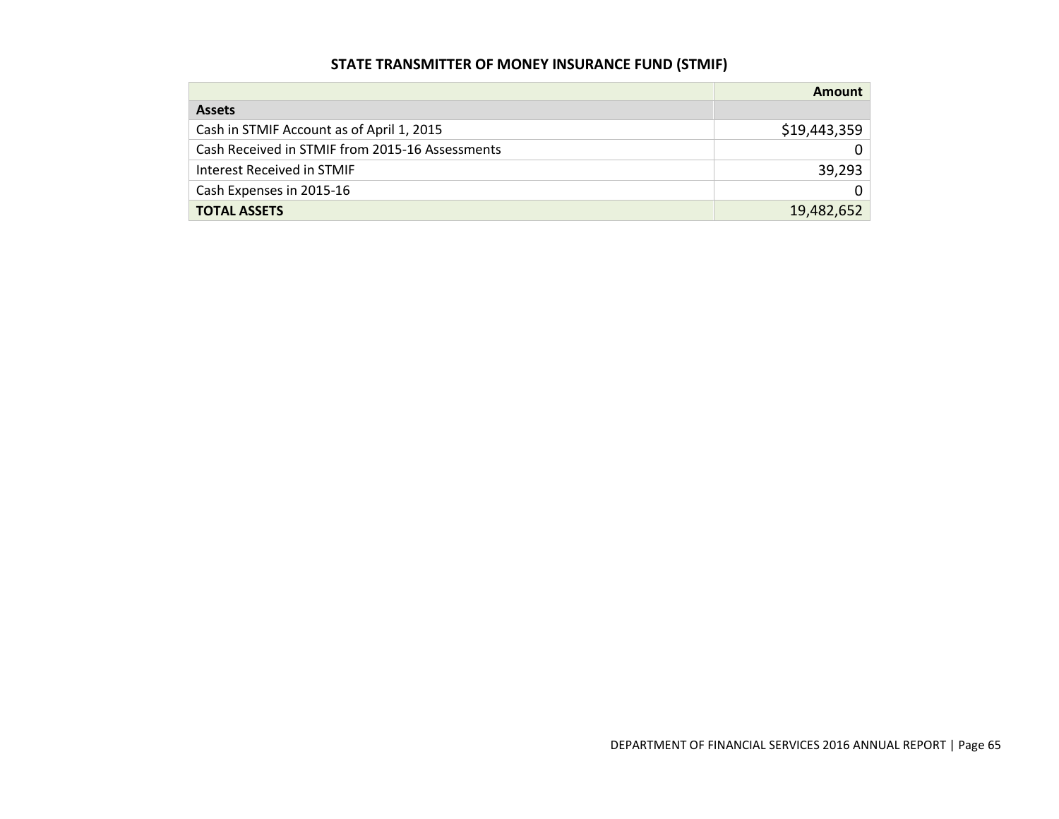## STATE TRANSMITTER OF MONEY INSURANCE FUND (STMIF)

| | Amount |
|---|---:|
| **Assets** | |
| Cash in STMIF Account as of April 1, 2015 | $19,443,359 |
| Cash Received in STMIF from 2015-16 Assessments | 0 |
| Interest Received in STMIF | 39,293 |
| Cash Expenses in 2015-16 | 0 |
| **TOTAL ASSETS** | 19,482,652 |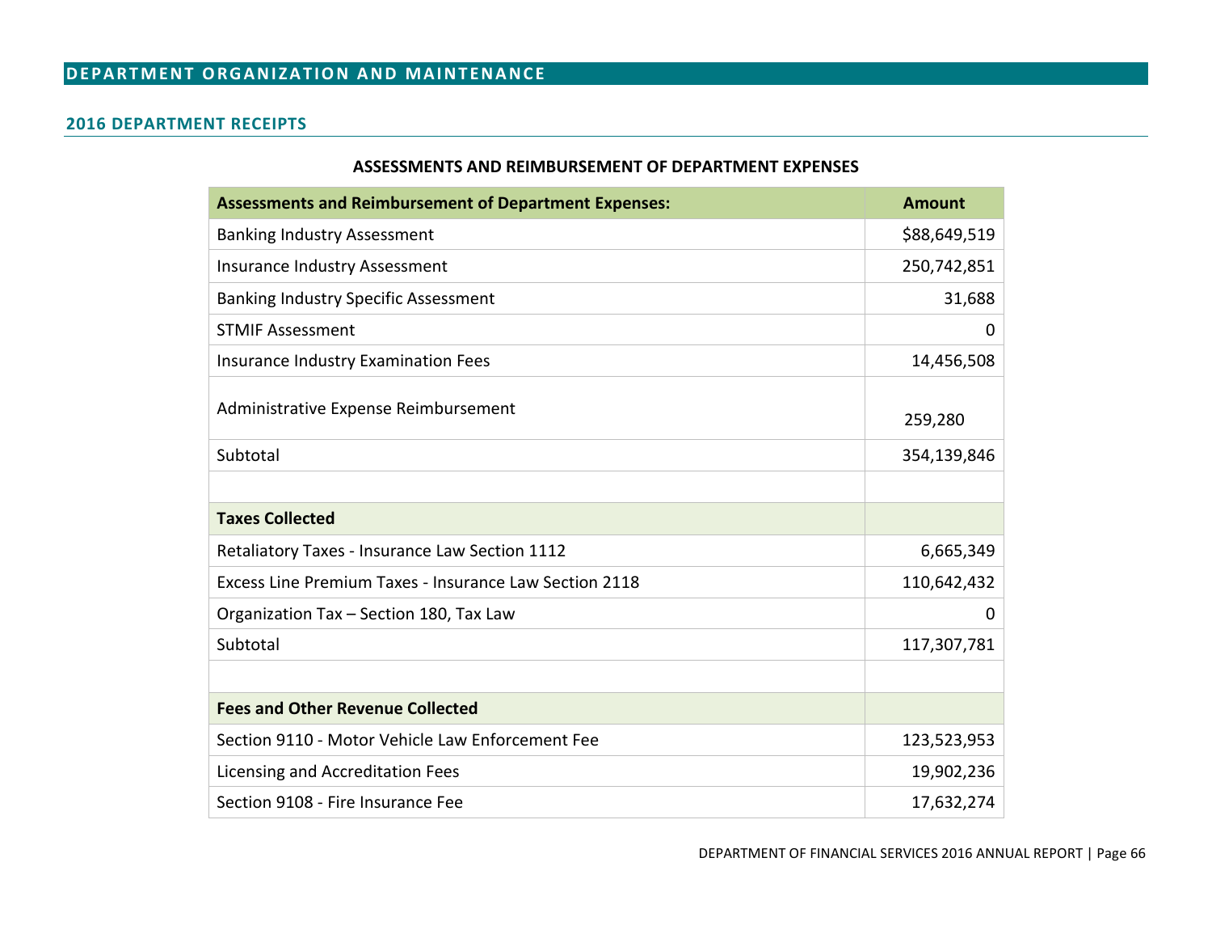# DEPARTMENT ORGANIZATION AND MAINTENANCE

## 2016 DEPARTMENT RECEIPTS

**ASSESSMENTS AND REIMBURSEMENT OF DEPARTMENT EXPENSES**

| Assessments and Reimbursement of Department Expenses: | Amount |
|---|---|
| Banking Industry Assessment | $88,649,519 |
| Insurance Industry Assessment | 250,742,851 |
| Banking Industry Specific Assessment | 31,688 |
| STMIF Assessment | 0 |
| Insurance Industry Examination Fees | 14,456,508 |
| Administrative Expense Reimbursement | 259,280 |
| Subtotal | 354,139,846 |
| | |
| **Taxes Collected** | |
| Retaliatory Taxes - Insurance Law Section 1112 | 6,665,349 |
| Excess Line Premium Taxes - Insurance Law Section 2118 | 110,642,432 |
| Organization Tax – Section 180, Tax Law | 0 |
| Subtotal | 117,307,781 |
| | |
| **Fees and Other Revenue Collected** | |
| Section 9110 - Motor Vehicle Law Enforcement Fee | 123,523,953 |
| Licensing and Accreditation Fees | 19,902,236 |
| Section 9108 - Fire Insurance Fee | 17,632,274 |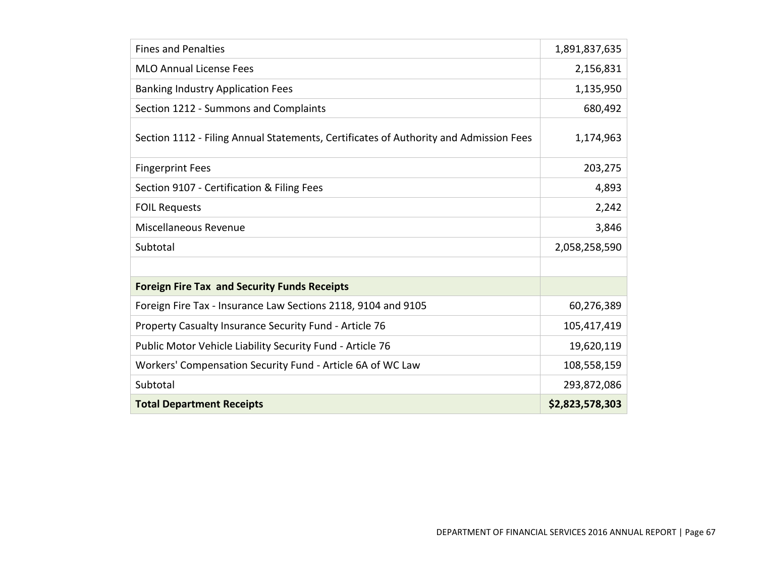| | |
|---|---:|
| Fines and Penalties | 1,891,837,635 |
| MLO Annual License Fees | 2,156,831 |
| Banking Industry Application Fees | 1,135,950 |
| Section 1212 - Summons and Complaints | 680,492 |
| Section 1112 - Filing Annual Statements, Certificates of Authority and Admission Fees | 1,174,963 |
| Fingerprint Fees | 203,275 |
| Section 9107 - Certification & Filing Fees | 4,893 |
| FOIL Requests | 2,242 |
| Miscellaneous Revenue | 3,846 |
| Subtotal | 2,058,258,590 |
| | |
| **Foreign Fire Tax and Security Funds Receipts** | |
| Foreign Fire Tax - Insurance Law Sections 2118, 9104 and 9105 | 60,276,389 |
| Property Casualty Insurance Security Fund - Article 76 | 105,417,419 |
| Public Motor Vehicle Liability Security Fund - Article 76 | 19,620,119 |
| Workers' Compensation Security Fund - Article 6A of WC Law | 108,558,159 |
| Subtotal | 293,872,086 |
| **Total Department Receipts** | **$2,823,578,303** |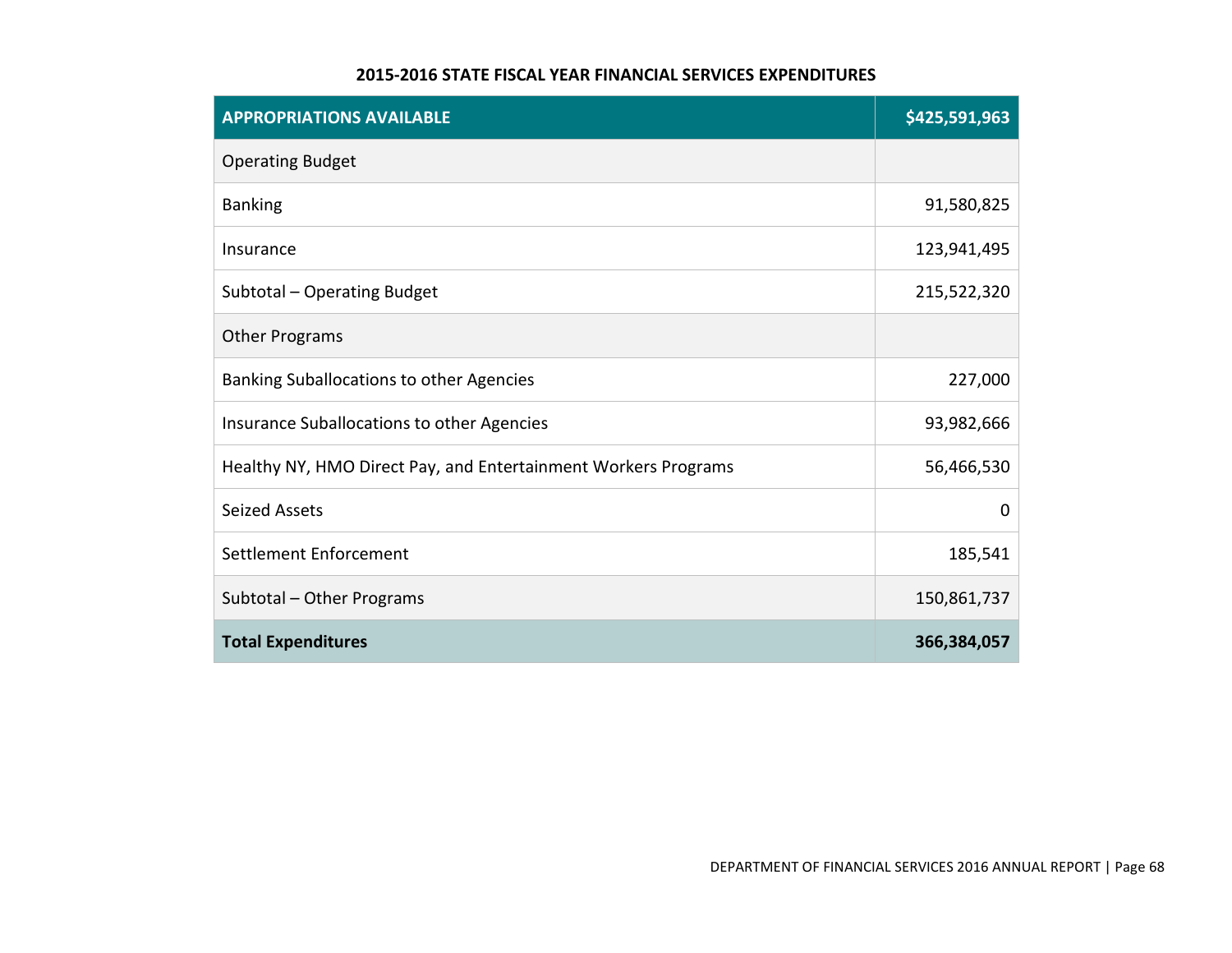**2015-2016 STATE FISCAL YEAR FINANCIAL SERVICES EXPENDITURES**

| APPROPRIATIONS AVAILABLE | $425,591,963 |
|---|---|
| Operating Budget | |
| Banking | 91,580,825 |
| Insurance | 123,941,495 |
| Subtotal – Operating Budget | 215,522,320 |
| Other Programs | |
| Banking Suballocations to other Agencies | 227,000 |
| Insurance Suballocations to other Agencies | 93,982,666 |
| Healthy NY, HMO Direct Pay, and Entertainment Workers Programs | 56,466,530 |
| Seized Assets | 0 |
| Settlement Enforcement | 185,541 |
| Subtotal – Other Programs | 150,861,737 |
| **Total Expenditures** | **366,384,057** |